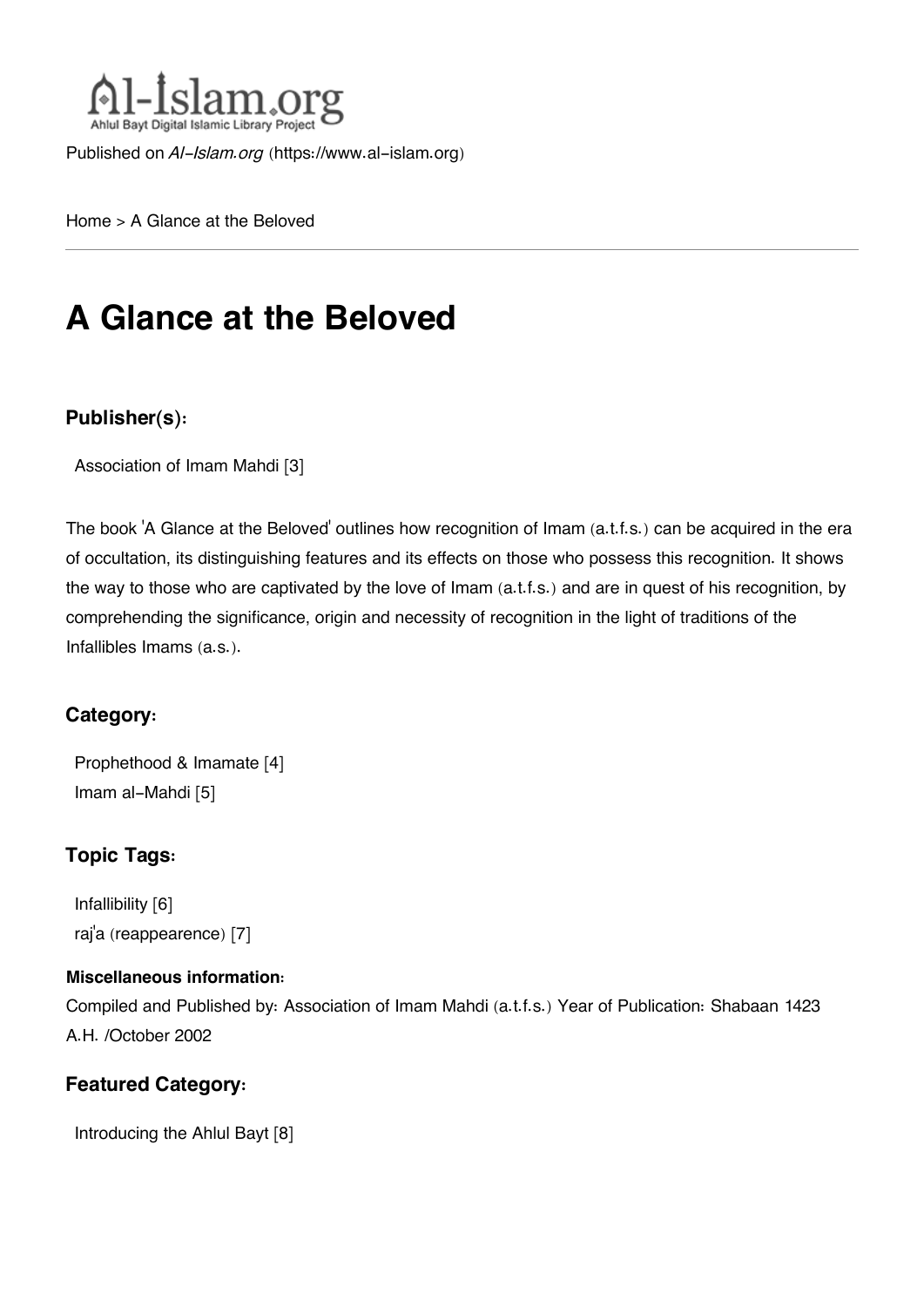Al-Islam.org
Ahlul Bayt Digital Islamic Library Project

Published on *Al-Islam.org* (https://www.al-islam.org)

Home > A Glance at the Beloved

# A Glance at the Beloved

### Publisher(s):

Association of Imam Mahdi [3]

The book 'A Glance at the Beloved' outlines how recognition of Imam (a.t.f.s.) can be acquired in the era of occultation, its distinguishing features and its effects on those who possess this recognition. It shows the way to those who are captivated by the love of Imam (a.t.f.s.) and are in quest of his recognition, by comprehending the significance, origin and necessity of recognition in the light of traditions of the Infallibles Imams (a.s.).

### Category:

Prophethood & Imamate [4]
Imam al-Mahdi [5]

### Topic Tags:

Infallibility [6]
raj'a (reappearence) [7]

#### Miscellaneous information:

Compiled and Published by: Association of Imam Mahdi (a.t.f.s.) Year of Publication: Shabaan 1423 A.H. /October 2002

### Featured Category:

Introducing the Ahlul Bayt [8]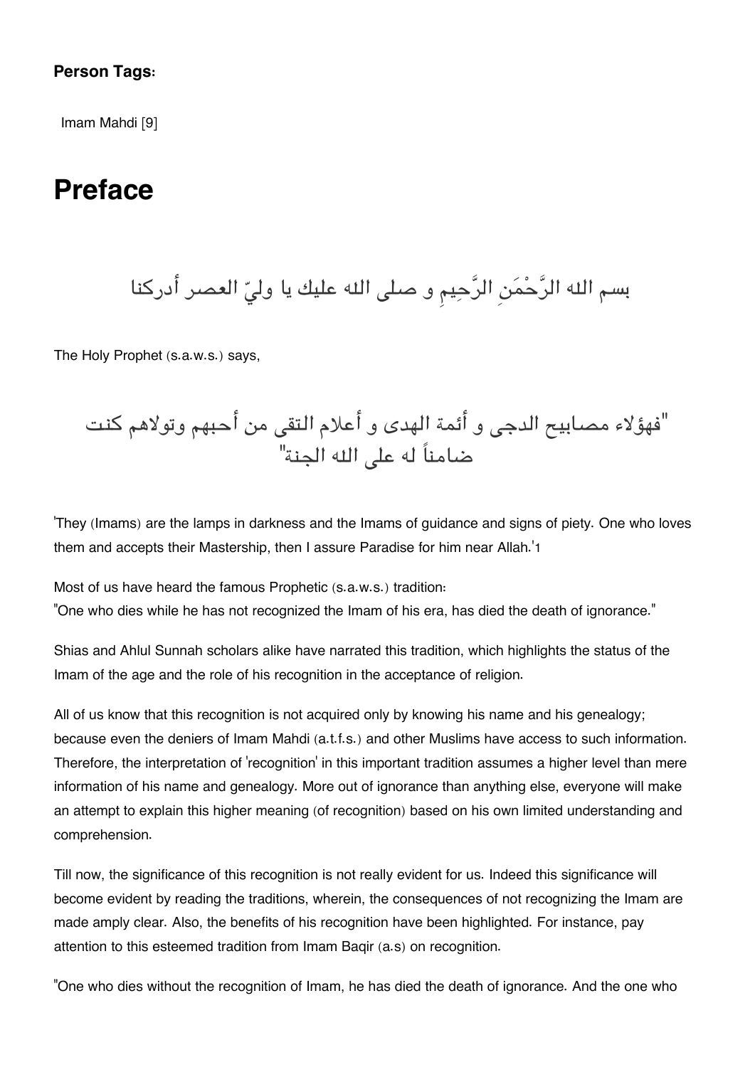**Person Tags:**

Imam Mahdi [9]

# Preface

بسم الله الرَّحْمَنِ الرَّحِيمِ و صلى الله عليك يا وليّ العصر أدركنا

The Holy Prophet (s.a.w.s.) says,

"فهؤلاء مصابيح الدجى و أئمة الهدى و أعلام التقى من أحبهم وتولاهم كنت ضامناً له على الله الجنة"

'They (Imams) are the lamps in darkness and the Imams of guidance and signs of piety. One who loves them and accepts their Mastership, then I assure Paradise for him near Allah.'[1]

Most of us have heard the famous Prophetic (s.a.w.s.) tradition:
"One who dies while he has not recognized the Imam of his era, has died the death of ignorance."

Shias and Ahlul Sunnah scholars alike have narrated this tradition, which highlights the status of the Imam of the age and the role of his recognition in the acceptance of religion.

All of us know that this recognition is not acquired only by knowing his name and his genealogy; because even the deniers of Imam Mahdi (a.t.f.s.) and other Muslims have access to such information. Therefore, the interpretation of 'recognition' in this important tradition assumes a higher level than mere information of his name and genealogy. More out of ignorance than anything else, everyone will make an attempt to explain this higher meaning (of recognition) based on his own limited understanding and comprehension.

Till now, the significance of this recognition is not really evident for us. Indeed this significance will become evident by reading the traditions, wherein, the consequences of not recognizing the Imam are made amply clear. Also, the benefits of his recognition have been highlighted. For instance, pay attention to this esteemed tradition from Imam Baqir (a.s) on recognition.

"One who dies without the recognition of Imam, he has died the death of ignorance. And the one who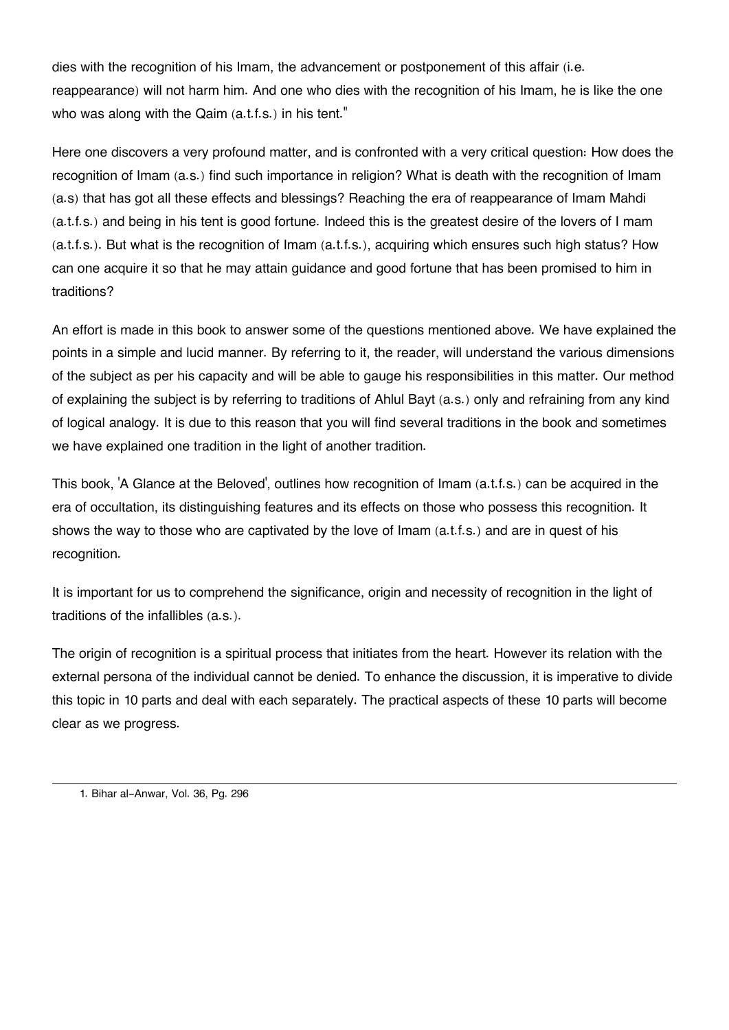dies with the recognition of his Imam, the advancement or postponement of this affair (i.e. reappearance) will not harm him. And one who dies with the recognition of his Imam, he is like the one who was along with the Qaim (a.t.f.s.) in his tent."

Here one discovers a very profound matter, and is confronted with a very critical question: How does the recognition of Imam (a.s.) find such importance in religion? What is death with the recognition of Imam (a.s) that has got all these effects and blessings? Reaching the era of reappearance of Imam Mahdi (a.t.f.s.) and being in his tent is good fortune. Indeed this is the greatest desire of the lovers of I mam (a.t.f.s.). But what is the recognition of Imam (a.t.f.s.), acquiring which ensures such high status? How can one acquire it so that he may attain guidance and good fortune that has been promised to him in traditions?

An effort is made in this book to answer some of the questions mentioned above. We have explained the points in a simple and lucid manner. By referring to it, the reader, will understand the various dimensions of the subject as per his capacity and will be able to gauge his responsibilities in this matter. Our method of explaining the subject is by referring to traditions of Ahlul Bayt (a.s.) only and refraining from any kind of logical analogy. It is due to this reason that you will find several traditions in the book and sometimes we have explained one tradition in the light of another tradition.

This book, 'A Glance at the Beloved', outlines how recognition of Imam (a.t.f.s.) can be acquired in the era of occultation, its distinguishing features and its effects on those who possess this recognition. It shows the way to those who are captivated by the love of Imam (a.t.f.s.) and are in quest of his recognition.

It is important for us to comprehend the significance, origin and necessity of recognition in the light of traditions of the infallibles (a.s.).

The origin of recognition is a spiritual process that initiates from the heart. However its relation with the external persona of the individual cannot be denied. To enhance the discussion, it is imperative to divide this topic in 10 parts and deal with each separately. The practical aspects of these 10 parts will become clear as we progress.

---

1. Bihar al-Anwar, Vol. 36, Pg. 296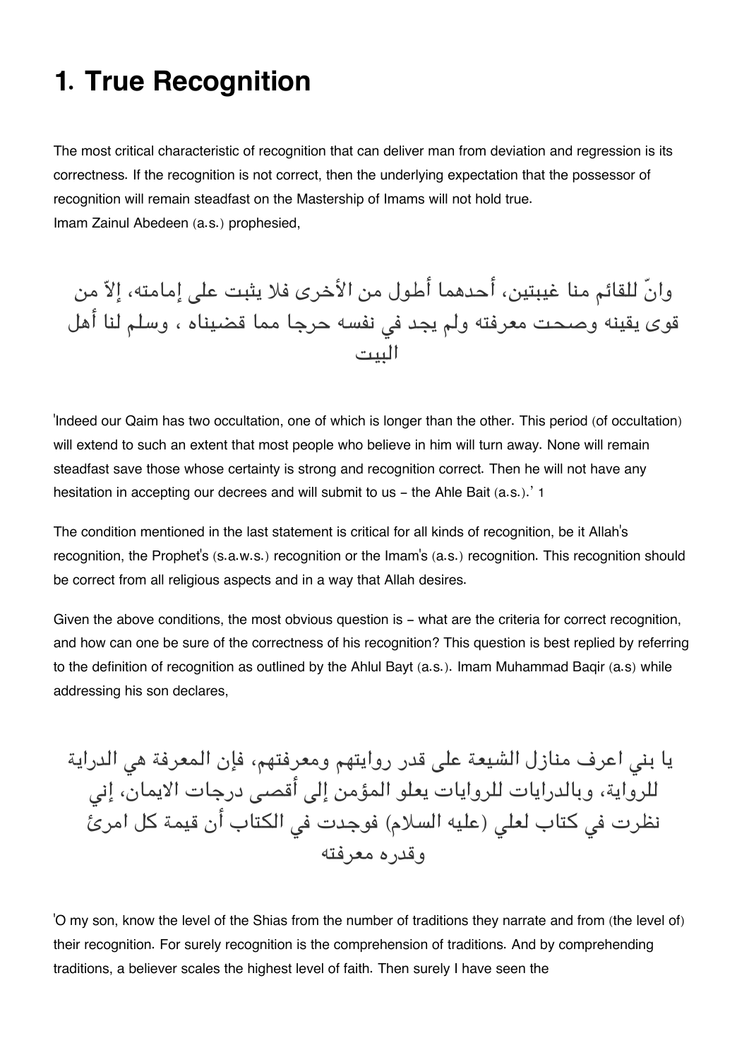# 1. True Recognition

The most critical characteristic of recognition that can deliver man from deviation and regression is its correctness. If the recognition is not correct, then the underlying expectation that the possessor of recognition will remain steadfast on the Mastership of Imams will not hold true.
Imam Zainul Abedeen (a.s.) prophesied,

وانّ للقائم منا غيبتين، أحدهما أطول من الأخرى فلا يثبت على إمامته، إلاّ من قوى يقينه وصحت معرفته ولم يجد في نفسه حرجا مما قضيناه ، وسلم لنا أهل البيت

'Indeed our Qaim has two occultation, one of which is longer than the other. This period (of occultation) will extend to such an extent that most people who believe in him will turn away. None will remain steadfast save those whose certainty is strong and recognition correct. Then he will not have any hesitation in accepting our decrees and will submit to us – the Ahle Bait (a.s.).' 1

The condition mentioned in the last statement is critical for all kinds of recognition, be it Allah's recognition, the Prophet's (s.a.w.s.) recognition or the Imam's (a.s.) recognition. This recognition should be correct from all religious aspects and in a way that Allah desires.

Given the above conditions, the most obvious question is – what are the criteria for correct recognition, and how can one be sure of the correctness of his recognition? This question is best replied by referring to the definition of recognition as outlined by the Ahlul Bayt (a.s.). Imam Muhammad Baqir (a.s) while addressing his son declares,

يا بني اعرف منازل الشيعة على قدر روايتهم ومعرفتهم، فإن المعرفة هي الدراية للرواية، وبالدرايات للروايات يعلو المؤمن إلى أقصى درجات الايمان، إني نظرت في كتاب لعلي (عليه السلام) فوجدت في الكتاب أن قيمة كل امرئ وقدره معرفته

'O my son, know the level of the Shias from the number of traditions they narrate and from (the level of) their recognition. For surely recognition is the comprehension of traditions. And by comprehending traditions, a believer scales the highest level of faith. Then surely I have seen the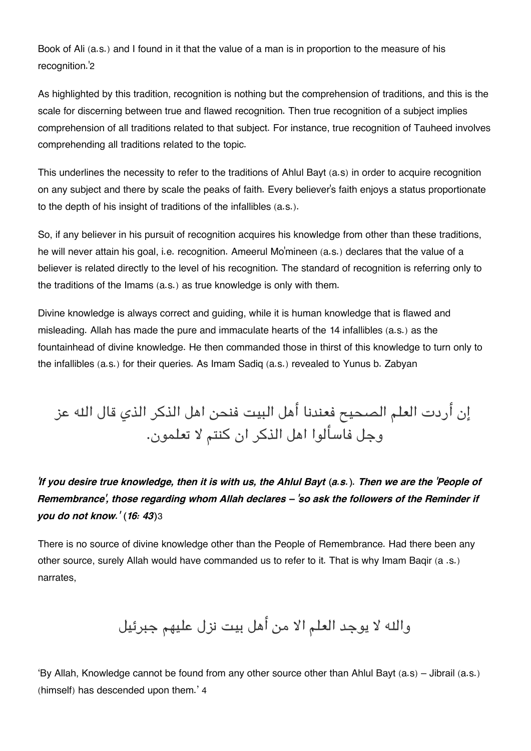Book of Ali (a.s.) and I found in it that the value of a man is in proportion to the measure of his recognition.'[2]

As highlighted by this tradition, recognition is nothing but the comprehension of traditions, and this is the scale for discerning between true and flawed recognition. Then true recognition of a subject implies comprehension of all traditions related to that subject. For instance, true recognition of Tauheed involves comprehending all traditions related to the topic.

This underlines the necessity to refer to the traditions of Ahlul Bayt (a.s) in order to acquire recognition on any subject and there by scale the peaks of faith. Every believer's faith enjoys a status proportionate to the depth of his insight of traditions of the infallibles (a.s.).

So, if any believer in his pursuit of recognition acquires his knowledge from other than these traditions, he will never attain his goal, i.e. recognition. Ameerul Mo'mineen (a.s.) declares that the value of a believer is related directly to the level of his recognition. The standard of recognition is referring only to the traditions of the Imams (a.s.) as true knowledge is only with them.

Divine knowledge is always correct and guiding, while it is human knowledge that is flawed and misleading. Allah has made the pure and immaculate hearts of the 14 infallibles (a.s.) as the fountainhead of divine knowledge. He then commanded those in thirst of this knowledge to turn only to the infallibles (a.s.) for their queries. As Imam Sadiq (a.s.) revealed to Yunus b. Zabyan

إن أردت العلم الصحيح فعندنا أهل البيت فنحن اهل الذكر الذي قال الله عز وجل فاسألوا اهل الذكر ان كنتم لا تعلمون.

***'If you desire true knowledge, then it is with us, the Ahlul Bayt (a.s.). Then we are the 'People of Remembrance', those regarding whom Allah declares – 'so ask the followers of the Reminder if you do not know.' (16: 43)***[3]

There is no source of divine knowledge other than the People of Remembrance. Had there been any other source, surely Allah would have commanded us to refer to it. That is why Imam Baqir (a .s.) narrates,

والله لا يوجد العلم الا من أهل بيت نزل عليهم جبرئيل

'By Allah, Knowledge cannot be found from any other source other than Ahlul Bayt (a.s) – Jibrail (a.s.) (himself) has descended upon them.' [4]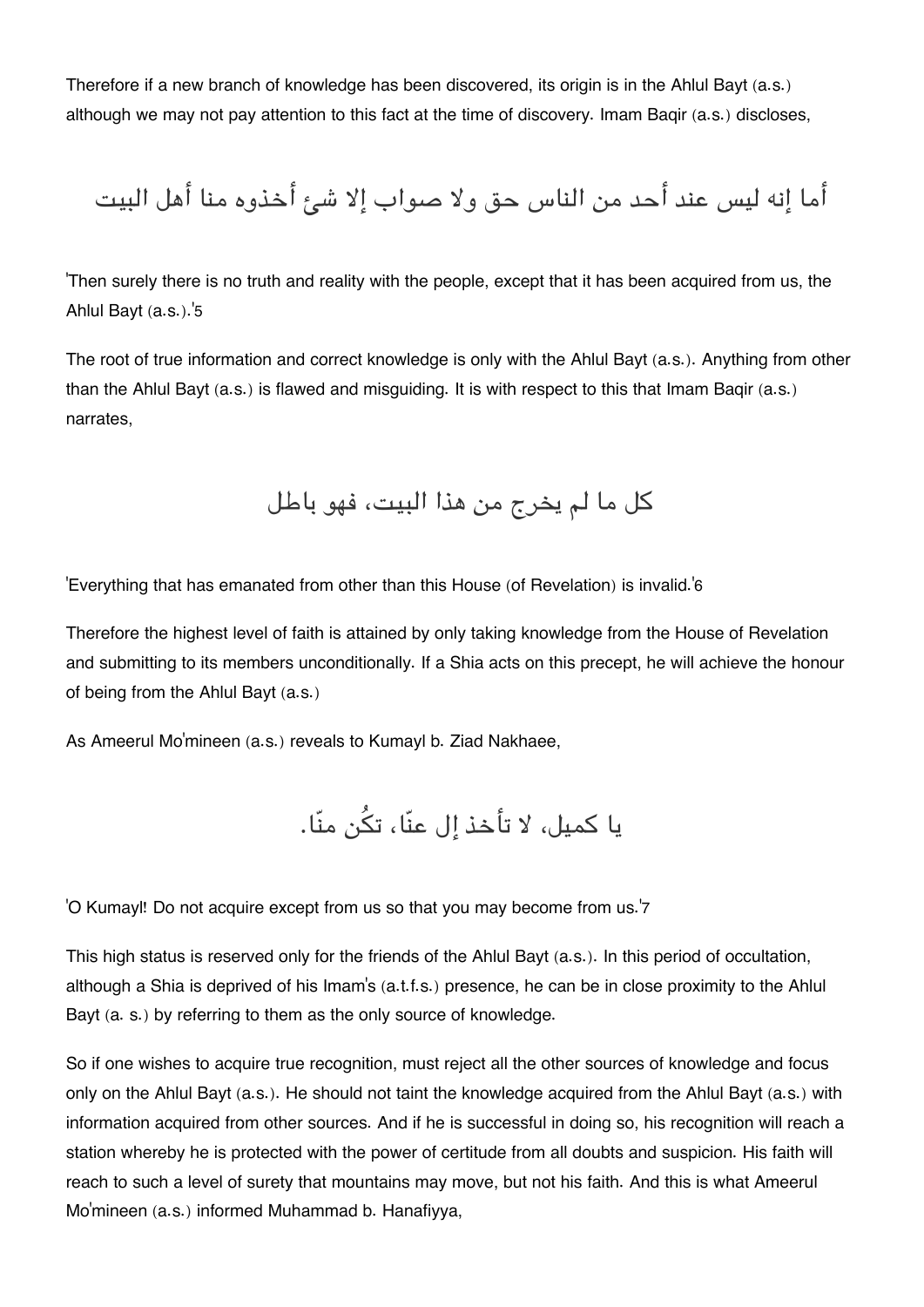Therefore if a new branch of knowledge has been discovered, its origin is in the Ahlul Bayt (a.s.) although we may not pay attention to this fact at the time of discovery. Imam Baqir (a.s.) discloses,

أما إنه ليس عند أحد من الناس حق ولا صواب إلا شئ أخذوه منا أهل البيت

'Then surely there is no truth and reality with the people, except that it has been acquired from us, the Ahlul Bayt (a.s.).'[5]

The root of true information and correct knowledge is only with the Ahlul Bayt (a.s.). Anything from other than the Ahlul Bayt (a.s.) is flawed and misguiding. It is with respect to this that Imam Baqir (a.s.) narrates,

كل ما لم يخرج من هذا البيت، فهو باطل

'Everything that has emanated from other than this House (of Revelation) is invalid.'[6]

Therefore the highest level of faith is attained by only taking knowledge from the House of Revelation and submitting to its members unconditionally. If a Shia acts on this precept, he will achieve the honour of being from the Ahlul Bayt (a.s.)

As Ameerul Mo'mineen (a.s.) reveals to Kumayl b. Ziad Nakhaee,

يا كميل، لا تأخذ إل عنّا، تكُن منّا.

'O Kumayl! Do not acquire except from us so that you may become from us.'[7]

This high status is reserved only for the friends of the Ahlul Bayt (a.s.). In this period of occultation, although a Shia is deprived of his Imam's (a.t.f.s.) presence, he can be in close proximity to the Ahlul Bayt (a. s.) by referring to them as the only source of knowledge.

So if one wishes to acquire true recognition, must reject all the other sources of knowledge and focus only on the Ahlul Bayt (a.s.). He should not taint the knowledge acquired from the Ahlul Bayt (a.s.) with information acquired from other sources. And if he is successful in doing so, his recognition will reach a station whereby he is protected with the power of certitude from all doubts and suspicion. His faith will reach to such a level of surety that mountains may move, but not his faith. And this is what Ameerul Mo'mineen (a.s.) informed Muhammad b. Hanafiyya,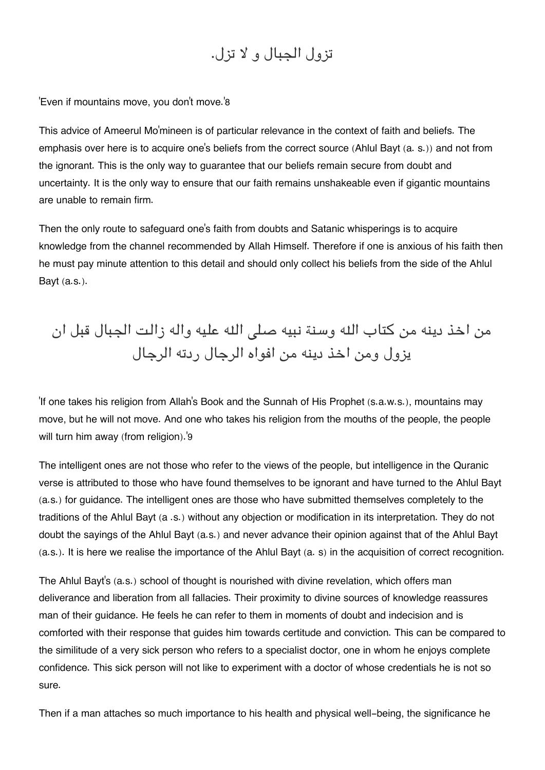تزول الجبال و لا تزل.

'Even if mountains move, you don't move.'8

This advice of Ameerul Mo'mineen is of particular relevance in the context of faith and beliefs. The emphasis over here is to acquire one's beliefs from the correct source (Ahlul Bayt (a. s.)) and not from the ignorant. This is the only way to guarantee that our beliefs remain secure from doubt and uncertainty. It is the only way to ensure that our faith remains unshakeable even if gigantic mountains are unable to remain firm.

Then the only route to safeguard one's faith from doubts and Satanic whisperings is to acquire knowledge from the channel recommended by Allah Himself. Therefore if one is anxious of his faith then he must pay minute attention to this detail and should only collect his beliefs from the side of the Ahlul Bayt (a.s.).

من اخذ دينه من كتاب الله وسنة نبيه صلى الله عليه واله زالت الجبال قبل ان يزول ومن اخذ دينه من افواه الرجال ردته الرجال

'If one takes his religion from Allah's Book and the Sunnah of His Prophet (s.a.w.s.), mountains may move, but he will not move. And one who takes his religion from the mouths of the people, the people will turn him away (from religion).'9

The intelligent ones are not those who refer to the views of the people, but intelligence in the Quranic verse is attributed to those who have found themselves to be ignorant and have turned to the Ahlul Bayt (a.s.) for guidance. The intelligent ones are those who have submitted themselves completely to the traditions of the Ahlul Bayt (a .s.) without any objection or modification in its interpretation. They do not doubt the sayings of the Ahlul Bayt (a.s.) and never advance their opinion against that of the Ahlul Bayt (a.s.). It is here we realise the importance of the Ahlul Bayt (a. s) in the acquisition of correct recognition.

The Ahlul Bayt's (a.s.) school of thought is nourished with divine revelation, which offers man deliverance and liberation from all fallacies. Their proximity to divine sources of knowledge reassures man of their guidance. He feels he can refer to them in moments of doubt and indecision and is comforted with their response that guides him towards certitude and conviction. This can be compared to the similitude of a very sick person who refers to a specialist doctor, one in whom he enjoys complete confidence. This sick person will not like to experiment with a doctor of whose credentials he is not so sure.

Then if a man attaches so much importance to his health and physical well-being, the significance he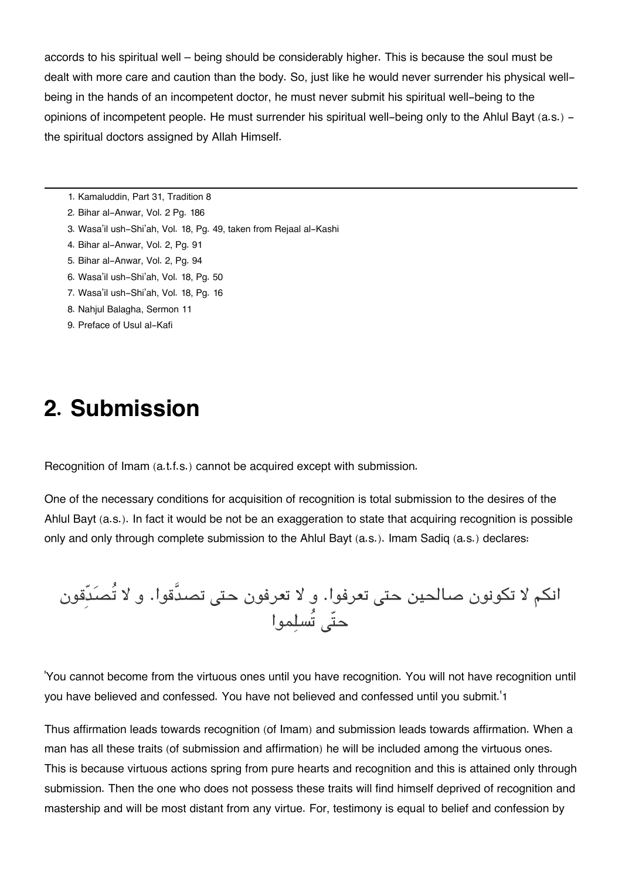accords to his spiritual well – being should be considerably higher. This is because the soul must be dealt with more care and caution than the body. So, just like he would never surrender his physical well-being in the hands of an incompetent doctor, he must never submit his spiritual well-being to the opinions of incompetent people. He must surrender his spiritual well-being only to the Ahlul Bayt (a.s.) - the spiritual doctors assigned by Allah Himself.

---

1. Kamaluddin, Part 31, Tradition 8
2. Bihar al-Anwar, Vol. 2 Pg. 186
3. Wasa'il ush-Shi'ah, Vol. 18, Pg. 49, taken from Rejaal al-Kashi
4. Bihar al-Anwar, Vol. 2, Pg. 91
5. Bihar al-Anwar, Vol. 2, Pg. 94
6. Wasa'il ush-Shi'ah, Vol. 18, Pg. 50
7. Wasa'il ush-Shi'ah, Vol. 18, Pg. 16
8. Nahjul Balagha, Sermon 11
9. Preface of Usul al-Kafi

# 2. Submission

Recognition of Imam (a.t.f.s.) cannot be acquired except with submission.

One of the necessary conditions for acquisition of recognition is total submission to the desires of the Ahlul Bayt (a.s.). In fact it would be not be an exaggeration to state that acquiring recognition is possible only and only through complete submission to the Ahlul Bayt (a.s.). Imam Sadiq (a.s.) declares:

انكم لا تكونون صالحين حتى تعرفوا. و لا تعرفون حتى تصدَّقوا. و لا تُصَدِّقون حتّى تُسلِموا

'You cannot become from the virtuous ones until you have recognition. You will not have recognition until you have believed and confessed. You have not believed and confessed until you submit.'1

Thus affirmation leads towards recognition (of Imam) and submission leads towards affirmation. When a man has all these traits (of submission and affirmation) he will be included among the virtuous ones. This is because virtuous actions spring from pure hearts and recognition and this is attained only through submission. Then the one who does not possess these traits will find himself deprived of recognition and mastership and will be most distant from any virtue. For, testimony is equal to belief and confession by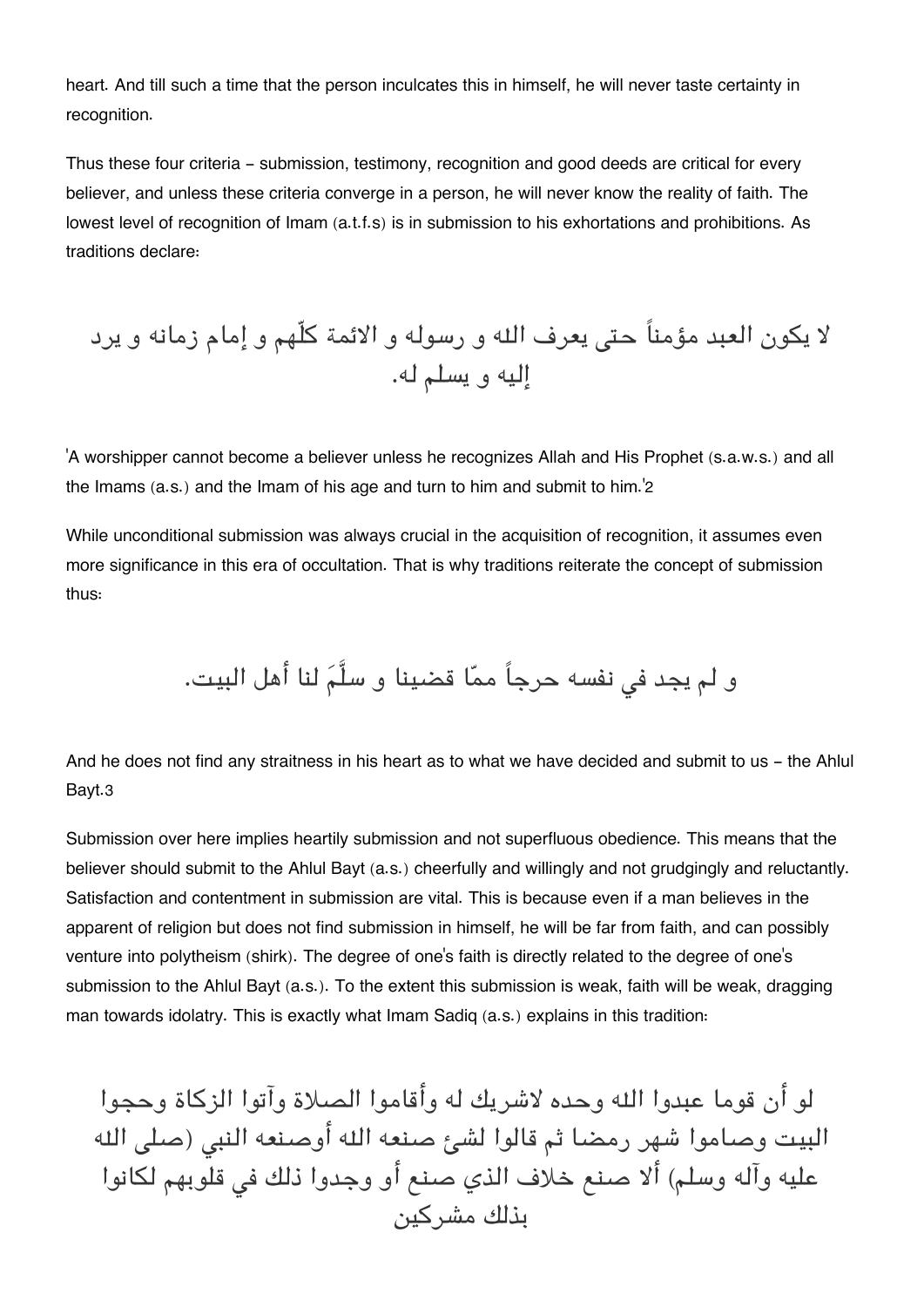heart. And till such a time that the person inculcates this in himself, he will never taste certainty in recognition.

Thus these four criteria – submission, testimony, recognition and good deeds are critical for every believer, and unless these criteria converge in a person, he will never know the reality of faith. The lowest level of recognition of Imam (a.t.f.s) is in submission to his exhortations and prohibitions. As traditions declare:

لا يكون العبد مؤمناً حتى يعرف الله و رسوله و الائمة كلّهم و إمام زمانه و يرد إليه و يسلم له.

'A worshipper cannot become a believer unless he recognizes Allah and His Prophet (s.a.w.s.) and all the Imams (a.s.) and the Imam of his age and turn to him and submit to him.'2

While unconditional submission was always crucial in the acquisition of recognition, it assumes even more significance in this era of occultation. That is why traditions reiterate the concept of submission thus:

و لم يجد في نفسه حرجاً ممّا قضينا و سلَّمَ لنا أهل البيت.

And he does not find any straitness in his heart as to what we have decided and submit to us – the Ahlul Bayt.3

Submission over here implies heartily submission and not superfluous obedience. This means that the believer should submit to the Ahlul Bayt (a.s.) cheerfully and willingly and not grudgingly and reluctantly. Satisfaction and contentment in submission are vital. This is because even if a man believes in the apparent of religion but does not find submission in himself, he will be far from faith, and can possibly venture into polytheism (shirk). The degree of one's faith is directly related to the degree of one's submission to the Ahlul Bayt (a.s.). To the extent this submission is weak, faith will be weak, dragging man towards idolatry. This is exactly what Imam Sadiq (a.s.) explains in this tradition:

لو أن قوما عبدوا الله وحده لاشريك له وأقاموا الصلاة وآتوا الزكاة وحجوا البيت وصاموا شهر رمضا ثم قالوا لشئ صنعه الله أوصنعه النبي (صلى الله عليه وآله وسلم) ألا صنع خلاف الذي صنع أو وجدوا ذلك في قلوبهم لكانوا بذلك مشركين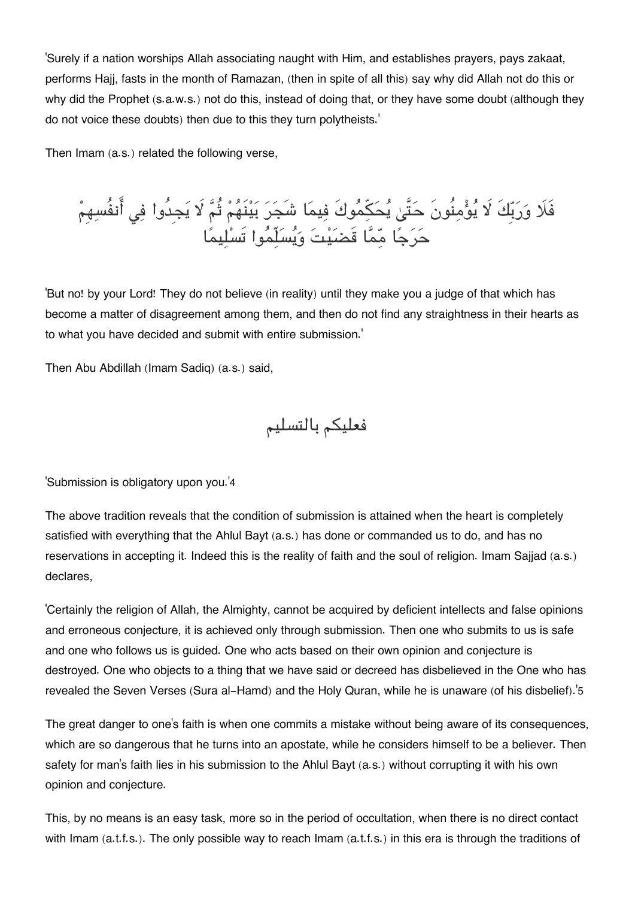'Surely if a nation worships Allah associating naught with Him, and establishes prayers, pays zakaat, performs Hajj, fasts in the month of Ramazan, (then in spite of all this) say why did Allah not do this or why did the Prophet (s.a.w.s.) not do this, instead of doing that, or they have some doubt (although they do not voice these doubts) then due to this they turn polytheists.'

Then Imam (a.s.) related the following verse,

فَلَا وَرَبِّكَ لَا يُؤْمِنُونَ حَتَّىٰ يُحَكِّمُوكَ فِيمَا شَجَرَ بَيْنَهُمْ ثُمَّ لَا يَجِدُوا فِي أَنفُسِهِمْ حَرَجًا مِّمَّا قَضَيْتَ وَيُسَلِّمُوا تَسْلِيمًا

'But no! by your Lord! They do not believe (in reality) until they make you a judge of that which has become a matter of disagreement among them, and then do not find any straightness in their hearts as to what you have decided and submit with entire submission.'

Then Abu Abdillah (Imam Sadiq) (a.s.) said,

فعليكم بالتسليم

'Submission is obligatory upon you.'[4]

The above tradition reveals that the condition of submission is attained when the heart is completely satisfied with everything that the Ahlul Bayt (a.s.) has done or commanded us to do, and has no reservations in accepting it. Indeed this is the reality of faith and the soul of religion. Imam Sajjad (a.s.) declares,

'Certainly the religion of Allah, the Almighty, cannot be acquired by deficient intellects and false opinions and erroneous conjecture, it is achieved only through submission. Then one who submits to us is safe and one who follows us is guided. One who acts based on their own opinion and conjecture is destroyed. One who objects to a thing that we have said or decreed has disbelieved in the One who has revealed the Seven Verses (Sura al-Hamd) and the Holy Quran, while he is unaware (of his disbelief).'[5]

The great danger to one's faith is when one commits a mistake without being aware of its consequences, which are so dangerous that he turns into an apostate, while he considers himself to be a believer. Then safety for man's faith lies in his submission to the Ahlul Bayt (a.s.) without corrupting it with his own opinion and conjecture.

This, by no means is an easy task, more so in the period of occultation, when there is no direct contact with Imam (a.t.f.s.). The only possible way to reach Imam (a.t.f.s.) in this era is through the traditions of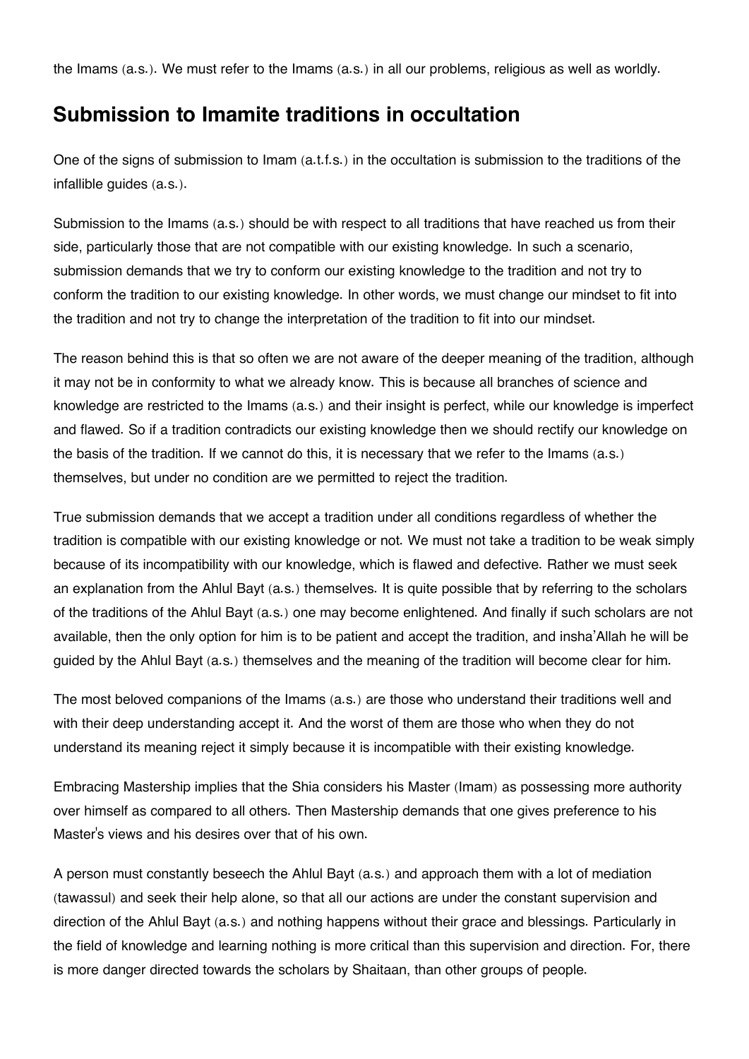the Imams (a.s.). We must refer to the Imams (a.s.) in all our problems, religious as well as worldly.

## Submission to Imamite traditions in occultation

One of the signs of submission to Imam (a.t.f.s.) in the occultation is submission to the traditions of the infallible guides (a.s.).

Submission to the Imams (a.s.) should be with respect to all traditions that have reached us from their side, particularly those that are not compatible with our existing knowledge. In such a scenario, submission demands that we try to conform our existing knowledge to the tradition and not try to conform the tradition to our existing knowledge. In other words, we must change our mindset to fit into the tradition and not try to change the interpretation of the tradition to fit into our mindset.

The reason behind this is that so often we are not aware of the deeper meaning of the tradition, although it may not be in conformity to what we already know. This is because all branches of science and knowledge are restricted to the Imams (a.s.) and their insight is perfect, while our knowledge is imperfect and flawed. So if a tradition contradicts our existing knowledge then we should rectify our knowledge on the basis of the tradition. If we cannot do this, it is necessary that we refer to the Imams (a.s.) themselves, but under no condition are we permitted to reject the tradition.

True submission demands that we accept a tradition under all conditions regardless of whether the tradition is compatible with our existing knowledge or not. We must not take a tradition to be weak simply because of its incompatibility with our knowledge, which is flawed and defective. Rather we must seek an explanation from the Ahlul Bayt (a.s.) themselves. It is quite possible that by referring to the scholars of the traditions of the Ahlul Bayt (a.s.) one may become enlightened. And finally if such scholars are not available, then the only option for him is to be patient and accept the tradition, and insha'Allah he will be guided by the Ahlul Bayt (a.s.) themselves and the meaning of the tradition will become clear for him.

The most beloved companions of the Imams (a.s.) are those who understand their traditions well and with their deep understanding accept it. And the worst of them are those who when they do not understand its meaning reject it simply because it is incompatible with their existing knowledge.

Embracing Mastership implies that the Shia considers his Master (Imam) as possessing more authority over himself as compared to all others. Then Mastership demands that one gives preference to his Master's views and his desires over that of his own.

A person must constantly beseech the Ahlul Bayt (a.s.) and approach them with a lot of mediation (tawassul) and seek their help alone, so that all our actions are under the constant supervision and direction of the Ahlul Bayt (a.s.) and nothing happens without their grace and blessings. Particularly in the field of knowledge and learning nothing is more critical than this supervision and direction. For, there is more danger directed towards the scholars by Shaitaan, than other groups of people.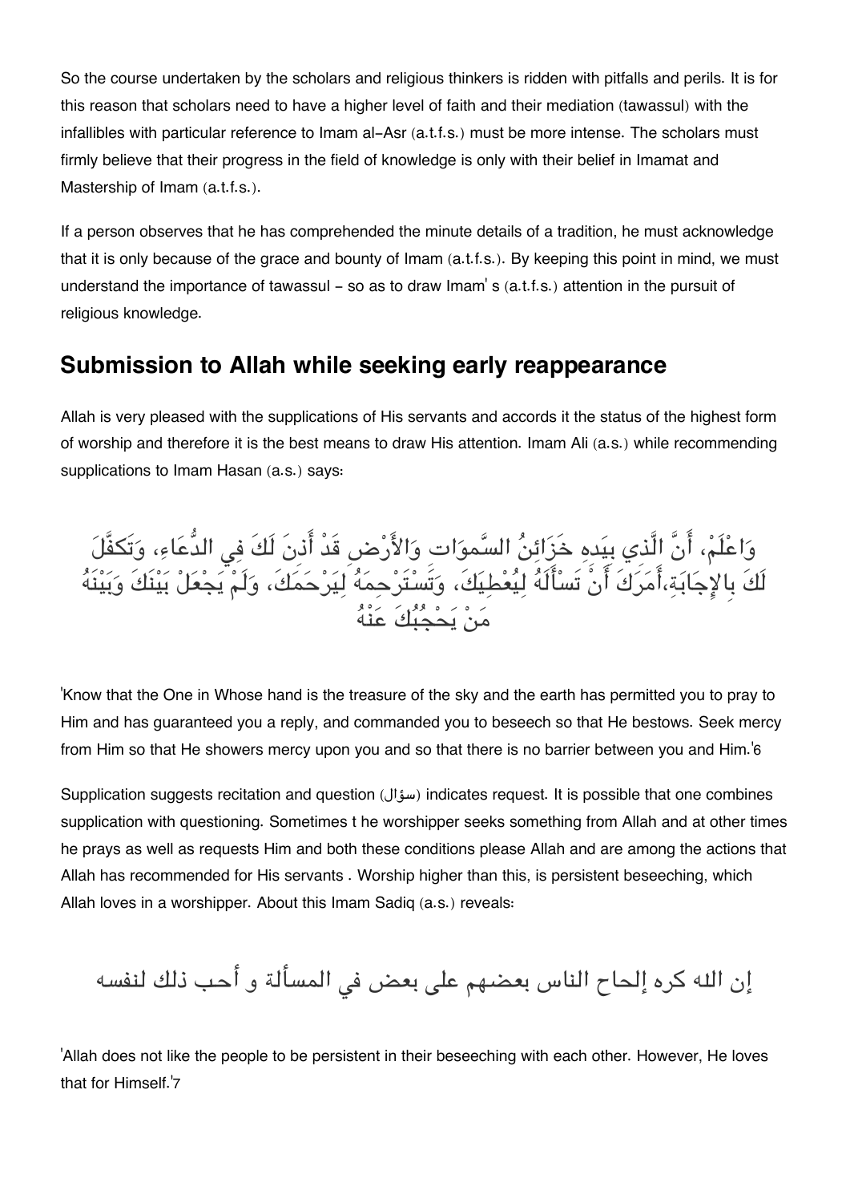So the course undertaken by the scholars and religious thinkers is ridden with pitfalls and perils. It is for this reason that scholars need to have a higher level of faith and their mediation (tawassul) with the infallibles with particular reference to Imam al-Asr (a.t.f.s.) must be more intense. The scholars must firmly believe that their progress in the field of knowledge is only with their belief in Imamat and Mastership of Imam (a.t.f.s.).

If a person observes that he has comprehended the minute details of a tradition, he must acknowledge that it is only because of the grace and bounty of Imam (a.t.f.s.). By keeping this point in mind, we must understand the importance of tawassul - so as to draw Imam' s (a.t.f.s.) attention in the pursuit of religious knowledge.

## Submission to Allah while seeking early reappearance

Allah is very pleased with the supplications of His servants and accords it the status of the highest form of worship and therefore it is the best means to draw His attention. Imam Ali (a.s.) while recommending supplications to Imam Hasan (a.s.) says:

وَاعْلَمْ، أَنَّ الَّذِي بِيَدِهِ خَزَائِنُ السَّموَاتِ وَالأَرْضِ قَدْ أَذِنَ لَكَ فِي الدُّعَاءِ، وَتَكَفَّلَ لَكَ بِالإِجَابَةِ،أَمَرَكَ أَنْ تَسْأَلَهُ لِيُعْطِيَكَ، وَتَسْتَرْحِمَهُ لِيَرْحَمَكَ، وَلَمْ يَجْعَلْ بَيْنَكَ وَبَيْنَهُ مَنْ يَحْجُبُكَ عَنْهُ

'Know that the One in Whose hand is the treasure of the sky and the earth has permitted you to pray to Him and has guaranteed you a reply, and commanded you to beseech so that He bestows. Seek mercy from Him so that He showers mercy upon you and so that there is no barrier between you and Him.'6

Supplication suggests recitation and question (سؤال) indicates request. It is possible that one combines supplication with questioning. Sometimes t he worshipper seeks something from Allah and at other times he prays as well as requests Him and both these conditions please Allah and are among the actions that Allah has recommended for His servants . Worship higher than this, is persistent beseeching, which Allah loves in a worshipper. About this Imam Sadiq (a.s.) reveals:

إن الله كره إلحاح الناس بعضهم على بعض في المسألة و أحب ذلك لنفسه

'Allah does not like the people to be persistent in their beseeching with each other. However, He loves that for Himself.'7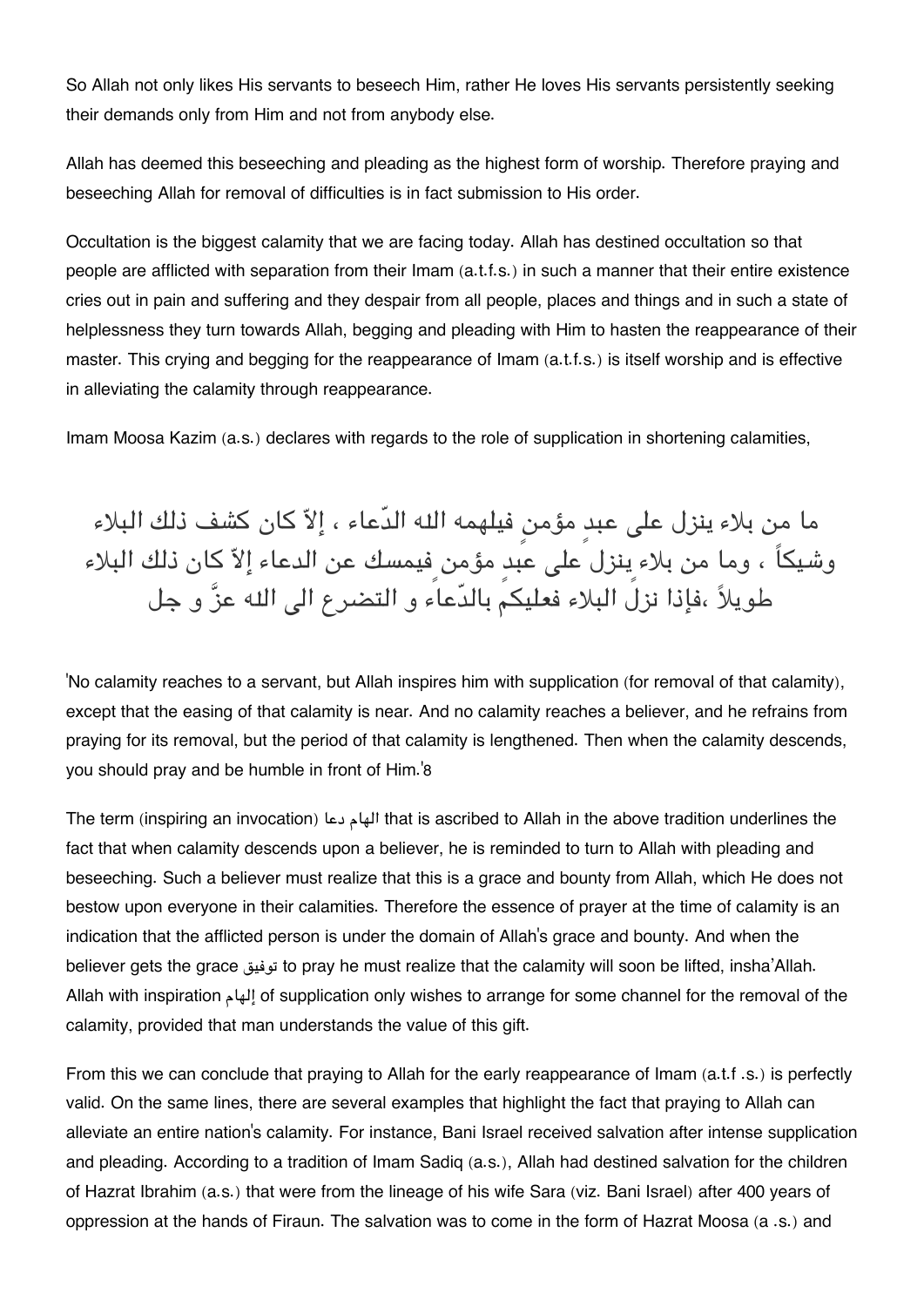So Allah not only likes His servants to beseech Him, rather He loves His servants persistently seeking their demands only from Him and not from anybody else.

Allah has deemed this beseeching and pleading as the highest form of worship. Therefore praying and beseeching Allah for removal of difficulties is in fact submission to His order.

Occultation is the biggest calamity that we are facing today. Allah has destined occultation so that people are afflicted with separation from their Imam (a.t.f.s.) in such a manner that their entire existence cries out in pain and suffering and they despair from all people, places and things and in such a state of helplessness they turn towards Allah, begging and pleading with Him to hasten the reappearance of their master. This crying and begging for the reappearance of Imam (a.t.f.s.) is itself worship and is effective in alleviating the calamity through reappearance.

Imam Moosa Kazim (a.s.) declares with regards to the role of supplication in shortening calamities,

ما من بلاء ينزل على عبدٍ مؤمنٍ فيلهمه الله الدّعاء ، إلاّ كان كشف ذلك البلاء وشيكاً ، وما من بلاءٍ ينزل على عبدٍ مؤمنٍ فيمسك عن الدعاء إلاّ كان ذلك البلاء طويلاً ،فإذا نزل البلاء فعليكم بالدّعاء و التضرع الى الله عزَّ و جل

'No calamity reaches to a servant, but Allah inspires him with supplication (for removal of that calamity), except that the easing of that calamity is near. And no calamity reaches a believer, and he refrains from praying for its removal, but the period of that calamity is lengthened. Then when the calamity descends, you should pray and be humble in front of Him.'8

The term (inspiring an invocation) الهام دعا that is ascribed to Allah in the above tradition underlines the fact that when calamity descends upon a believer, he is reminded to turn to Allah with pleading and beseeching. Such a believer must realize that this is a grace and bounty from Allah, which He does not bestow upon everyone in their calamities. Therefore the essence of prayer at the time of calamity is an indication that the afflicted person is under the domain of Allah's grace and bounty. And when the believer gets the grace توفيق to pray he must realize that the calamity will soon be lifted, insha'Allah. Allah with inspiration إلهام of supplication only wishes to arrange for some channel for the removal of the calamity, provided that man understands the value of this gift.

From this we can conclude that praying to Allah for the early reappearance of Imam (a.t.f .s.) is perfectly valid. On the same lines, there are several examples that highlight the fact that praying to Allah can alleviate an entire nation's calamity. For instance, Bani Israel received salvation after intense supplication and pleading. According to a tradition of Imam Sadiq (a.s.), Allah had destined salvation for the children of Hazrat Ibrahim (a.s.) that were from the lineage of his wife Sara (viz. Bani Israel) after 400 years of oppression at the hands of Firaun. The salvation was to come in the form of Hazrat Moosa (a .s.) and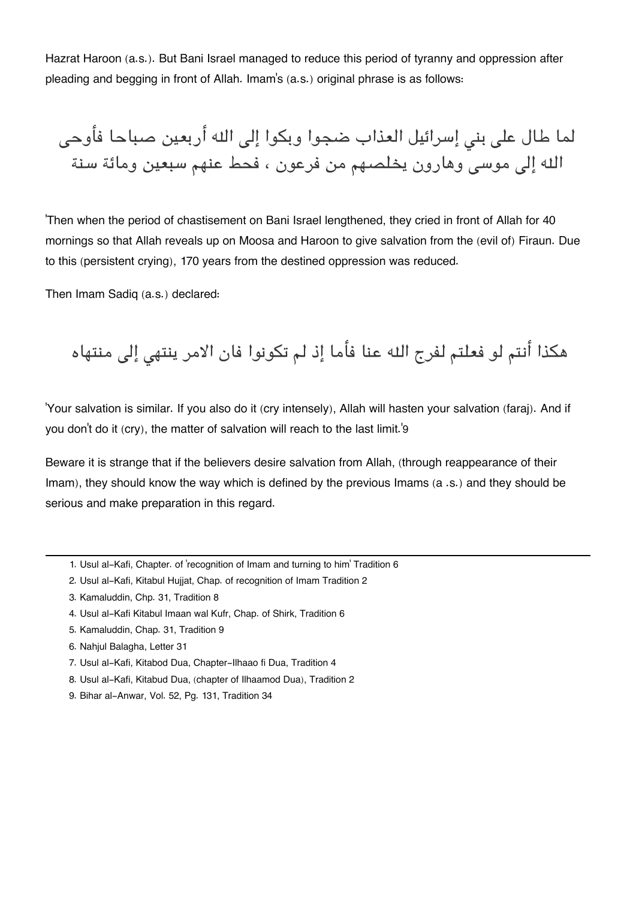Hazrat Haroon (a.s.). But Bani Israel managed to reduce this period of tyranny and oppression after pleading and begging in front of Allah. Imam's (a.s.) original phrase is as follows:

لما طال على بني إسرائيل العذاب ضجوا وبكوا إلى الله أربعين صباحا فأوحى الله إلى موسى وهارون يخلصهم من فرعون ، فحط عنهم سبعين ومائة سنة

'Then when the period of chastisement on Bani Israel lengthened, they cried in front of Allah for 40 mornings so that Allah reveals up on Moosa and Haroon to give salvation from the (evil of) Firaun. Due to this (persistent crying), 170 years from the destined oppression was reduced.

Then Imam Sadiq (a.s.) declared:

هكذا أنتم لو فعلتم لفرج الله عنا فأما إذ لم تكونوا فان الامر ينتهي إلى منتهاه

'Your salvation is similar. If you also do it (cry intensely), Allah will hasten your salvation (faraj). And if you don't do it (cry), the matter of salvation will reach to the last limit.'[9]

Beware it is strange that if the believers desire salvation from Allah, (through reappearance of their Imam), they should know the way which is defined by the previous Imams (a .s.) and they should be serious and make preparation in this regard.

---

1. Usul al-Kafi, Chapter. of 'recognition of Imam and turning to him' Tradition 6
2. Usul al-Kafi, Kitabul Hujjat, Chap. of recognition of Imam Tradition 2
3. Kamaluddin, Chp. 31, Tradition 8
4. Usul al-Kafi Kitabul Imaan wal Kufr, Chap. of Shirk, Tradition 6
5. Kamaluddin, Chap. 31, Tradition 9
6. Nahjul Balagha, Letter 31
7. Usul al-Kafi, Kitabod Dua, Chapter-Ilhaao fi Dua, Tradition 4
8. Usul al-Kafi, Kitabud Dua, (chapter of Ilhaamod Dua), Tradition 2
9. Bihar al-Anwar, Vol. 52, Pg. 131, Tradition 34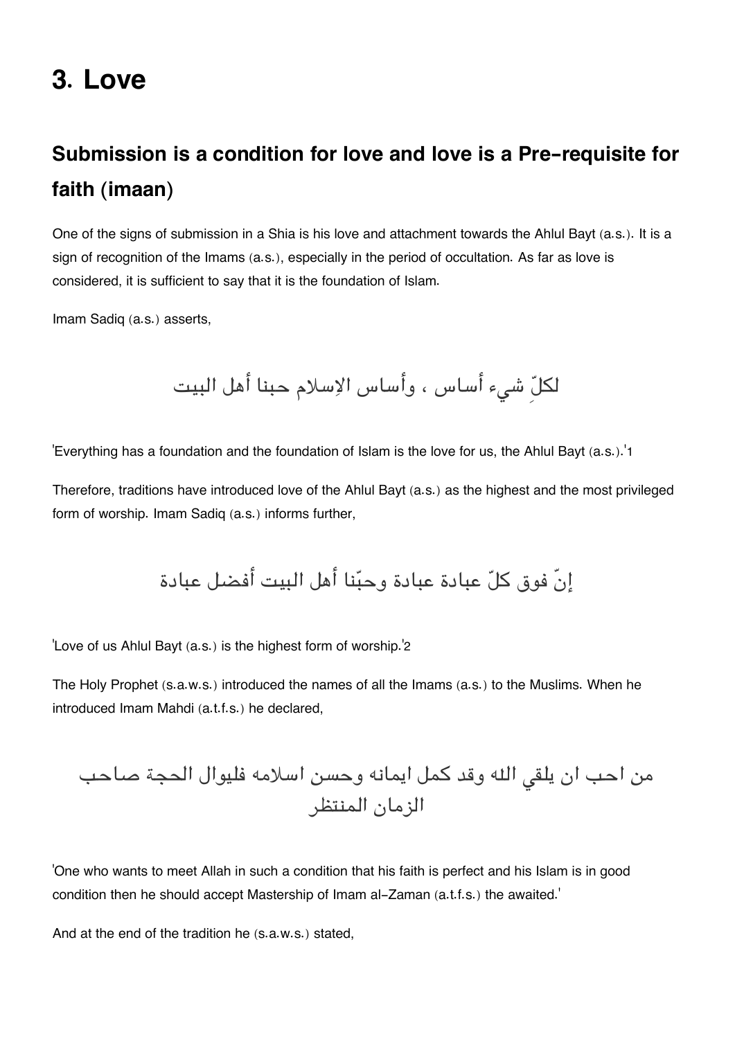# 3. Love

## Submission is a condition for love and love is a Pre-requisite for faith (imaan)

One of the signs of submission in a Shia is his love and attachment towards the Ahlul Bayt (a.s.). It is a sign of recognition of the Imams (a.s.), especially in the period of occultation. As far as love is considered, it is sufficient to say that it is the foundation of Islam.

Imam Sadiq (a.s.) asserts,

لكلِّ شيء أساس ، وأساس الإسلام حبنا أهل البيت

'Everything has a foundation and the foundation of Islam is the love for us, the Ahlul Bayt (a.s.).'[1]

Therefore, traditions have introduced love of the Ahlul Bayt (a.s.) as the highest and the most privileged form of worship. Imam Sadiq (a.s.) informs further,

إنّ فوق كلّ عبادة عبادة وحبّنا أهل البيت أفضل عبادة

'Love of us Ahlul Bayt (a.s.) is the highest form of worship.'[2]

The Holy Prophet (s.a.w.s.) introduced the names of all the Imams (a.s.) to the Muslims. When he introduced Imam Mahdi (a.t.f.s.) he declared,

من احب ان يلقي الله وقد كمل ايمانه وحسن اسلامه فليوال الحجة صاحب الزمان المنتظر

'One who wants to meet Allah in such a condition that his faith is perfect and his Islam is in good condition then he should accept Mastership of Imam al-Zaman (a.t.f.s.) the awaited.'

And at the end of the tradition he (s.a.w.s.) stated,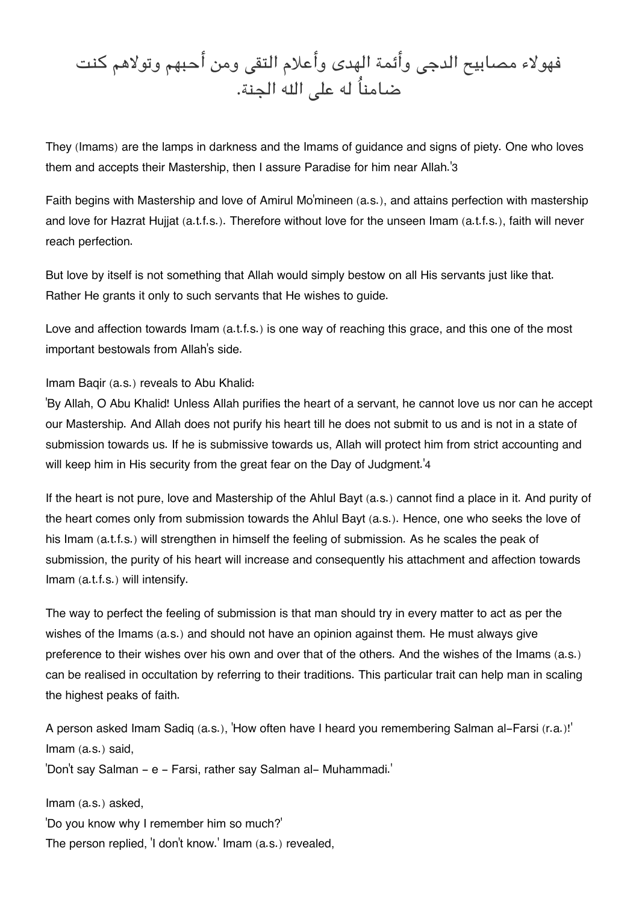فهولاء مصابيح الدجى وأئمة الهدى وأعلام التقى ومن أحبهم وتولاهم كنت ضامناً له على الله الجنة.

They (Imams) are the lamps in darkness and the Imams of guidance and signs of piety. One who loves them and accepts their Mastership, then I assure Paradise for him near Allah.'[3]

Faith begins with Mastership and love of Amirul Mo'mineen (a.s.), and attains perfection with mastership and love for Hazrat Hujjat (a.t.f.s.). Therefore without love for the unseen Imam (a.t.f.s.), faith will never reach perfection.

But love by itself is not something that Allah would simply bestow on all His servants just like that. Rather He grants it only to such servants that He wishes to guide.

Love and affection towards Imam (a.t.f.s.) is one way of reaching this grace, and this one of the most important bestowals from Allah's side.

Imam Baqir (a.s.) reveals to Abu Khalid:
'By Allah, O Abu Khalid! Unless Allah purifies the heart of a servant, he cannot love us nor can he accept our Mastership. And Allah does not purify his heart till he does not submit to us and is not in a state of submission towards us. If he is submissive towards us, Allah will protect him from strict accounting and will keep him in His security from the great fear on the Day of Judgment.'[4]

If the heart is not pure, love and Mastership of the Ahlul Bayt (a.s.) cannot find a place in it. And purity of the heart comes only from submission towards the Ahlul Bayt (a.s.). Hence, one who seeks the love of his Imam (a.t.f.s.) will strengthen in himself the feeling of submission. As he scales the peak of submission, the purity of his heart will increase and consequently his attachment and affection towards Imam (a.t.f.s.) will intensify.

The way to perfect the feeling of submission is that man should try in every matter to act as per the wishes of the Imams (a.s.) and should not have an opinion against them. He must always give preference to their wishes over his own and over that of the others. And the wishes of the Imams (a.s.) can be realised in occultation by referring to their traditions. This particular trait can help man in scaling the highest peaks of faith.

A person asked Imam Sadiq (a.s.), 'How often have I heard you remembering Salman al-Farsi (r.a.)!' Imam (a.s.) said,
'Don't say Salman - e - Farsi, rather say Salman al- Muhammadi.'

Imam (a.s.) asked,
'Do you know why I remember him so much?'
The person replied, 'I don't know.' Imam (a.s.) revealed,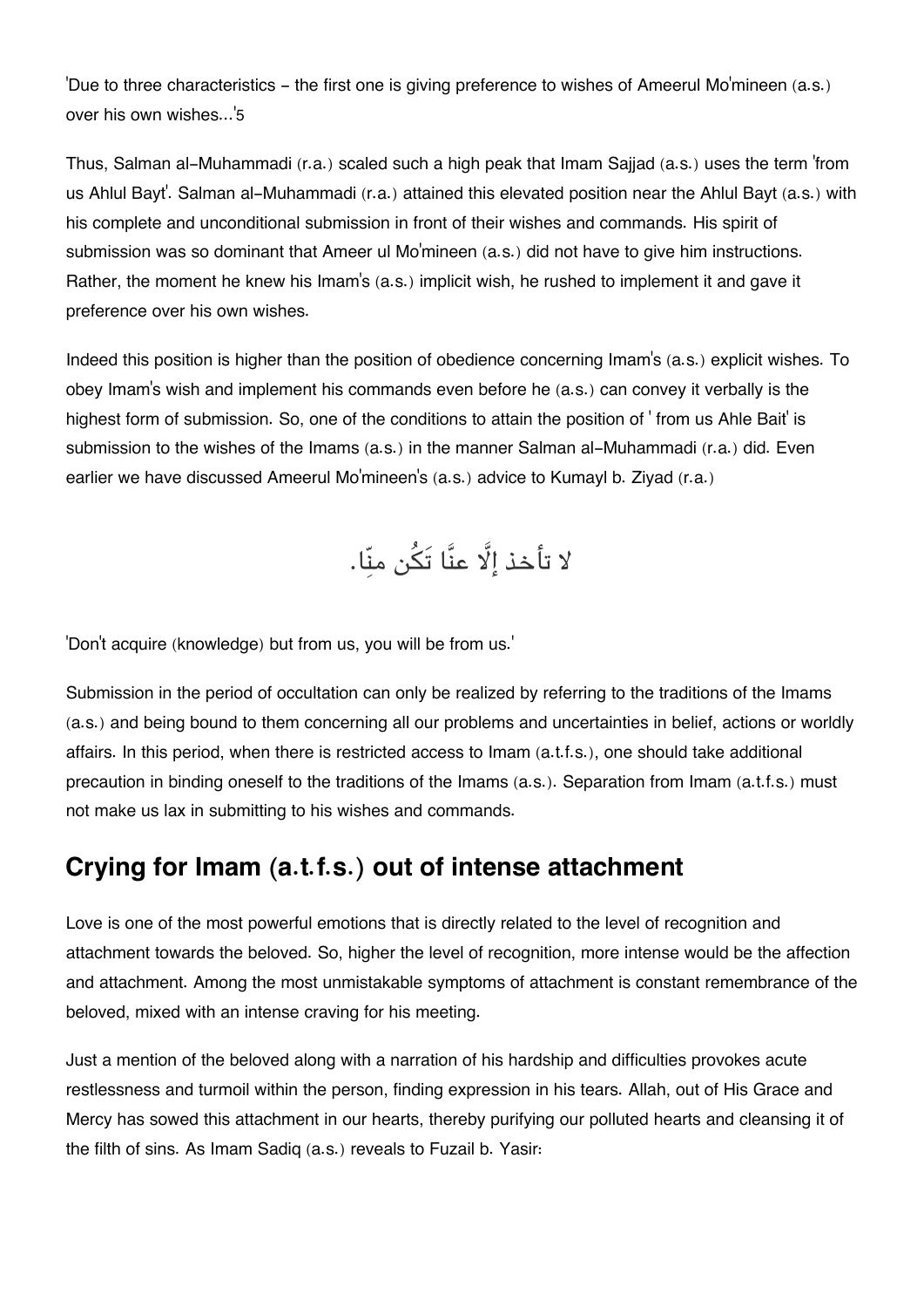'Due to three characteristics - the first one is giving preference to wishes of Ameerul Mo'mineen (a.s.) over his own wishes...'5

Thus, Salman al-Muhammadi (r.a.) scaled such a high peak that Imam Sajjad (a.s.) uses the term 'from us Ahlul Bayt'. Salman al-Muhammadi (r.a.) attained this elevated position near the Ahlul Bayt (a.s.) with his complete and unconditional submission in front of their wishes and commands. His spirit of submission was so dominant that Ameer ul Mo'mineen (a.s.) did not have to give him instructions. Rather, the moment he knew his Imam's (a.s.) implicit wish, he rushed to implement it and gave it preference over his own wishes.

Indeed this position is higher than the position of obedience concerning Imam's (a.s.) explicit wishes. To obey Imam's wish and implement his commands even before he (a.s.) can convey it verbally is the highest form of submission. So, one of the conditions to attain the position of ' from us Ahle Bait' is submission to the wishes of the Imams (a.s.) in the manner Salman al-Muhammadi (r.a.) did. Even earlier we have discussed Ameerul Mo'mineen's (a.s.) advice to Kumayl b. Ziyad (r.a.)

لا تأخذ إلَّا عنَّا تَكُن منّا.

'Don't acquire (knowledge) but from us, you will be from us.'

Submission in the period of occultation can only be realized by referring to the traditions of the Imams (a.s.) and being bound to them concerning all our problems and uncertainties in belief, actions or worldly affairs. In this period, when there is restricted access to Imam (a.t.f.s.), one should take additional precaution in binding oneself to the traditions of the Imams (a.s.). Separation from Imam (a.t.f.s.) must not make us lax in submitting to his wishes and commands.

## Crying for Imam (a.t.f.s.) out of intense attachment

Love is one of the most powerful emotions that is directly related to the level of recognition and attachment towards the beloved. So, higher the level of recognition, more intense would be the affection and attachment. Among the most unmistakable symptoms of attachment is constant remembrance of the beloved, mixed with an intense craving for his meeting.

Just a mention of the beloved along with a narration of his hardship and difficulties provokes acute restlessness and turmoil within the person, finding expression in his tears. Allah, out of His Grace and Mercy has sowed this attachment in our hearts, thereby purifying our polluted hearts and cleansing it of the filth of sins. As Imam Sadiq (a.s.) reveals to Fuzail b. Yasir: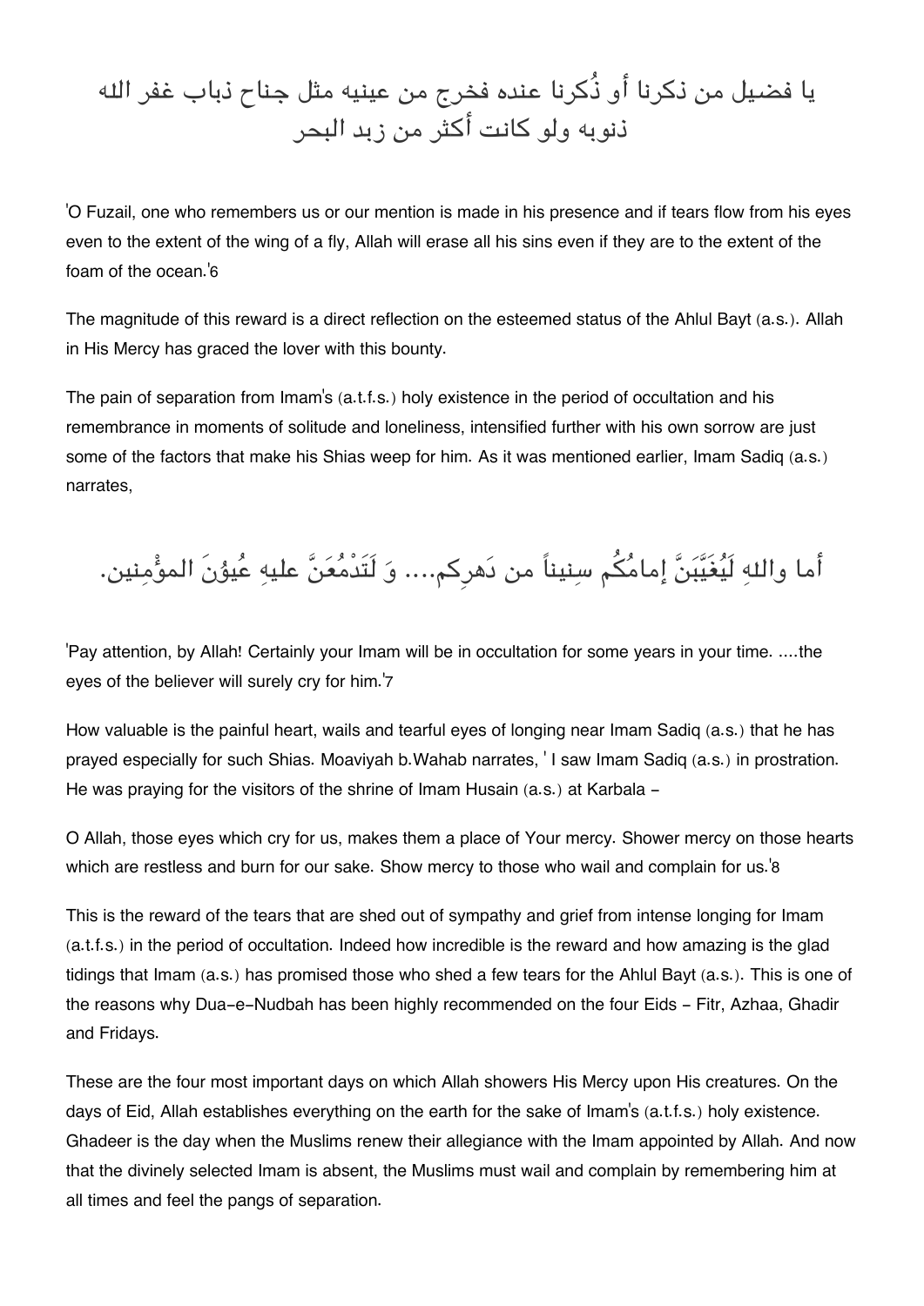يا فضيل من ذكرنا أو ذُكرنا عنده فخرج من عينيه مثل جناح ذباب غفر الله ذنوبه ولو كانت أكثر من زبد البحر

'O Fuzail, one who remembers us or our mention is made in his presence and if tears flow from his eyes even to the extent of the wing of a fly, Allah will erase all his sins even if they are to the extent of the foam of the ocean.'[6]

The magnitude of this reward is a direct reflection on the esteemed status of the Ahlul Bayt (a.s.). Allah in His Mercy has graced the lover with this bounty.

The pain of separation from Imam's (a.t.f.s.) holy existence in the period of occultation and his remembrance in moments of solitude and loneliness, intensified further with his own sorrow are just some of the factors that make his Shias weep for him. As it was mentioned earlier, Imam Sadiq (a.s.) narrates,

أما واللهِ لَيُغَيَّبَنَّ إمامُكُم سِنيناً من دَهرِكم.... وَ لَتَدْمُعَنَّ عليهِ عُيُونَ المؤْمِنين.

'Pay attention, by Allah! Certainly your Imam will be in occultation for some years in your time. ....the eyes of the believer will surely cry for him.'[7]

How valuable is the painful heart, wails and tearful eyes of longing near Imam Sadiq (a.s.) that he has prayed especially for such Shias. Moaviyah b.Wahab narrates, ' I saw Imam Sadiq (a.s.) in prostration. He was praying for the visitors of the shrine of Imam Husain (a.s.) at Karbala –

O Allah, those eyes which cry for us, makes them a place of Your mercy. Shower mercy on those hearts which are restless and burn for our sake. Show mercy to those who wail and complain for us.'[8]

This is the reward of the tears that are shed out of sympathy and grief from intense longing for Imam (a.t.f.s.) in the period of occultation. Indeed how incredible is the reward and how amazing is the glad tidings that Imam (a.s.) has promised those who shed a few tears for the Ahlul Bayt (a.s.). This is one of the reasons why Dua-e-Nudbah has been highly recommended on the four Eids – Fitr, Azhaa, Ghadir and Fridays.

These are the four most important days on which Allah showers His Mercy upon His creatures. On the days of Eid, Allah establishes everything on the earth for the sake of Imam's (a.t.f.s.) holy existence. Ghadeer is the day when the Muslims renew their allegiance with the Imam appointed by Allah. And now that the divinely selected Imam is absent, the Muslims must wail and complain by remembering him at all times and feel the pangs of separation.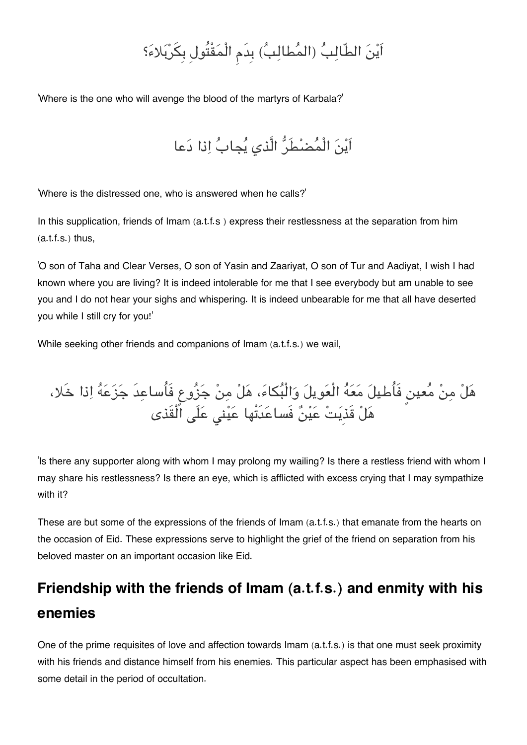اَيْنَ الطّالِبُ (المُطالِبُ) بِدَمِ الْمَقْتُولِ بِكَرْبَلاءَ؟

'Where is the one who will avenge the blood of the martyrs of Karbala?'

اَيْنَ الْمُضْطَرُّ الَّذي يُجابُ اِذا دَعا

'Where is the distressed one, who is answered when he calls?'

In this supplication, friends of Imam (a.t.f.s ) express their restlessness at the separation from him (a.t.f.s.) thus,

'O son of Taha and Clear Verses, O son of Yasin and Zaariyat, O son of Tur and Aadiyat, I wish I had known where you are living? It is indeed intolerable for me that I see everybody but am unable to see you and I do not hear your sighs and whispering. It is indeed unbearable for me that all have deserted you while I still cry for you!'

While seeking other friends and companions of Imam (a.t.f.s.) we wail,

هَلْ مِنْ مُعينٍ فَأُطيلَ مَعَهُ الْعَويلَ وَالْبُكاءَ، هَلْ مِنْ جَزُوعٍ فَأُساعِدَ جَزَعَهُ اِذا خَلا، هَلْ قَذِيَتْ عَيْنٌ فَساعَدَتْها عَيْني عَلَى الْقَذى

'Is there any supporter along with whom I may prolong my wailing? Is there a restless friend with whom I may share his restlessness? Is there an eye, which is afflicted with excess crying that I may sympathize with it?

These are but some of the expressions of the friends of Imam (a.t.f.s.) that emanate from the hearts on the occasion of Eid. These expressions serve to highlight the grief of the friend on separation from his beloved master on an important occasion like Eid.

## Friendship with the friends of Imam (a.t.f.s.) and enmity with his enemies

One of the prime requisites of love and affection towards Imam (a.t.f.s.) is that one must seek proximity with his friends and distance himself from his enemies. This particular aspect has been emphasised with some detail in the period of occultation.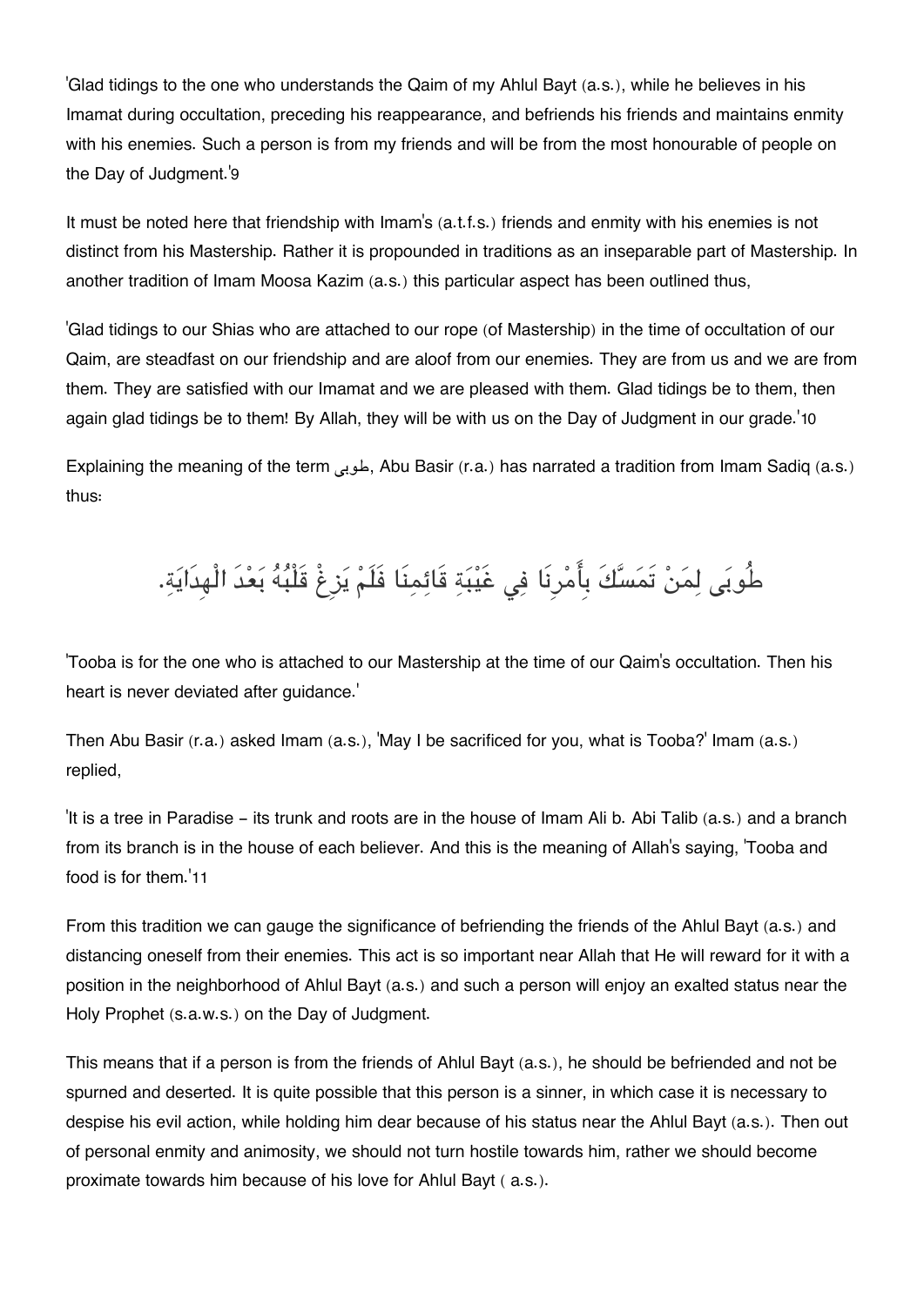'Glad tidings to the one who understands the Qaim of my Ahlul Bayt (a.s.), while he believes in his Imamat during occultation, preceding his reappearance, and befriends his friends and maintains enmity with his enemies. Such a person is from my friends and will be from the most honourable of people on the Day of Judgment.'[9]

It must be noted here that friendship with Imam's (a.t.f.s.) friends and enmity with his enemies is not distinct from his Mastership. Rather it is propounded in traditions as an inseparable part of Mastership. In another tradition of Imam Moosa Kazim (a.s.) this particular aspect has been outlined thus,

'Glad tidings to our Shias who are attached to our rope (of Mastership) in the time of occultation of our Qaim, are steadfast on our friendship and are aloof from our enemies. They are from us and we are from them. They are satisfied with our Imamat and we are pleased with them. Glad tidings be to them, then again glad tidings be to them! By Allah, they will be with us on the Day of Judgment in our grade.'[10]

Explaining the meaning of the term طوبی, Abu Basir (r.a.) has narrated a tradition from Imam Sadiq (a.s.) thus:

طُوبَى لِمَنْ تَمَسَّكَ بِأَمْرِنَا فِي غَيْبَةِ قَائِمِنَا فَلَمْ يَزِغْ قَلْبُهُ بَعْدَ الْهِدَايَةِ.

'Tooba is for the one who is attached to our Mastership at the time of our Qaim's occultation. Then his heart is never deviated after guidance.'

Then Abu Basir (r.a.) asked Imam (a.s.), 'May I be sacrificed for you, what is Tooba?' Imam (a.s.) replied,

'It is a tree in Paradise – its trunk and roots are in the house of Imam Ali b. Abi Talib (a.s.) and a branch from its branch is in the house of each believer. And this is the meaning of Allah's saying, 'Tooba and food is for them.'[11]

From this tradition we can gauge the significance of befriending the friends of the Ahlul Bayt (a.s.) and distancing oneself from their enemies. This act is so important near Allah that He will reward for it with a position in the neighborhood of Ahlul Bayt (a.s.) and such a person will enjoy an exalted status near the Holy Prophet (s.a.w.s.) on the Day of Judgment.

This means that if a person is from the friends of Ahlul Bayt (a.s.), he should be befriended and not be spurned and deserted. It is quite possible that this person is a sinner, in which case it is necessary to despise his evil action, while holding him dear because of his status near the Ahlul Bayt (a.s.). Then out of personal enmity and animosity, we should not turn hostile towards him, rather we should become proximate towards him because of his love for Ahlul Bayt ( a.s.).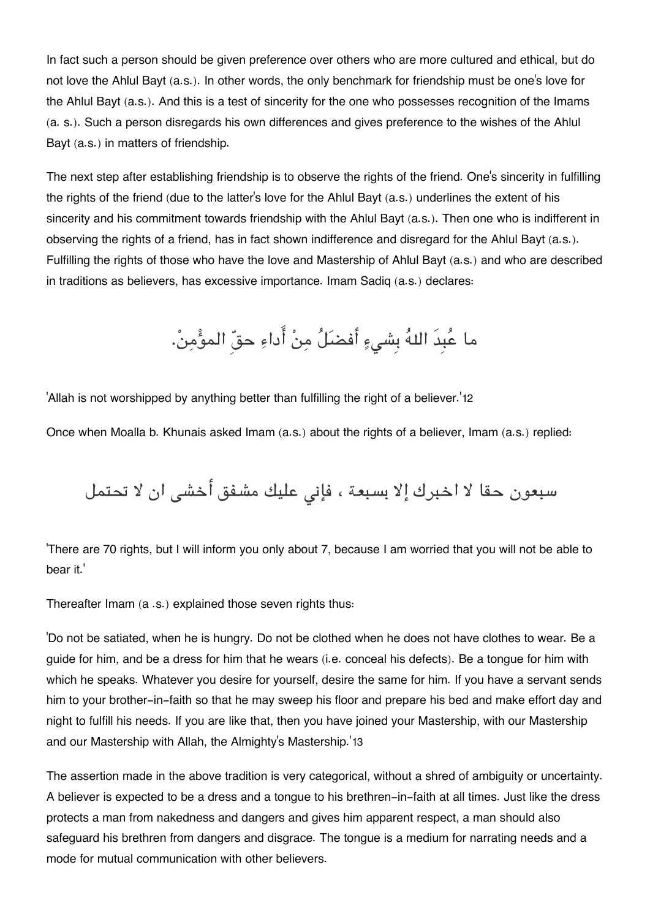In fact such a person should be given preference over others who are more cultured and ethical, but do not love the Ahlul Bayt (a.s.). In other words, the only benchmark for friendship must be one's love for the Ahlul Bayt (a.s.). And this is a test of sincerity for the one who possesses recognition of the Imams (a. s.). Such a person disregards his own differences and gives preference to the wishes of the Ahlul Bayt (a.s.) in matters of friendship.

The next step after establishing friendship is to observe the rights of the friend. One's sincerity in fulfilling the rights of the friend (due to the latter's love for the Ahlul Bayt (a.s.) underlines the extent of his sincerity and his commitment towards friendship with the Ahlul Bayt (a.s.). Then one who is indifferent in observing the rights of a friend, has in fact shown indifference and disregard for the Ahlul Bayt (a.s.). Fulfilling the rights of those who have the love and Mastership of Ahlul Bayt (a.s.) and who are described in traditions as believers, has excessive importance. Imam Sadiq (a.s.) declares:

ما عُبِدَ اللهُ بِشيءٍ أفضَلُ مِنْ أَداءِ حقّ المؤْمِنْ.

'Allah is not worshipped by anything better than fulfilling the right of a believer.'12

Once when Moalla b. Khunais asked Imam (a.s.) about the rights of a believer, Imam (a.s.) replied:

سبعون حقا لا اخبرك إلا بسبعة ، فإني عليك مشفق أخشى ان لا تحتمل

'There are 70 rights, but I will inform you only about 7, because I am worried that you will not be able to bear it.'

Thereafter Imam (a .s.) explained those seven rights thus:

'Do not be satiated, when he is hungry. Do not be clothed when he does not have clothes to wear. Be a guide for him, and be a dress for him that he wears (i.e. conceal his defects). Be a tongue for him with which he speaks. Whatever you desire for yourself, desire the same for him. If you have a servant sends him to your brother-in-faith so that he may sweep his floor and prepare his bed and make effort day and night to fulfill his needs. If you are like that, then you have joined your Mastership, with our Mastership and our Mastership with Allah, the Almighty's Mastership.'13

The assertion made in the above tradition is very categorical, without a shred of ambiguity or uncertainty. A believer is expected to be a dress and a tongue to his brethren-in-faith at all times. Just like the dress protects a man from nakedness and dangers and gives him apparent respect, a man should also safeguard his brethren from dangers and disgrace. The tongue is a medium for narrating needs and a mode for mutual communication with other believers.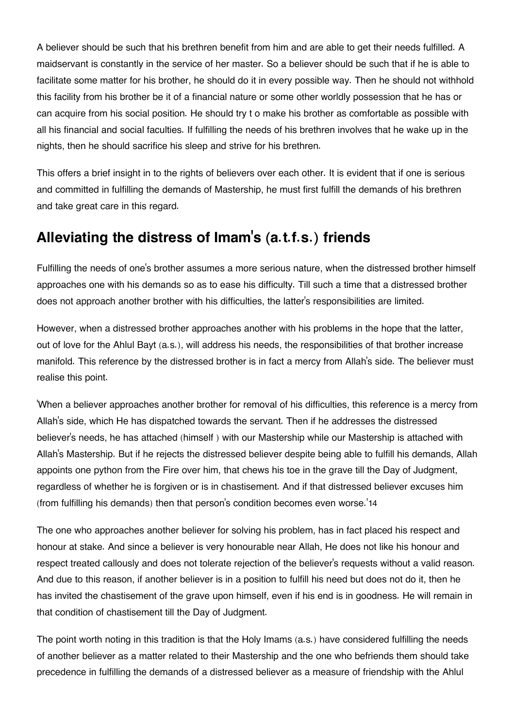A believer should be such that his brethren benefit from him and are able to get their needs fulfilled. A maidservant is constantly in the service of her master. So a believer should be such that if he is able to facilitate some matter for his brother, he should do it in every possible way. Then he should not withhold this facility from his brother be it of a financial nature or some other worldly possession that he has or can acquire from his social position. He should try t o make his brother as comfortable as possible with all his financial and social faculties. If fulfilling the needs of his brethren involves that he wake up in the nights, then he should sacrifice his sleep and strive for his brethren.

This offers a brief insight in to the rights of believers over each other. It is evident that if one is serious and committed in fulfilling the demands of Mastership, he must first fulfill the demands of his brethren and take great care in this regard.

## Alleviating the distress of Imam's (a.t.f.s.) friends

Fulfilling the needs of one's brother assumes a more serious nature, when the distressed brother himself approaches one with his demands so as to ease his difficulty. Till such a time that a distressed brother does not approach another brother with his difficulties, the latter's responsibilities are limited.

However, when a distressed brother approaches another with his problems in the hope that the latter, out of love for the Ahlul Bayt (a.s.), will address his needs, the responsibilities of that brother increase manifold. This reference by the distressed brother is in fact a mercy from Allah's side. The believer must realise this point.

'When a believer approaches another brother for removal of his difficulties, this reference is a mercy from Allah's side, which He has dispatched towards the servant. Then if he addresses the distressed believer's needs, he has attached (himself ) with our Mastership while our Mastership is attached with Allah's Mastership. But if he rejects the distressed believer despite being able to fulfill his demands, Allah appoints one python from the Fire over him, that chews his toe in the grave till the Day of Judgment, regardless of whether he is forgiven or is in chastisement. And if that distressed believer excuses him (from fulfilling his demands) then that person's condition becomes even worse.'[14]

The one who approaches another believer for solving his problem, has in fact placed his respect and honour at stake. And since a believer is very honourable near Allah, He does not like his honour and respect treated callously and does not tolerate rejection of the believer's requests without a valid reason. And due to this reason, if another believer is in a position to fulfill his need but does not do it, then he has invited the chastisement of the grave upon himself, even if his end is in goodness. He will remain in that condition of chastisement till the Day of Judgment.

The point worth noting in this tradition is that the Holy Imams (a.s.) have considered fulfilling the needs of another believer as a matter related to their Mastership and the one who befriends them should take precedence in fulfilling the demands of a distressed believer as a measure of friendship with the Ahlul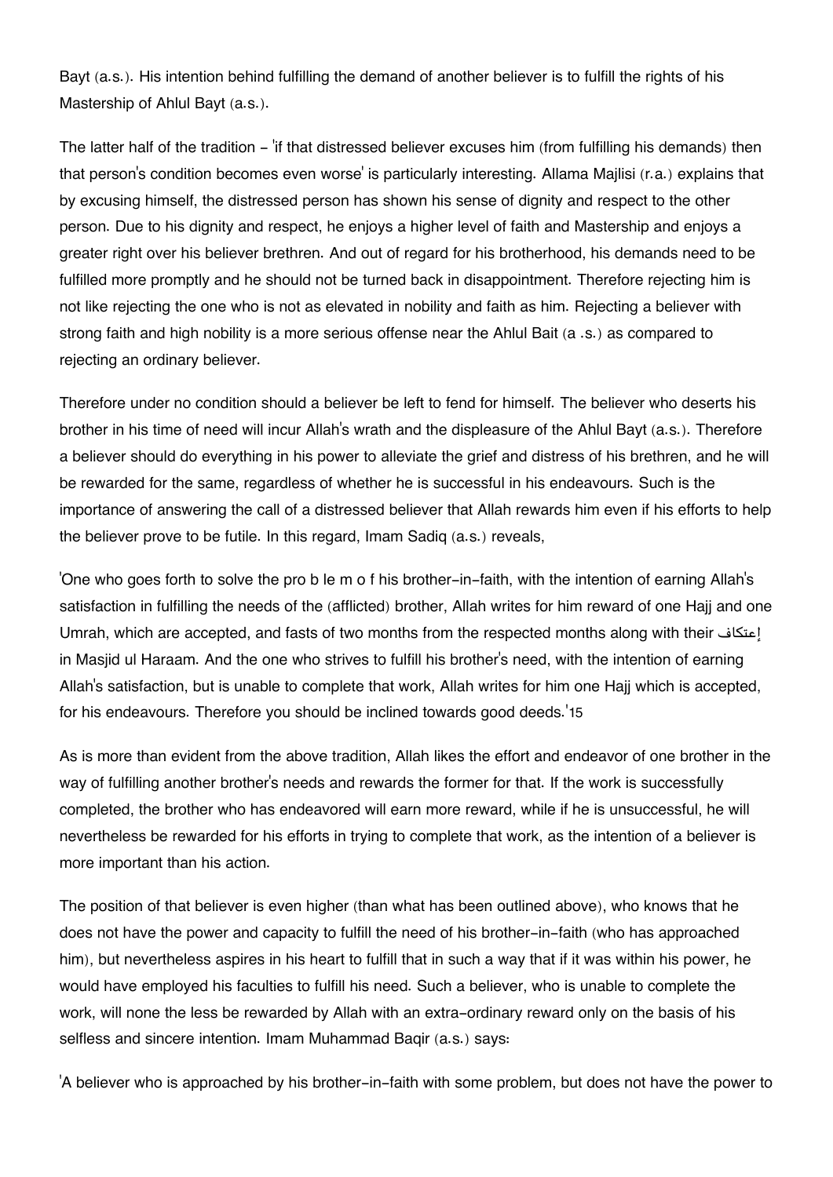Bayt (a.s.). His intention behind fulfilling the demand of another believer is to fulfill the rights of his Mastership of Ahlul Bayt (a.s.).

The latter half of the tradition – 'if that distressed believer excuses him (from fulfilling his demands) then that person's condition becomes even worse' is particularly interesting. Allama Majlisi (r.a.) explains that by excusing himself, the distressed person has shown his sense of dignity and respect to the other person. Due to his dignity and respect, he enjoys a higher level of faith and Mastership and enjoys a greater right over his believer brethren. And out of regard for his brotherhood, his demands need to be fulfilled more promptly and he should not be turned back in disappointment. Therefore rejecting him is not like rejecting the one who is not as elevated in nobility and faith as him. Rejecting a believer with strong faith and high nobility is a more serious offense near the Ahlul Bait (a .s.) as compared to rejecting an ordinary believer.

Therefore under no condition should a believer be left to fend for himself. The believer who deserts his brother in his time of need will incur Allah's wrath and the displeasure of the Ahlul Bayt (a.s.). Therefore a believer should do everything in his power to alleviate the grief and distress of his brethren, and he will be rewarded for the same, regardless of whether he is successful in his endeavours. Such is the importance of answering the call of a distressed believer that Allah rewards him even if his efforts to help the believer prove to be futile. In this regard, Imam Sadiq (a.s.) reveals,

'One who goes forth to solve the pro b le m o f his brother-in-faith, with the intention of earning Allah's satisfaction in fulfilling the needs of the (afflicted) brother, Allah writes for him reward of one Hajj and one Umrah, which are accepted, and fasts of two months from the respected months along with their إعتكاف in Masjid ul Haraam. And the one who strives to fulfill his brother's need, with the intention of earning Allah's satisfaction, but is unable to complete that work, Allah writes for him one Hajj which is accepted, for his endeavours. Therefore you should be inclined towards good deeds.'15

As is more than evident from the above tradition, Allah likes the effort and endeavor of one brother in the way of fulfilling another brother's needs and rewards the former for that. If the work is successfully completed, the brother who has endeavored will earn more reward, while if he is unsuccessful, he will nevertheless be rewarded for his efforts in trying to complete that work, as the intention of a believer is more important than his action.

The position of that believer is even higher (than what has been outlined above), who knows that he does not have the power and capacity to fulfill the need of his brother-in-faith (who has approached him), but nevertheless aspires in his heart to fulfill that in such a way that if it was within his power, he would have employed his faculties to fulfill his need. Such a believer, who is unable to complete the work, will none the less be rewarded by Allah with an extra-ordinary reward only on the basis of his selfless and sincere intention. Imam Muhammad Baqir (a.s.) says:

'A believer who is approached by his brother-in-faith with some problem, but does not have the power to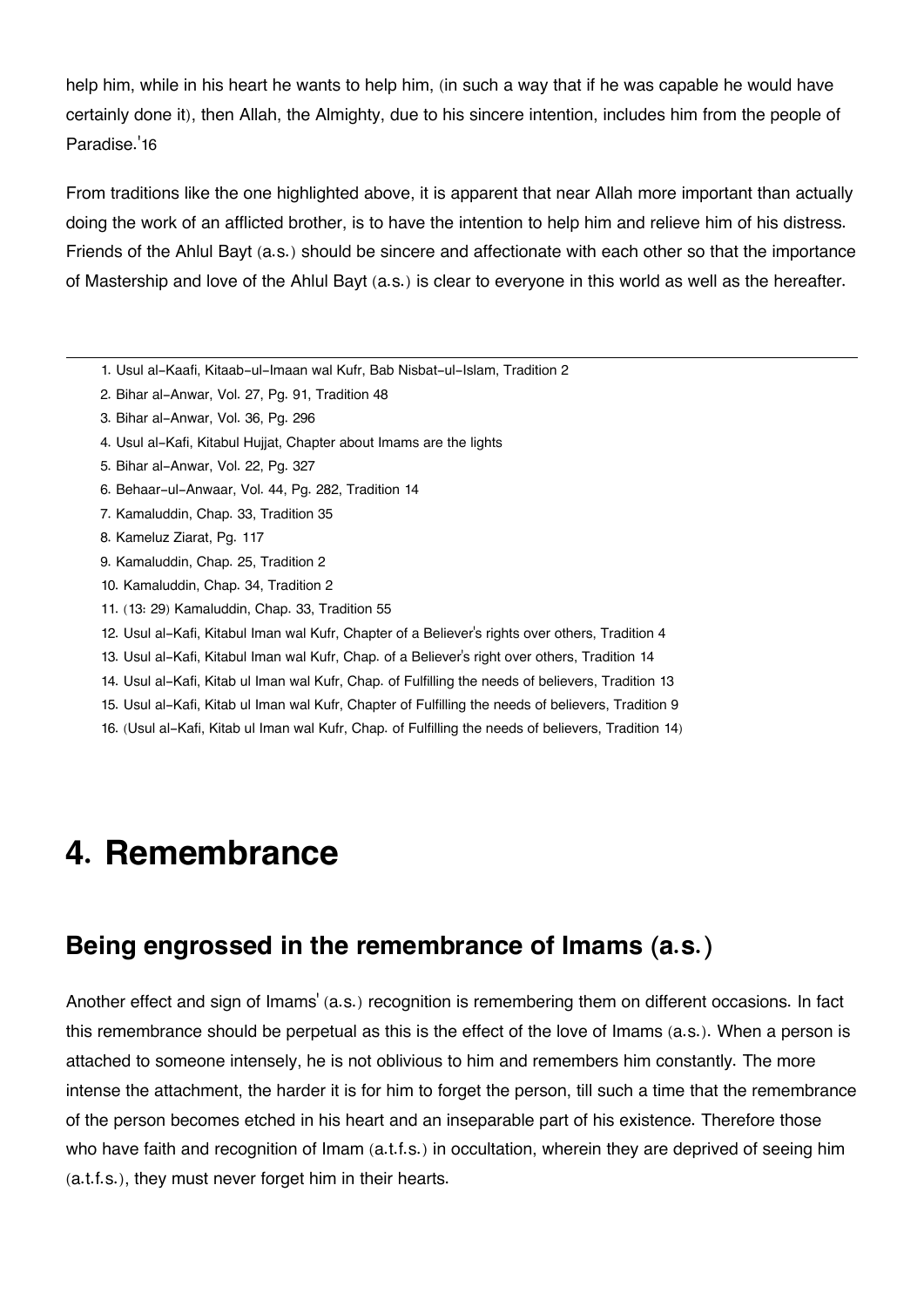help him, while in his heart he wants to help him, (in such a way that if he was capable he would have certainly done it), then Allah, the Almighty, due to his sincere intention, includes him from the people of Paradise.'[16]

From traditions like the one highlighted above, it is apparent that near Allah more important than actually doing the work of an afflicted brother, is to have the intention to help him and relieve him of his distress. Friends of the Ahlul Bayt (a.s.) should be sincere and affectionate with each other so that the importance of Mastership and love of the Ahlul Bayt (a.s.) is clear to everyone in this world as well as the hereafter.

---

1. Usul al-Kaafi, Kitaab-ul-Imaan wal Kufr, Bab Nisbat-ul-Islam, Tradition 2
2. Bihar al-Anwar, Vol. 27, Pg. 91, Tradition 48
3. Bihar al-Anwar, Vol. 36, Pg. 296
4. Usul al-Kafi, Kitabul Hujjat, Chapter about Imams are the lights
5. Bihar al-Anwar, Vol. 22, Pg. 327
6. Behaar-ul-Anwaar, Vol. 44, Pg. 282, Tradition 14
7. Kamaluddin, Chap. 33, Tradition 35
8. Kameluz Ziarat, Pg. 117
9. Kamaluddin, Chap. 25, Tradition 2
10. Kamaluddin, Chap. 34, Tradition 2
11. (13: 29) Kamaluddin, Chap. 33, Tradition 55
12. Usul al-Kafi, Kitabul Iman wal Kufr, Chapter of a Believer's rights over others, Tradition 4
13. Usul al-Kafi, Kitabul Iman wal Kufr, Chap. of a Believer's right over others, Tradition 14
14. Usul al-Kafi, Kitab ul Iman wal Kufr, Chap. of Fulfilling the needs of believers, Tradition 13
15. Usul al-Kafi, Kitab ul Iman wal Kufr, Chapter of Fulfilling the needs of believers, Tradition 9
16. (Usul al-Kafi, Kitab ul Iman wal Kufr, Chap. of Fulfilling the needs of believers, Tradition 14)

# 4. Remembrance

## Being engrossed in the remembrance of Imams (a.s.)

Another effect and sign of Imams' (a.s.) recognition is remembering them on different occasions. In fact this remembrance should be perpetual as this is the effect of the love of Imams (a.s.). When a person is attached to someone intensely, he is not oblivious to him and remembers him constantly. The more intense the attachment, the harder it is for him to forget the person, till such a time that the remembrance of the person becomes etched in his heart and an inseparable part of his existence. Therefore those who have faith and recognition of Imam (a.t.f.s.) in occultation, wherein they are deprived of seeing him (a.t.f.s.), they must never forget him in their hearts.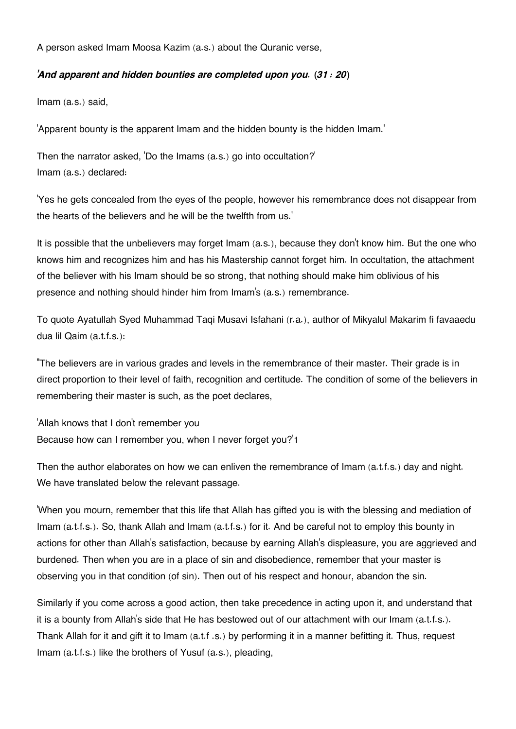A person asked Imam Moosa Kazim (a.s.) about the Quranic verse,

***'And apparent and hidden bounties are completed upon you.* (*31 : 20*)**

Imam (a.s.) said,

'Apparent bounty is the apparent Imam and the hidden bounty is the hidden Imam.'

Then the narrator asked, 'Do the Imams (a.s.) go into occultation?'
Imam (a.s.) declared:

'Yes he gets concealed from the eyes of the people, however his remembrance does not disappear from the hearts of the believers and he will be the twelfth from us.'

It is possible that the unbelievers may forget Imam (a.s.), because they don't know him. But the one who knows him and recognizes him and has his Mastership cannot forget him. In occultation, the attachment of the believer with his Imam should be so strong, that nothing should make him oblivious of his presence and nothing should hinder him from Imam's (a.s.) remembrance.

To quote Ayatullah Syed Muhammad Taqi Musavi Isfahani (r.a.), author of Mikyalul Makarim fi favaaedu dua lil Qaim (a.t.f.s.):

"The believers are in various grades and levels in the remembrance of their master. Their grade is in direct proportion to their level of faith, recognition and certitude. The condition of some of the believers in remembering their master is such, as the poet declares,

'Allah knows that I don't remember you
Because how can I remember you, when I never forget you?'1

Then the author elaborates on how we can enliven the remembrance of Imam (a.t.f.s.) day and night. We have translated below the relevant passage.

'When you mourn, remember that this life that Allah has gifted you is with the blessing and mediation of Imam (a.t.f.s.). So, thank Allah and Imam (a.t.f.s.) for it. And be careful not to employ this bounty in actions for other than Allah's satisfaction, because by earning Allah's displeasure, you are aggrieved and burdened. Then when you are in a place of sin and disobedience, remember that your master is observing you in that condition (of sin). Then out of his respect and honour, abandon the sin.

Similarly if you come across a good action, then take precedence in acting upon it, and understand that it is a bounty from Allah's side that He has bestowed out of our attachment with our Imam (a.t.f.s.). Thank Allah for it and gift it to Imam (a.t.f .s.) by performing it in a manner befitting it. Thus, request Imam (a.t.f.s.) like the brothers of Yusuf (a.s.), pleading,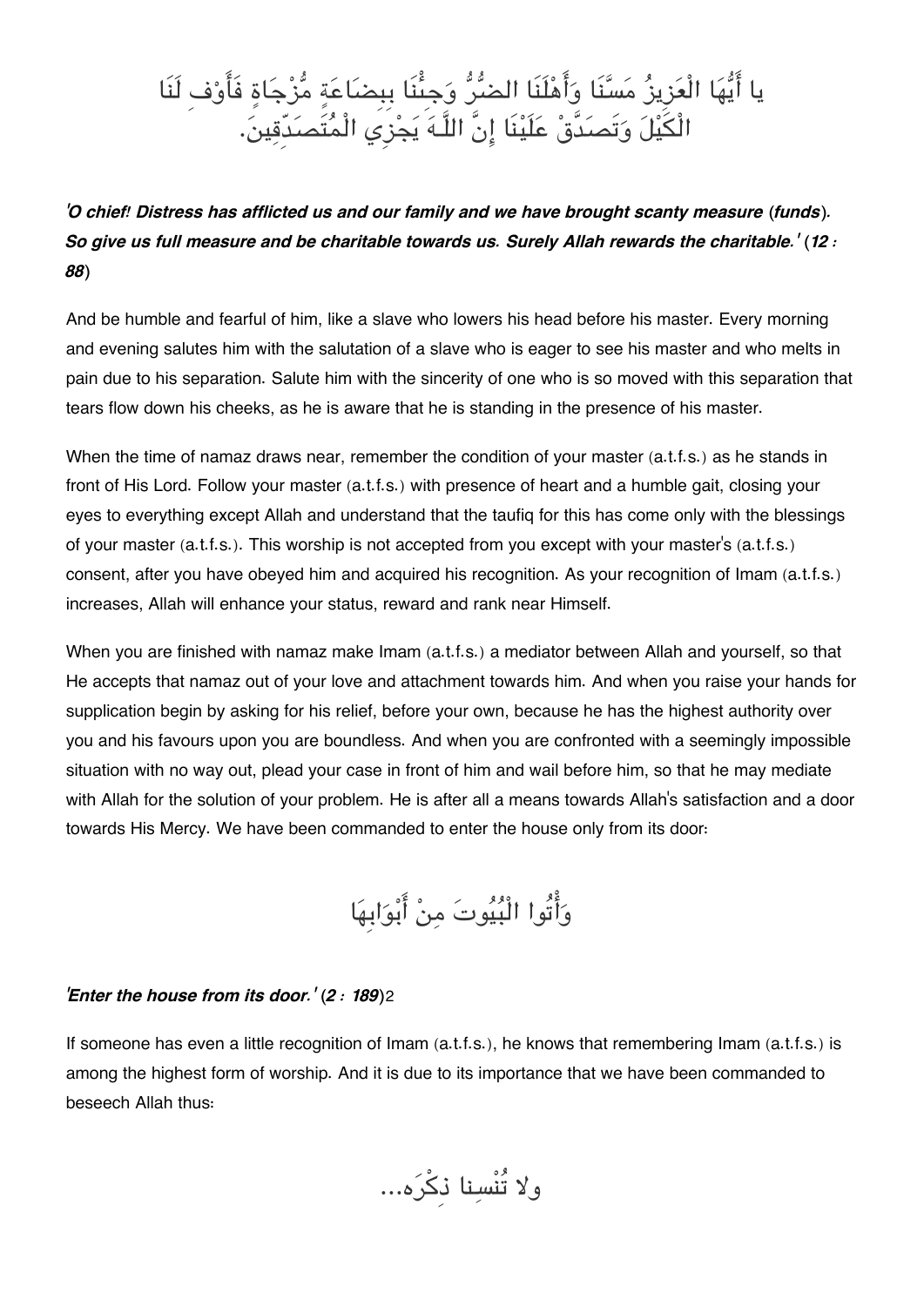يا أَيُّهَا الْعَزِيزُ مَسَّنَا وَأَهْلَنَا الضُّرُّ وَجِئْنَا بِبِضَاعَةٍ مُّزْجَاةٍ فَأَوْفِ لَنَا الْكَيْلَ وَتَصَدَّقْ عَلَيْنَا إِنَّ اللَّـهَ يَجْزِي الْمُتَصَدِّقِينَ.

***'O chief! Distress has afflicted us and our family and we have brought scanty measure (funds). So give us full measure and be charitable towards us. Surely Allah rewards the charitable.' (12 : 88)***

And be humble and fearful of him, like a slave who lowers his head before his master. Every morning and evening salutes him with the salutation of a slave who is eager to see his master and who melts in pain due to his separation. Salute him with the sincerity of one who is so moved with this separation that tears flow down his cheeks, as he is aware that he is standing in the presence of his master.

When the time of namaz draws near, remember the condition of your master (a.t.f.s.) as he stands in front of His Lord. Follow your master (a.t.f.s.) with presence of heart and a humble gait, closing your eyes to everything except Allah and understand that the taufiq for this has come only with the blessings of your master (a.t.f.s.). This worship is not accepted from you except with your master's (a.t.f.s.) consent, after you have obeyed him and acquired his recognition. As your recognition of Imam (a.t.f.s.) increases, Allah will enhance your status, reward and rank near Himself.

When you are finished with namaz make Imam (a.t.f.s.) a mediator between Allah and yourself, so that He accepts that namaz out of your love and attachment towards him. And when you raise your hands for supplication begin by asking for his relief, before your own, because he has the highest authority over you and his favours upon you are boundless. And when you are confronted with a seemingly impossible situation with no way out, plead your case in front of him and wail before him, so that he may mediate with Allah for the solution of your problem. He is after all a means towards Allah's satisfaction and a door towards His Mercy. We have been commanded to enter the house only from its door:

وَأْتُوا الْبُيُوتَ مِنْ أَبْوَابِهَا

***'Enter the house from its door.' (2 : 189)***[2]

If someone has even a little recognition of Imam (a.t.f.s.), he knows that remembering Imam (a.t.f.s.) is among the highest form of worship. And it is due to its importance that we have been commanded to beseech Allah thus:

ولا تُنْسِنا ذِكْرَه...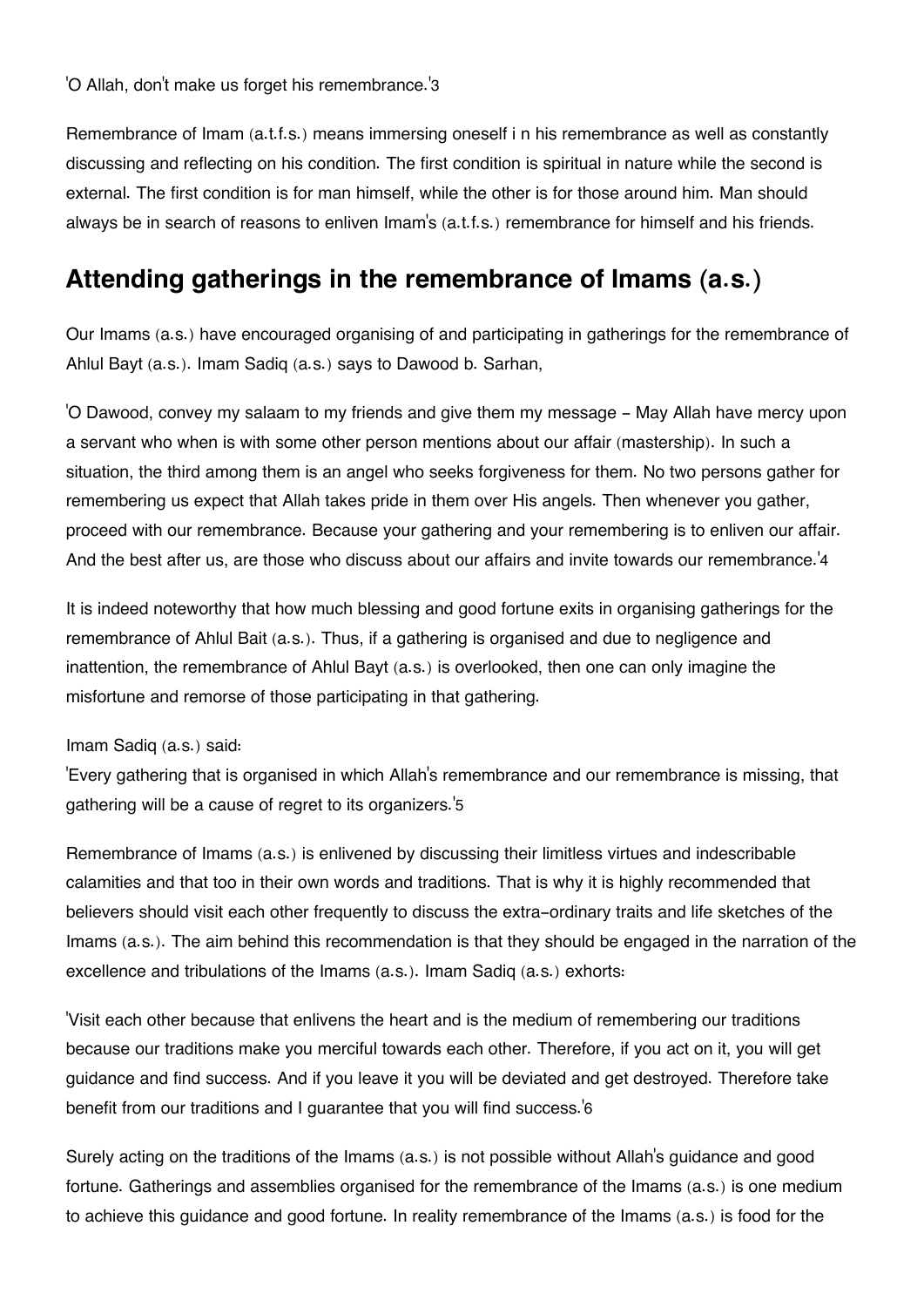'O Allah, don't make us forget his remembrance.'[3]

Remembrance of Imam (a.t.f.s.) means immersing oneself i n his remembrance as well as constantly discussing and reflecting on his condition. The first condition is spiritual in nature while the second is external. The first condition is for man himself, while the other is for those around him. Man should always be in search of reasons to enliven Imam's (a.t.f.s.) remembrance for himself and his friends.

## Attending gatherings in the remembrance of Imams (a.s.)

Our Imams (a.s.) have encouraged organising of and participating in gatherings for the remembrance of Ahlul Bayt (a.s.). Imam Sadiq (a.s.) says to Dawood b. Sarhan,

'O Dawood, convey my salaam to my friends and give them my message – May Allah have mercy upon a servant who when is with some other person mentions about our affair (mastership). In such a situation, the third among them is an angel who seeks forgiveness for them. No two persons gather for remembering us expect that Allah takes pride in them over His angels. Then whenever you gather, proceed with our remembrance. Because your gathering and your remembering is to enliven our affair. And the best after us, are those who discuss about our affairs and invite towards our remembrance.'[4]

It is indeed noteworthy that how much blessing and good fortune exits in organising gatherings for the remembrance of Ahlul Bait (a.s.). Thus, if a gathering is organised and due to negligence and inattention, the remembrance of Ahlul Bayt (a.s.) is overlooked, then one can only imagine the misfortune and remorse of those participating in that gathering.

Imam Sadiq (a.s.) said:
'Every gathering that is organised in which Allah's remembrance and our remembrance is missing, that gathering will be a cause of regret to its organizers.'[5]

Remembrance of Imams (a.s.) is enlivened by discussing their limitless virtues and indescribable calamities and that too in their own words and traditions. That is why it is highly recommended that believers should visit each other frequently to discuss the extra-ordinary traits and life sketches of the Imams (a.s.). The aim behind this recommendation is that they should be engaged in the narration of the excellence and tribulations of the Imams (a.s.). Imam Sadiq (a.s.) exhorts:

'Visit each other because that enlivens the heart and is the medium of remembering our traditions because our traditions make you merciful towards each other. Therefore, if you act on it, you will get guidance and find success. And if you leave it you will be deviated and get destroyed. Therefore take benefit from our traditions and I guarantee that you will find success.'[6]

Surely acting on the traditions of the Imams (a.s.) is not possible without Allah's guidance and good fortune. Gatherings and assemblies organised for the remembrance of the Imams (a.s.) is one medium to achieve this guidance and good fortune. In reality remembrance of the Imams (a.s.) is food for the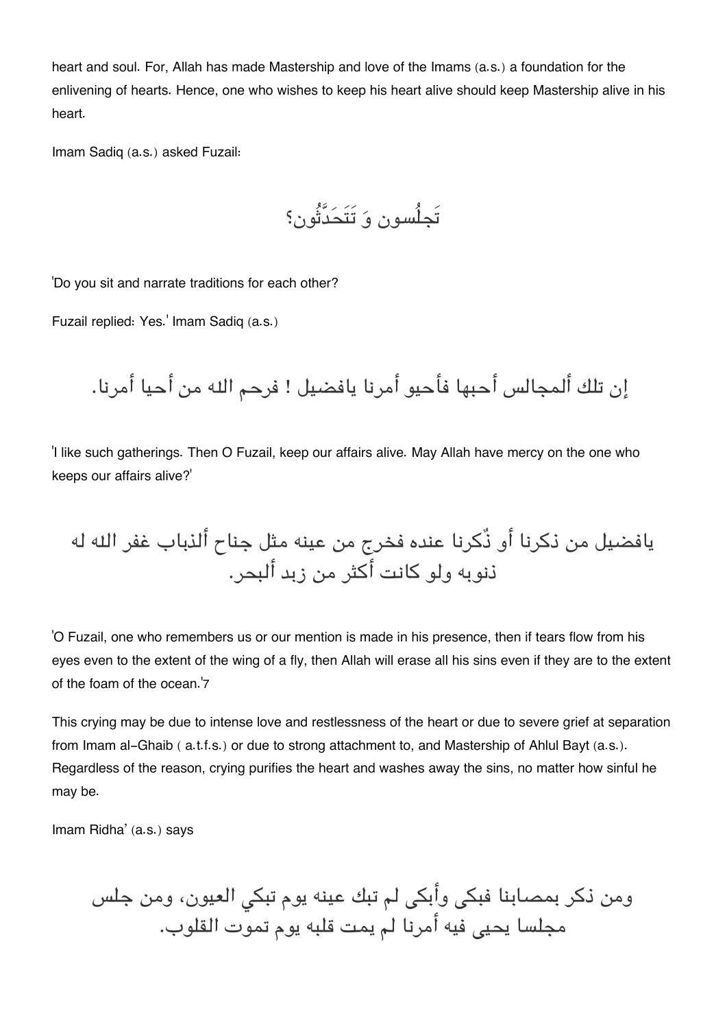heart and soul. For, Allah has made Mastership and love of the Imams (a.s.) a foundation for the enlivening of hearts. Hence, one who wishes to keep his heart alive should keep Mastership alive in his heart.

Imam Sadiq (a.s.) asked Fuzail:

تَجلُسون وَ تَتَحَدَّثُون؟

'Do you sit and narrate traditions for each other?

Fuzail replied: Yes.' Imam Sadiq (a.s.)

إن تلك ألمجالس أحبها فأحيو أمرنا يافضيل ! فرحم الله من أحيا أمرنا.

'I like such gatherings. Then O Fuzail, keep our affairs alive. May Allah have mercy on the one who keeps our affairs alive?'

يافضيل من ذكرنا أو ذُكرنا عنده فخرج من عينه مثل جناح ألذباب غفر الله له ذنوبه ولو كانت أكثر من زبد ألبحر.

'O Fuzail, one who remembers us or our mention is made in his presence, then if tears flow from his eyes even to the extent of the wing of a fly, then Allah will erase all his sins even if they are to the extent of the foam of the ocean.'7

This crying may be due to intense love and restlessness of the heart or due to severe grief at separation from Imam al-Ghaib ( a.t.f.s.) or due to strong attachment to, and Mastership of Ahlul Bayt (a.s.). Regardless of the reason, crying purifies the heart and washes away the sins, no matter how sinful he may be.

Imam Ridha' (a.s.) says

ومن ذكر بمصابنا فبكى وأبكى لم تبك عينه يوم تبكي العيون، ومن جلس مجلسا يحيى فيه أمرنا لم يمت قلبه يوم تموت القلوب.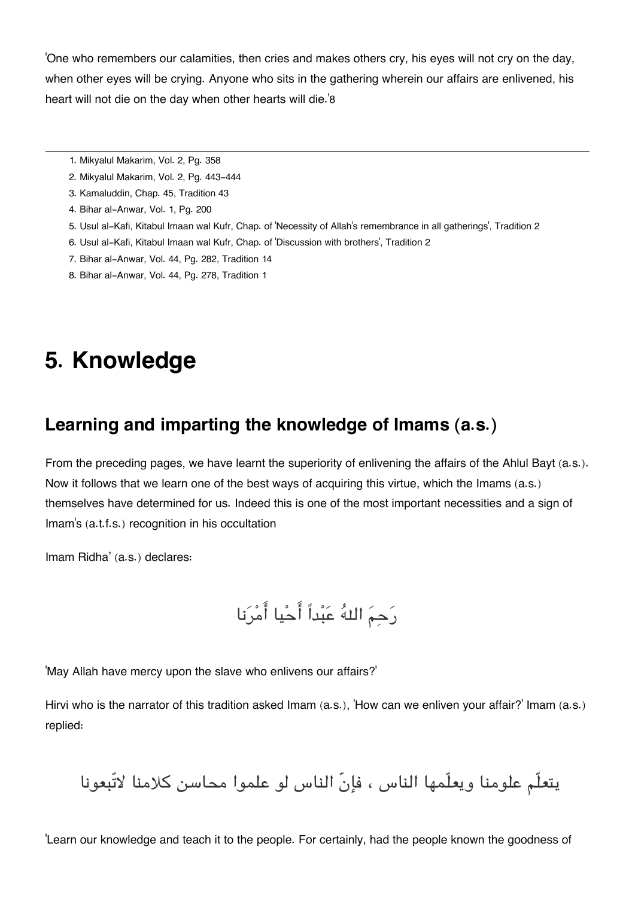'One who remembers our calamities, then cries and makes others cry, his eyes will not cry on the day, when other eyes will be crying. Anyone who sits in the gathering wherein our affairs are enlivened, his heart will not die on the day when other hearts will die.'[8]

---

1. Mikyalul Makarim, Vol. 2, Pg. 358
2. Mikyalul Makarim, Vol. 2, Pg. 443-444
3. Kamaluddin, Chap. 45, Tradition 43
4. Bihar al-Anwar, Vol. 1, Pg. 200
5. Usul al-Kafi, Kitabul Imaan wal Kufr, Chap. of 'Necessity of Allah's remembrance in all gatherings', Tradition 2
6. Usul al-Kafi, Kitabul Imaan wal Kufr, Chap. of 'Discussion with brothers', Tradition 2
7. Bihar al-Anwar, Vol. 44, Pg. 282, Tradition 14
8. Bihar al-Anwar, Vol. 44, Pg. 278, Tradition 1

# 5. Knowledge

## Learning and imparting the knowledge of Imams (a.s.)

From the preceding pages, we have learnt the superiority of enlivening the affairs of the Ahlul Bayt (a.s.). Now it follows that we learn one of the best ways of acquiring this virtue, which the Imams (a.s.) themselves have determined for us. Indeed this is one of the most important necessities and a sign of Imam's (a.t.f.s.) recognition in his occultation

Imam Ridha' (a.s.) declares:

رَحِمَ اللهُ عَبْداً أَحْيا أَمْرَنا

'May Allah have mercy upon the slave who enlivens our affairs?'

Hirvi who is the narrator of this tradition asked Imam (a.s.), 'How can we enliven your affair?' Imam (a.s.) replied:

يتعلّم علومنا ويعلّمها الناس ، فإنّ الناس لو علموا محاسن كلامنا لاتّبعونا

'Learn our knowledge and teach it to the people. For certainly, had the people known the goodness of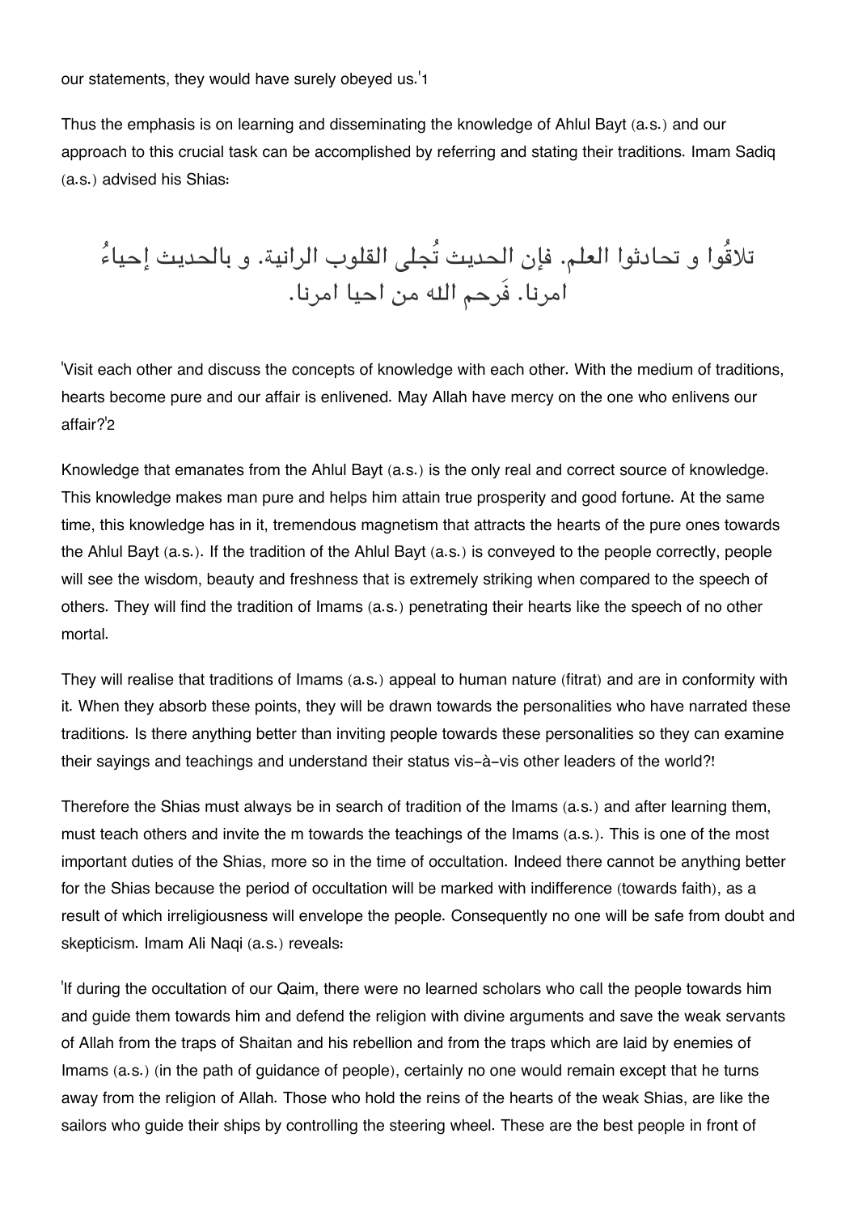our statements, they would have surely obeyed us.'[1]

Thus the emphasis is on learning and disseminating the knowledge of Ahlul Bayt (a.s.) and our approach to this crucial task can be accomplished by referring and stating their traditions. Imam Sadiq (a.s.) advised his Shias:

تلاقُوا و تحادثوا العلم. فإن الحديث تُجلى القلوب الرانية. و بالحديث إحياءُ امرنا. فَرحم الله من احيا امرنا.

'Visit each other and discuss the concepts of knowledge with each other. With the medium of traditions, hearts become pure and our affair is enlivened. May Allah have mercy on the one who enlivens our affair?'[2]

Knowledge that emanates from the Ahlul Bayt (a.s.) is the only real and correct source of knowledge. This knowledge makes man pure and helps him attain true prosperity and good fortune. At the same time, this knowledge has in it, tremendous magnetism that attracts the hearts of the pure ones towards the Ahlul Bayt (a.s.). If the tradition of the Ahlul Bayt (a.s.) is conveyed to the people correctly, people will see the wisdom, beauty and freshness that is extremely striking when compared to the speech of others. They will find the tradition of Imams (a.s.) penetrating their hearts like the speech of no other mortal.

They will realise that traditions of Imams (a.s.) appeal to human nature (fitrat) and are in conformity with it. When they absorb these points, they will be drawn towards the personalities who have narrated these traditions. Is there anything better than inviting people towards these personalities so they can examine their sayings and teachings and understand their status vis-à-vis other leaders of the world?!

Therefore the Shias must always be in search of tradition of the Imams (a.s.) and after learning them, must teach others and invite the m towards the teachings of the Imams (a.s.). This is one of the most important duties of the Shias, more so in the time of occultation. Indeed there cannot be anything better for the Shias because the period of occultation will be marked with indifference (towards faith), as a result of which irreligiousness will envelope the people. Consequently no one will be safe from doubt and skepticism. Imam Ali Naqi (a.s.) reveals:

'If during the occultation of our Qaim, there were no learned scholars who call the people towards him and guide them towards him and defend the religion with divine arguments and save the weak servants of Allah from the traps of Shaitan and his rebellion and from the traps which are laid by enemies of Imams (a.s.) (in the path of guidance of people), certainly no one would remain except that he turns away from the religion of Allah. Those who hold the reins of the hearts of the weak Shias, are like the sailors who guide their ships by controlling the steering wheel. These are the best people in front of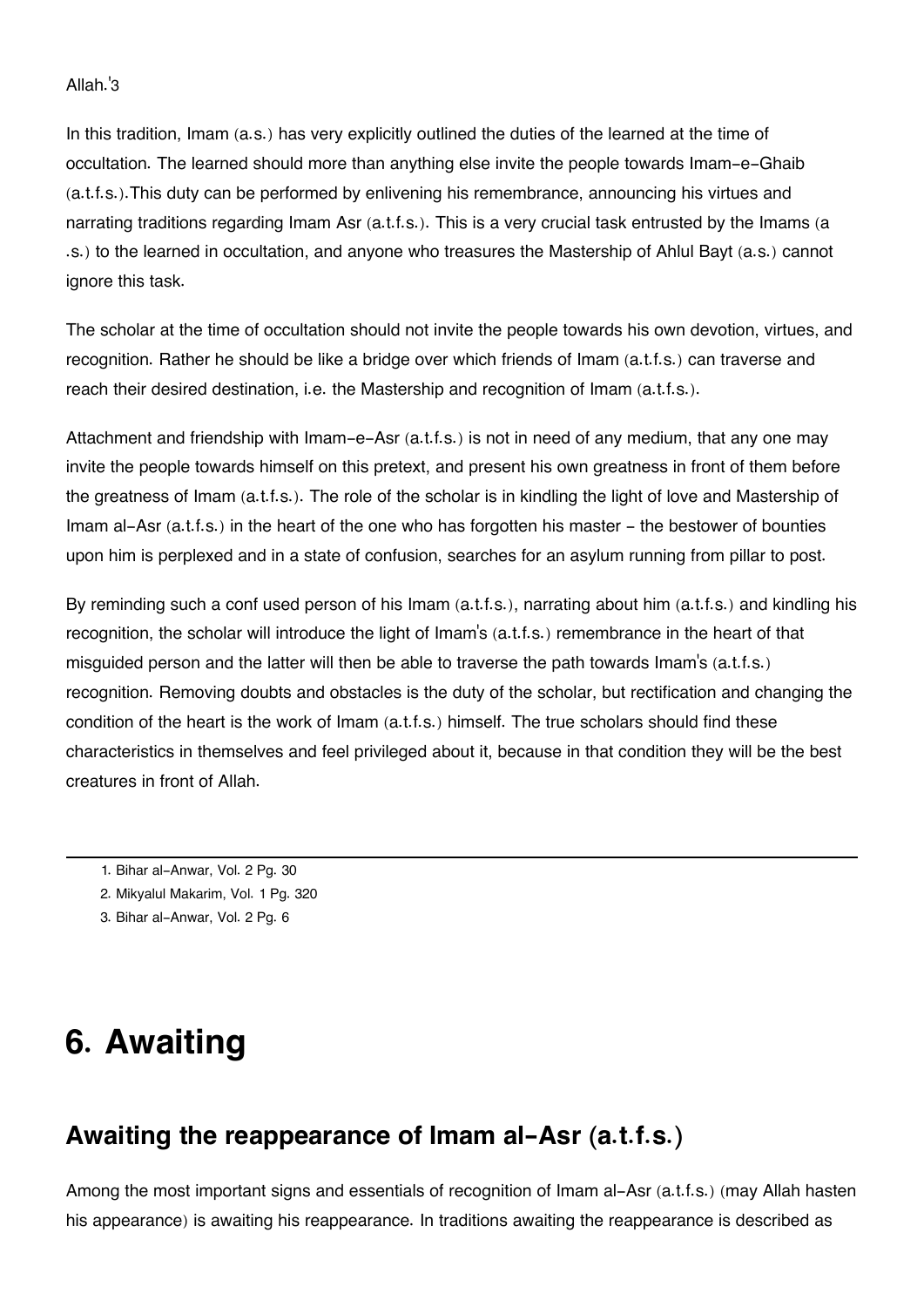Allah.'[3]

In this tradition, Imam (a.s.) has very explicitly outlined the duties of the learned at the time of occultation. The learned should more than anything else invite the people towards Imam-e-Ghaib (a.t.f.s.).This duty can be performed by enlivening his remembrance, announcing his virtues and narrating traditions regarding Imam Asr (a.t.f.s.). This is a very crucial task entrusted by the Imams (a .s.) to the learned in occultation, and anyone who treasures the Mastership of Ahlul Bayt (a.s.) cannot ignore this task.

The scholar at the time of occultation should not invite the people towards his own devotion, virtues, and recognition. Rather he should be like a bridge over which friends of Imam (a.t.f.s.) can traverse and reach their desired destination, i.e. the Mastership and recognition of Imam (a.t.f.s.).

Attachment and friendship with Imam-e-Asr (a.t.f.s.) is not in need of any medium, that any one may invite the people towards himself on this pretext, and present his own greatness in front of them before the greatness of Imam (a.t.f.s.). The role of the scholar is in kindling the light of love and Mastership of Imam al-Asr (a.t.f.s.) in the heart of the one who has forgotten his master - the bestower of bounties upon him is perplexed and in a state of confusion, searches for an asylum running from pillar to post.

By reminding such a conf used person of his Imam (a.t.f.s.), narrating about him (a.t.f.s.) and kindling his recognition, the scholar will introduce the light of Imam's (a.t.f.s.) remembrance in the heart of that misguided person and the latter will then be able to traverse the path towards Imam's (a.t.f.s.) recognition. Removing doubts and obstacles is the duty of the scholar, but rectification and changing the condition of the heart is the work of Imam (a.t.f.s.) himself. The true scholars should find these characteristics in themselves and feel privileged about it, because in that condition they will be the best creatures in front of Allah.

---

1. Bihar al-Anwar, Vol. 2 Pg. 30
2. Mikyalul Makarim, Vol. 1 Pg. 320
3. Bihar al-Anwar, Vol. 2 Pg. 6

# 6. Awaiting

## Awaiting the reappearance of Imam al-Asr (a.t.f.s.)

Among the most important signs and essentials of recognition of Imam al-Asr (a.t.f.s.) (may Allah hasten his appearance) is awaiting his reappearance. In traditions awaiting the reappearance is described as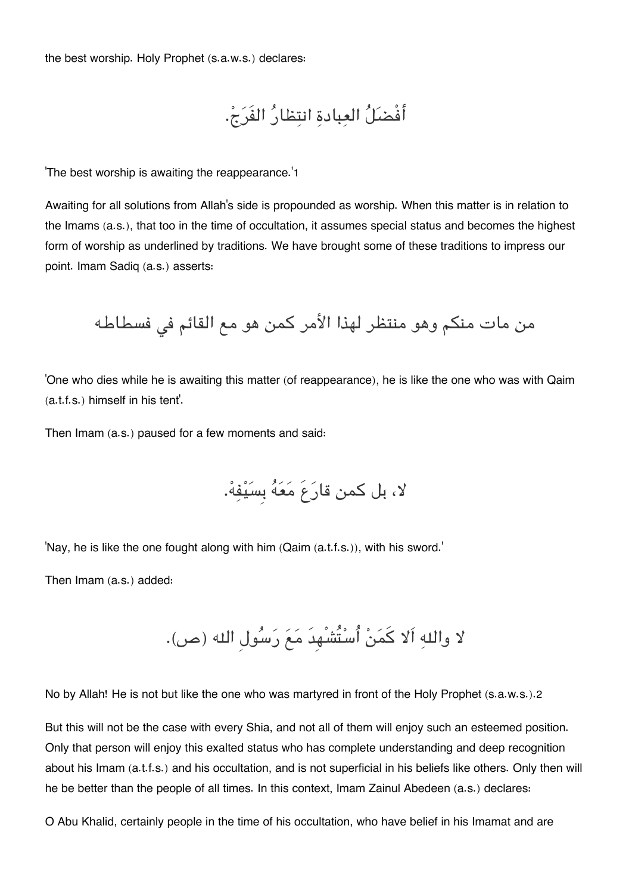the best worship. Holy Prophet (s.a.w.s.) declares:

أَفْضَلُ العِبادةِ انتِظارُ الفَرَجْ.

'The best worship is awaiting the reappearance.'1

Awaiting for all solutions from Allah's side is propounded as worship. When this matter is in relation to the Imams (a.s.), that too in the time of occultation, it assumes special status and becomes the highest form of worship as underlined by traditions. We have brought some of these traditions to impress our point. Imam Sadiq (a.s.) asserts:

من مات منكم وهو منتظر لهذا الأمر كمن هو مع القائم في فسطاطه

'One who dies while he is awaiting this matter (of reappearance), he is like the one who was with Qaim (a.t.f.s.) himself in his tent'.

Then Imam (a.s.) paused for a few moments and said:

لا، بل كمن قارَعَ مَعَهُ بِسَيْفِهْ.

'Nay, he is like the one fought along with him (Qaim (a.t.f.s.)), with his sword.'

Then Imam (a.s.) added:

لا واللهِ اَلا كَمَنْ اُسْتُشْهِدَ مَعَ رَسُولِ الله (ص).

No by Allah! He is not but like the one who was martyred in front of the Holy Prophet (s.a.w.s.).2

But this will not be the case with every Shia, and not all of them will enjoy such an esteemed position. Only that person will enjoy this exalted status who has complete understanding and deep recognition about his Imam (a.t.f.s.) and his occultation, and is not superficial in his beliefs like others. Only then will he be better than the people of all times. In this context, Imam Zainul Abedeen (a.s.) declares:

O Abu Khalid, certainly people in the time of his occultation, who have belief in his Imamat and are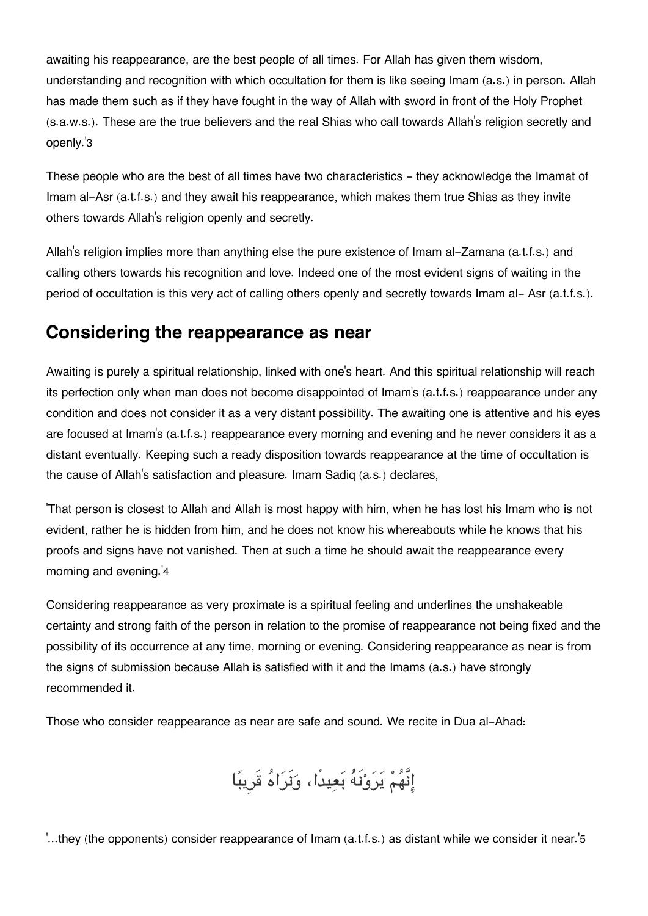awaiting his reappearance, are the best people of all times. For Allah has given them wisdom, understanding and recognition with which occultation for them is like seeing Imam (a.s.) in person. Allah has made them such as if they have fought in the way of Allah with sword in front of the Holy Prophet (s.a.w.s.). These are the true believers and the real Shias who call towards Allah's religion secretly and openly.'3

These people who are the best of all times have two characteristics - they acknowledge the Imamat of Imam al-Asr (a.t.f.s.) and they await his reappearance, which makes them true Shias as they invite others towards Allah's religion openly and secretly.

Allah's religion implies more than anything else the pure existence of Imam al-Zamana (a.t.f.s.) and calling others towards his recognition and love. Indeed one of the most evident signs of waiting in the period of occultation is this very act of calling others openly and secretly towards Imam al- Asr (a.t.f.s.).

## Considering the reappearance as near

Awaiting is purely a spiritual relationship, linked with one's heart. And this spiritual relationship will reach its perfection only when man does not become disappointed of Imam's (a.t.f.s.) reappearance under any condition and does not consider it as a very distant possibility. The awaiting one is attentive and his eyes are focused at Imam's (a.t.f.s.) reappearance every morning and evening and he never considers it as a distant eventually. Keeping such a ready disposition towards reappearance at the time of occultation is the cause of Allah's satisfaction and pleasure. Imam Sadiq (a.s.) declares,

'That person is closest to Allah and Allah is most happy with him, when he has lost his Imam who is not evident, rather he is hidden from him, and he does not know his whereabouts while he knows that his proofs and signs have not vanished. Then at such a time he should await the reappearance every morning and evening.'4

Considering reappearance as very proximate is a spiritual feeling and underlines the unshakeable certainty and strong faith of the person in relation to the promise of reappearance not being fixed and the possibility of its occurrence at any time, morning or evening. Considering reappearance as near is from the signs of submission because Allah is satisfied with it and the Imams (a.s.) have strongly recommended it.

Those who consider reappearance as near are safe and sound. We recite in Dua al-Ahad:

إِنَّهُمْ يَرَوْنَهُ بَعِيدًا، وَنَرَاهُ قَرِيبًا

'...they (the opponents) consider reappearance of Imam (a.t.f.s.) as distant while we consider it near.'5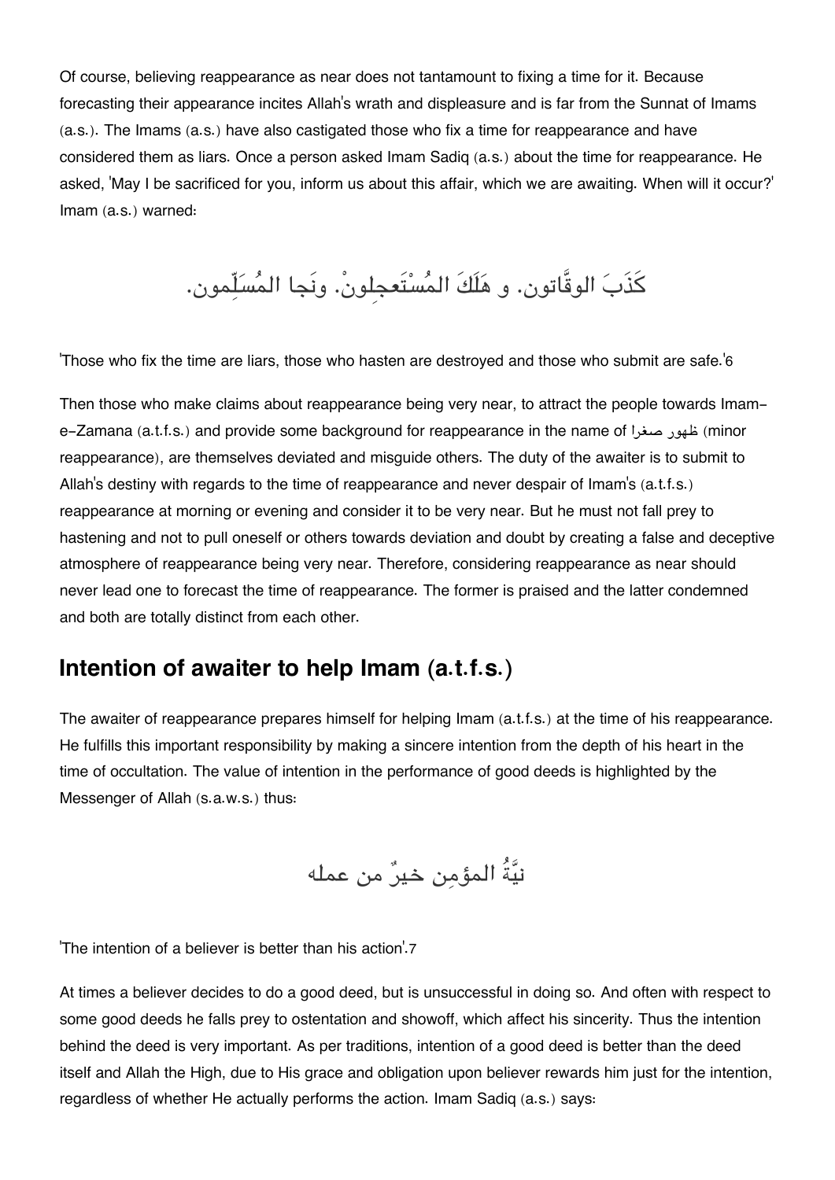Of course, believing reappearance as near does not tantamount to fixing a time for it. Because forecasting their appearance incites Allah's wrath and displeasure and is far from the Sunnat of Imams (a.s.). The Imams (a.s.) have also castigated those who fix a time for reappearance and have considered them as liars. Once a person asked Imam Sadiq (a.s.) about the time for reappearance. He asked, 'May I be sacrificed for you, inform us about this affair, which we are awaiting. When will it occur?' Imam (a.s.) warned:

كَذَبَ الوقَّاتون. و هَلَكَ المُسْتَعجِلونْ. ونَجا المُسَلِّمون.

'Those who fix the time are liars, those who hasten are destroyed and those who submit are safe.'6

Then those who make claims about reappearance being very near, to attract the people towards Imam-e-Zamana (a.t.f.s.) and provide some background for reappearance in the name of ظهور صغرا (minor reappearance), are themselves deviated and misguide others. The duty of the awaiter is to submit to Allah's destiny with regards to the time of reappearance and never despair of Imam's (a.t.f.s.) reappearance at morning or evening and consider it to be very near. But he must not fall prey to hastening and not to pull oneself or others towards deviation and doubt by creating a false and deceptive atmosphere of reappearance being very near. Therefore, considering reappearance as near should never lead one to forecast the time of reappearance. The former is praised and the latter condemned and both are totally distinct from each other.

## Intention of awaiter to help Imam (a.t.f.s.)

The awaiter of reappearance prepares himself for helping Imam (a.t.f.s.) at the time of his reappearance. He fulfills this important responsibility by making a sincere intention from the depth of his heart in the time of occultation. The value of intention in the performance of good deeds is highlighted by the Messenger of Allah (s.a.w.s.) thus:

نيَّةُ المؤمِن خيرٌ من عمله

'The intention of a believer is better than his action'.7

At times a believer decides to do a good deed, but is unsuccessful in doing so. And often with respect to some good deeds he falls prey to ostentation and showoff, which affect his sincerity. Thus the intention behind the deed is very important. As per traditions, intention of a good deed is better than the deed itself and Allah the High, due to His grace and obligation upon believer rewards him just for the intention, regardless of whether He actually performs the action. Imam Sadiq (a.s.) says: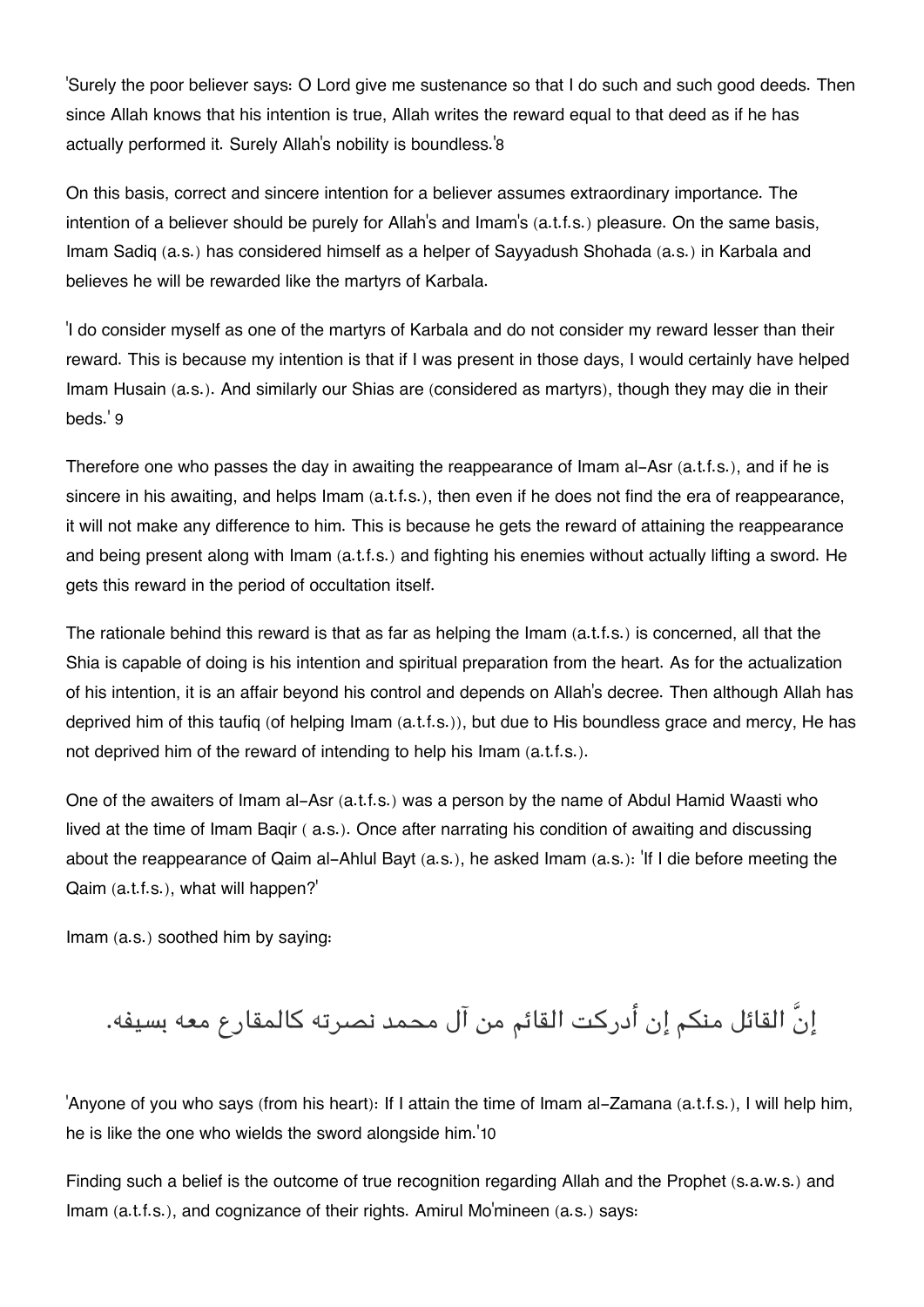'Surely the poor believer says: O Lord give me sustenance so that I do such and such good deeds. Then since Allah knows that his intention is true, Allah writes the reward equal to that deed as if he has actually performed it. Surely Allah's nobility is boundless.'[8]

On this basis, correct and sincere intention for a believer assumes extraordinary importance. The intention of a believer should be purely for Allah's and Imam's (a.t.f.s.) pleasure. On the same basis, Imam Sadiq (a.s.) has considered himself as a helper of Sayyadush Shohada (a.s.) in Karbala and believes he will be rewarded like the martyrs of Karbala.

'I do consider myself as one of the martyrs of Karbala and do not consider my reward lesser than their reward. This is because my intention is that if I was present in those days, I would certainly have helped Imam Husain (a.s.). And similarly our Shias are (considered as martyrs), though they may die in their beds.' [9]

Therefore one who passes the day in awaiting the reappearance of Imam al-Asr (a.t.f.s.), and if he is sincere in his awaiting, and helps Imam (a.t.f.s.), then even if he does not find the era of reappearance, it will not make any difference to him. This is because he gets the reward of attaining the reappearance and being present along with Imam (a.t.f.s.) and fighting his enemies without actually lifting a sword. He gets this reward in the period of occultation itself.

The rationale behind this reward is that as far as helping the Imam (a.t.f.s.) is concerned, all that the Shia is capable of doing is his intention and spiritual preparation from the heart. As for the actualization of his intention, it is an affair beyond his control and depends on Allah's decree. Then although Allah has deprived him of this taufiq (of helping Imam (a.t.f.s.)), but due to His boundless grace and mercy, He has not deprived him of the reward of intending to help his Imam (a.t.f.s.).

One of the awaiters of Imam al-Asr (a.t.f.s.) was a person by the name of Abdul Hamid Waasti who lived at the time of Imam Baqir ( a.s.). Once after narrating his condition of awaiting and discussing about the reappearance of Qaim al-Ahlul Bayt (a.s.), he asked Imam (a.s.): 'If I die before meeting the Qaim (a.t.f.s.), what will happen?'

Imam (a.s.) soothed him by saying:

إنَّ القائل منكم إن أدركت القائم من آل محمد نصرته كالمقارع معه بسيفه.

'Anyone of you who says (from his heart): If I attain the time of Imam al-Zamana (a.t.f.s.), I will help him, he is like the one who wields the sword alongside him.'[10]

Finding such a belief is the outcome of true recognition regarding Allah and the Prophet (s.a.w.s.) and Imam (a.t.f.s.), and cognizance of their rights. Amirul Mo'mineen (a.s.) says: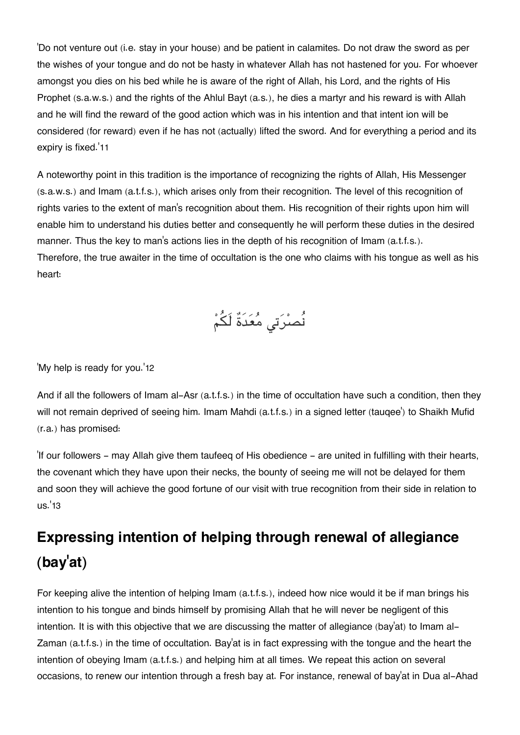'Do not venture out (i.e. stay in your house) and be patient in calamites. Do not draw the sword as per the wishes of your tongue and do not be hasty in whatever Allah has not hastened for you. For whoever amongst you dies on his bed while he is aware of the right of Allah, his Lord, and the rights of His Prophet (s.a.w.s.) and the rights of the Ahlul Bayt (a.s.), he dies a martyr and his reward is with Allah and he will find the reward of the good action which was in his intention and that intent ion will be considered (for reward) even if he has not (actually) lifted the sword. And for everything a period and its expiry is fixed.'[11]

A noteworthy point in this tradition is the importance of recognizing the rights of Allah, His Messenger (s.a.w.s.) and Imam (a.t.f.s.), which arises only from their recognition. The level of this recognition of rights varies to the extent of man's recognition about them. His recognition of their rights upon him will enable him to understand his duties better and consequently he will perform these duties in the desired manner. Thus the key to man's actions lies in the depth of his recognition of Imam (a.t.f.s.). Therefore, the true awaiter in the time of occultation is the one who claims with his tongue as well as his heart:

نُصْرَتِي مُعَدَّةٌ لَكُمْ

'My help is ready for you.'[12]

And if all the followers of Imam al-Asr (a.t.f.s.) in the time of occultation have such a condition, then they will not remain deprived of seeing him. Imam Mahdi (a.t.f.s.) in a signed letter (tauqee') to Shaikh Mufid (r.a.) has promised:

'If our followers - may Allah give them taufeeq of His obedience - are united in fulfilling with their hearts, the covenant which they have upon their necks, the bounty of seeing me will not be delayed for them and soon they will achieve the good fortune of our visit with true recognition from their side in relation to us.'[13]

## Expressing intention of helping through renewal of allegiance (bay'at)

For keeping alive the intention of helping Imam (a.t.f.s.), indeed how nice would it be if man brings his intention to his tongue and binds himself by promising Allah that he will never be negligent of this intention. It is with this objective that we are discussing the matter of allegiance (bay'at) to Imam al-Zaman (a.t.f.s.) in the time of occultation. Bay'at is in fact expressing with the tongue and the heart the intention of obeying Imam (a.t.f.s.) and helping him at all times. We repeat this action on several occasions, to renew our intention through a fresh bay at. For instance, renewal of bay'at in Dua al-Ahad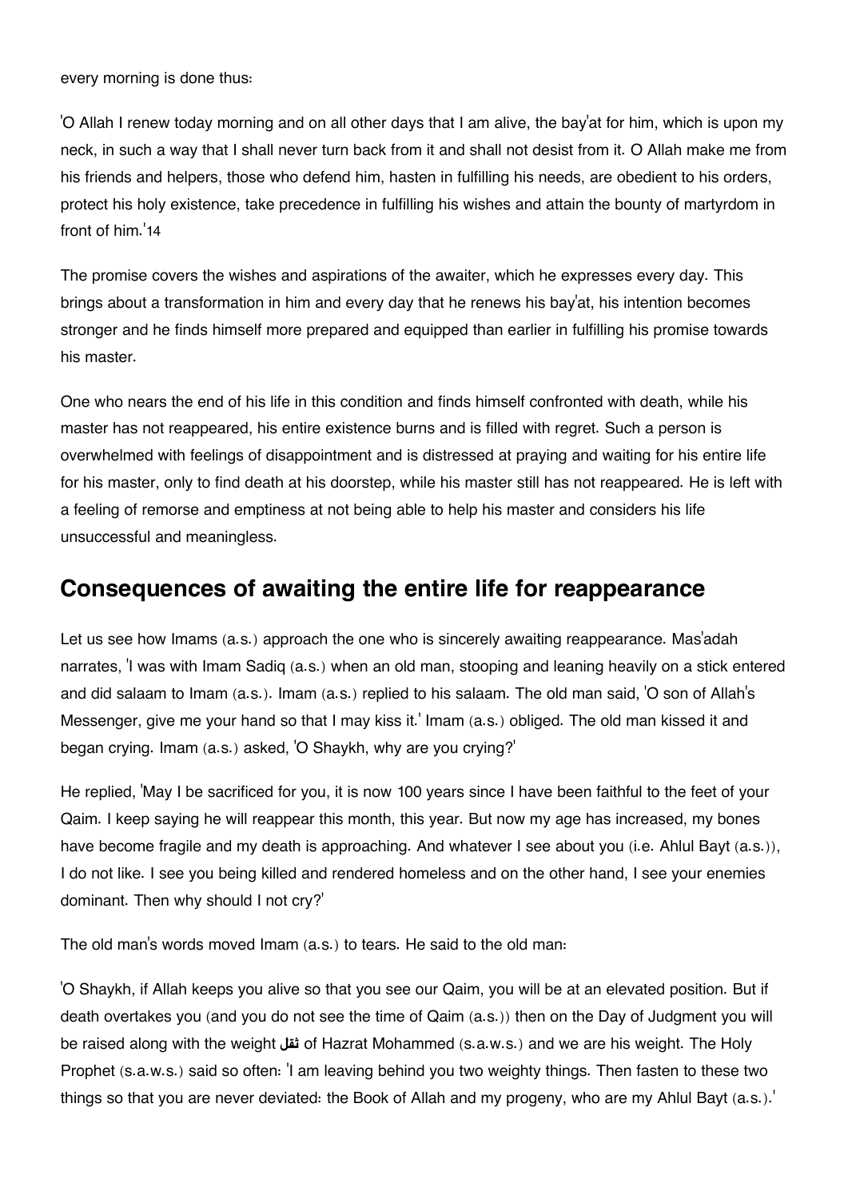every morning is done thus:

'O Allah I renew today morning and on all other days that I am alive, the bay'at for him, which is upon my neck, in such a way that I shall never turn back from it and shall not desist from it. O Allah make me from his friends and helpers, those who defend him, hasten in fulfilling his needs, are obedient to his orders, protect his holy existence, take precedence in fulfilling his wishes and attain the bounty of martyrdom in front of him.'[14]

The promise covers the wishes and aspirations of the awaiter, which he expresses every day. This brings about a transformation in him and every day that he renews his bay'at, his intention becomes stronger and he finds himself more prepared and equipped than earlier in fulfilling his promise towards his master.

One who nears the end of his life in this condition and finds himself confronted with death, while his master has not reappeared, his entire existence burns and is filled with regret. Such a person is overwhelmed with feelings of disappointment and is distressed at praying and waiting for his entire life for his master, only to find death at his doorstep, while his master still has not reappeared. He is left with a feeling of remorse and emptiness at not being able to help his master and considers his life unsuccessful and meaningless.

## Consequences of awaiting the entire life for reappearance

Let us see how Imams (a.s.) approach the one who is sincerely awaiting reappearance. Mas'adah narrates, 'I was with Imam Sadiq (a.s.) when an old man, stooping and leaning heavily on a stick entered and did salaam to Imam (a.s.). Imam (a.s.) replied to his salaam. The old man said, 'O son of Allah's Messenger, give me your hand so that I may kiss it.' Imam (a.s.) obliged. The old man kissed it and began crying. Imam (a.s.) asked, 'O Shaykh, why are you crying?'

He replied, 'May I be sacrificed for you, it is now 100 years since I have been faithful to the feet of your Qaim. I keep saying he will reappear this month, this year. But now my age has increased, my bones have become fragile and my death is approaching. And whatever I see about you (i.e. Ahlul Bayt (a.s.)), I do not like. I see you being killed and rendered homeless and on the other hand, I see your enemies dominant. Then why should I not cry?'

The old man's words moved Imam (a.s.) to tears. He said to the old man:

'O Shaykh, if Allah keeps you alive so that you see our Qaim, you will be at an elevated position. But if death overtakes you (and you do not see the time of Qaim (a.s.)) then on the Day of Judgment you will be raised along with the weight **ثقل** of Hazrat Mohammed (s.a.w.s.) and we are his weight. The Holy Prophet (s.a.w.s.) said so often: 'I am leaving behind you two weighty things. Then fasten to these two things so that you are never deviated: the Book of Allah and my progeny, who are my Ahlul Bayt (a.s.).'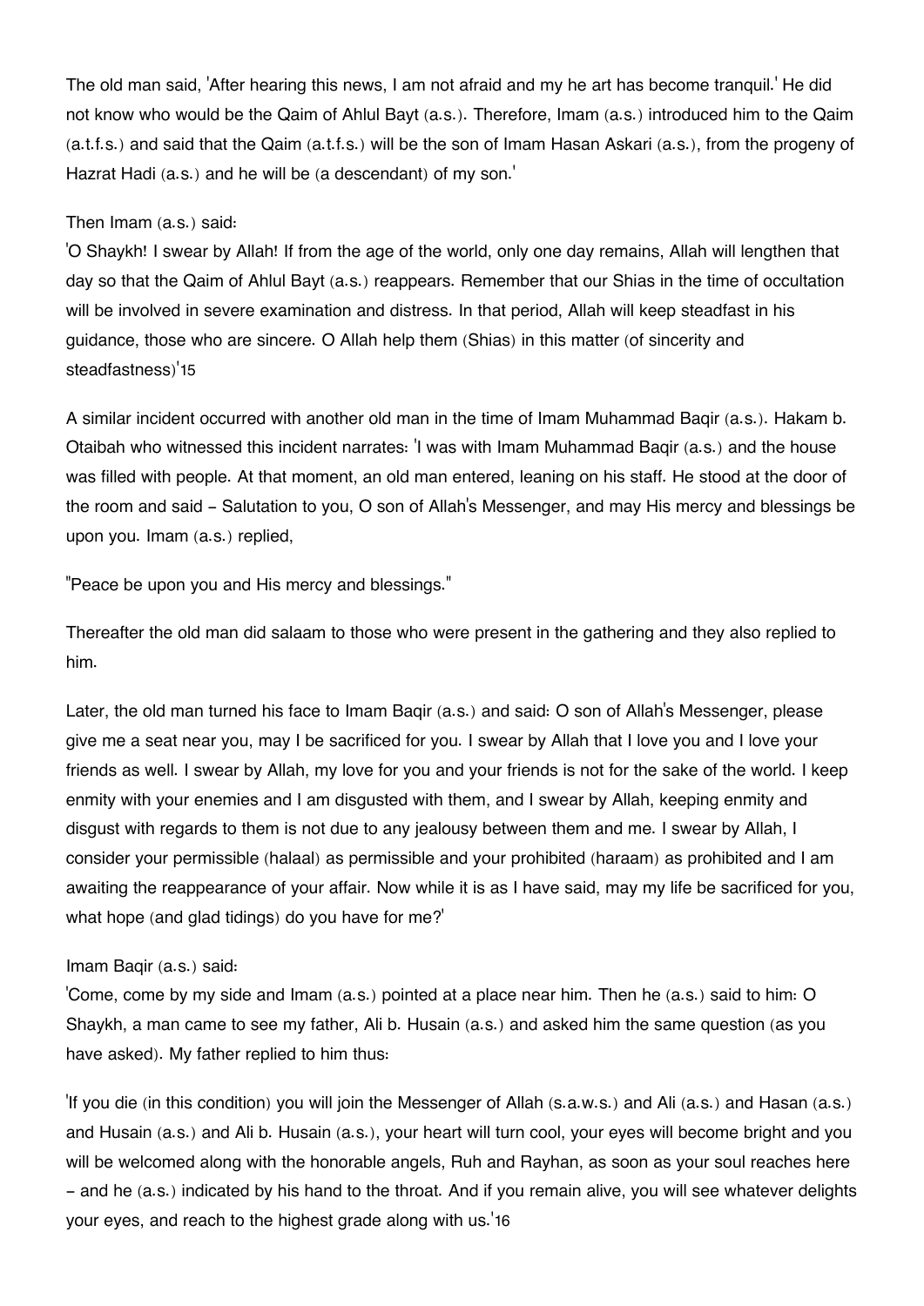The old man said, 'After hearing this news, I am not afraid and my he art has become tranquil.' He did not know who would be the Qaim of Ahlul Bayt (a.s.). Therefore, Imam (a.s.) introduced him to the Qaim (a.t.f.s.) and said that the Qaim (a.t.f.s.) will be the son of Imam Hasan Askari (a.s.), from the progeny of Hazrat Hadi (a.s.) and he will be (a descendant) of my son.'

Then Imam (a.s.) said:
'O Shaykh! I swear by Allah! If from the age of the world, only one day remains, Allah will lengthen that day so that the Qaim of Ahlul Bayt (a.s.) reappears. Remember that our Shias in the time of occultation will be involved in severe examination and distress. In that period, Allah will keep steadfast in his guidance, those who are sincere. O Allah help them (Shias) in this matter (of sincerity and steadfastness)'[15]

A similar incident occurred with another old man in the time of Imam Muhammad Baqir (a.s.). Hakam b. Otaibah who witnessed this incident narrates: 'I was with Imam Muhammad Baqir (a.s.) and the house was filled with people. At that moment, an old man entered, leaning on his staff. He stood at the door of the room and said – Salutation to you, O son of Allah's Messenger, and may His mercy and blessings be upon you. Imam (a.s.) replied,

"Peace be upon you and His mercy and blessings."

Thereafter the old man did salaam to those who were present in the gathering and they also replied to him.

Later, the old man turned his face to Imam Baqir (a.s.) and said: O son of Allah's Messenger, please give me a seat near you, may I be sacrificed for you. I swear by Allah that I love you and I love your friends as well. I swear by Allah, my love for you and your friends is not for the sake of the world. I keep enmity with your enemies and I am disgusted with them, and I swear by Allah, keeping enmity and disgust with regards to them is not due to any jealousy between them and me. I swear by Allah, I consider your permissible (halaal) as permissible and your prohibited (haraam) as prohibited and I am awaiting the reappearance of your affair. Now while it is as I have said, may my life be sacrificed for you, what hope (and glad tidings) do you have for me?'

Imam Baqir (a.s.) said:
'Come, come by my side and Imam (a.s.) pointed at a place near him. Then he (a.s.) said to him: O Shaykh, a man came to see my father, Ali b. Husain (a.s.) and asked him the same question (as you have asked). My father replied to him thus:

'If you die (in this condition) you will join the Messenger of Allah (s.a.w.s.) and Ali (a.s.) and Hasan (a.s.) and Husain (a.s.) and Ali b. Husain (a.s.), your heart will turn cool, your eyes will become bright and you will be welcomed along with the honorable angels, Ruh and Rayhan, as soon as your soul reaches here – and he (a.s.) indicated by his hand to the throat. And if you remain alive, you will see whatever delights your eyes, and reach to the highest grade along with us.'[16]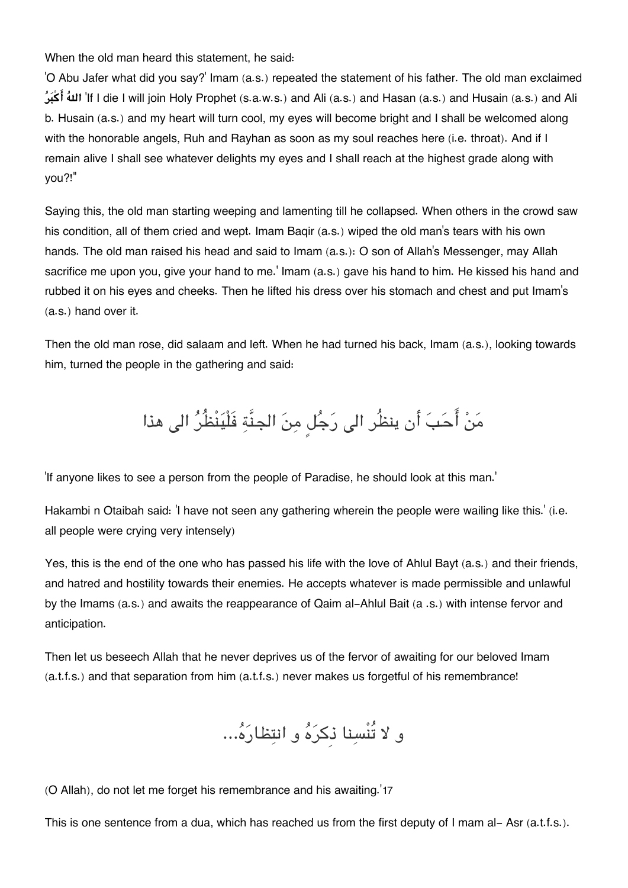When the old man heard this statement, he said:

'O Abu Jafer what did you say?' Imam (a.s.) repeated the statement of his father. The old man exclaimed **اللهُ أَكْبَرُ** 'If I die I will join Holy Prophet (s.a.w.s.) and Ali (a.s.) and Hasan (a.s.) and Husain (a.s.) and Ali b. Husain (a.s.) and my heart will turn cool, my eyes will become bright and I shall be welcomed along with the honorable angels, Ruh and Rayhan as soon as my soul reaches here (i.e. throat). And if I remain alive I shall see whatever delights my eyes and I shall reach at the highest grade along with you?!"

Saying this, the old man starting weeping and lamenting till he collapsed. When others in the crowd saw his condition, all of them cried and wept. Imam Baqir (a.s.) wiped the old man's tears with his own hands. The old man raised his head and said to Imam (a.s.): O son of Allah's Messenger, may Allah sacrifice me upon you, give your hand to me.' Imam (a.s.) gave his hand to him. He kissed his hand and rubbed it on his eyes and cheeks. Then he lifted his dress over his stomach and chest and put Imam's (a.s.) hand over it.

Then the old man rose, did salaam and left. When he had turned his back, Imam (a.s.), looking towards him, turned the people in the gathering and said:

مَنْ أَحَبَ أن ينظُر الى رَجُلٍ مِنَ الجنَّةِ فَلْيَنْظُرُ الى هذا

'If anyone likes to see a person from the people of Paradise, he should look at this man.'

Hakambi n Otaibah said: 'I have not seen any gathering wherein the people were wailing like this.' (i.e. all people were crying very intensely)

Yes, this is the end of the one who has passed his life with the love of Ahlul Bayt (a.s.) and their friends, and hatred and hostility towards their enemies. He accepts whatever is made permissible and unlawful by the Imams (a.s.) and awaits the reappearance of Qaim al-Ahlul Bait (a .s.) with intense fervor and anticipation.

Then let us beseech Allah that he never deprives us of the fervor of awaiting for our beloved Imam (a.t.f.s.) and that separation from him (a.t.f.s.) never makes us forgetful of his remembrance!

و لا تُنْسِنا ذِكرَهُ و انتِظارَهُ...

(O Allah), do not let me forget his remembrance and his awaiting.'17

This is one sentence from a dua, which has reached us from the first deputy of I mam al- Asr (a.t.f.s.).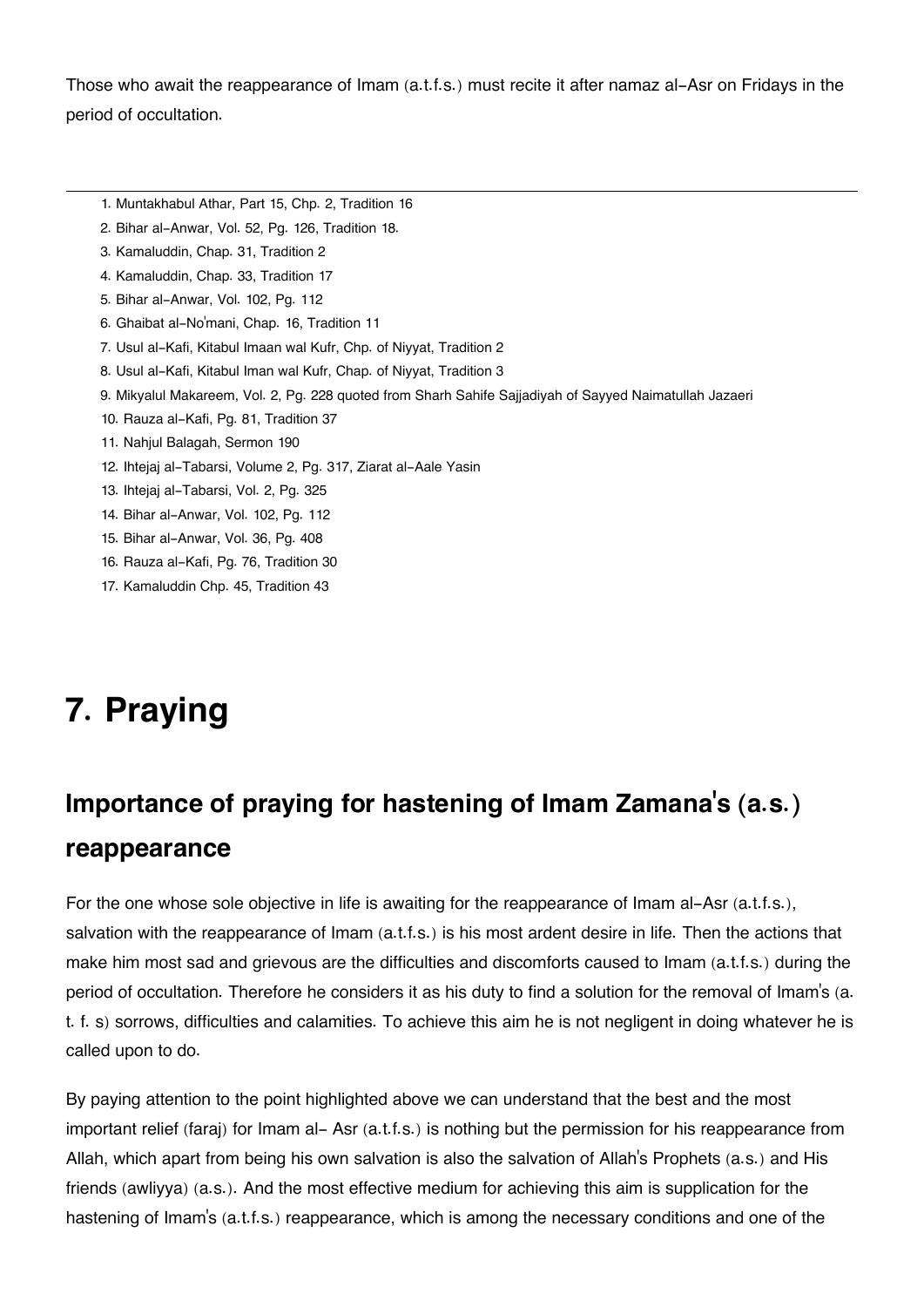Those who await the reappearance of Imam (a.t.f.s.) must recite it after namaz al-Asr on Fridays in the period of occultation.

---

1. Muntakhabul Athar, Part 15, Chp. 2, Tradition 16
2. Bihar al-Anwar, Vol. 52, Pg. 126, Tradition 18.
3. Kamaluddin, Chap. 31, Tradition 2
4. Kamaluddin, Chap. 33, Tradition 17
5. Bihar al-Anwar, Vol. 102, Pg. 112
6. Ghaibat al-No'mani, Chap. 16, Tradition 11
7. Usul al-Kafi, Kitabul Imaan wal Kufr, Chp. of Niyyat, Tradition 2
8. Usul al-Kafi, Kitabul Iman wal Kufr, Chap. of Niyyat, Tradition 3
9. Mikyalul Makareem, Vol. 2, Pg. 228 quoted from Sharh Sahife Sajjadiyah of Sayyed Naimatullah Jazaeri
10. Rauza al-Kafi, Pg. 81, Tradition 37
11. Nahjul Balagah, Sermon 190
12. Ihtejaj al-Tabarsi, Volume 2, Pg. 317, Ziarat al-Aale Yasin
13. Ihtejaj al-Tabarsi, Vol. 2, Pg. 325
14. Bihar al-Anwar, Vol. 102, Pg. 112
15. Bihar al-Anwar, Vol. 36, Pg. 408
16. Rauza al-Kafi, Pg. 76, Tradition 30
17. Kamaluddin Chp. 45, Tradition 43

# 7. Praying

## Importance of praying for hastening of Imam Zamana's (a.s.) reappearance

For the one whose sole objective in life is awaiting for the reappearance of Imam al-Asr (a.t.f.s.), salvation with the reappearance of Imam (a.t.f.s.) is his most ardent desire in life. Then the actions that make him most sad and grievous are the difficulties and discomforts caused to Imam (a.t.f.s.) during the period of occultation. Therefore he considers it as his duty to find a solution for the removal of Imam's (a. t. f. s) sorrows, difficulties and calamities. To achieve this aim he is not negligent in doing whatever he is called upon to do.

By paying attention to the point highlighted above we can understand that the best and the most important relief (faraj) for Imam al- Asr (a.t.f.s.) is nothing but the permission for his reappearance from Allah, which apart from being his own salvation is also the salvation of Allah's Prophets (a.s.) and His friends (awliyya) (a.s.). And the most effective medium for achieving this aim is supplication for the hastening of Imam's (a.t.f.s.) reappearance, which is among the necessary conditions and one of the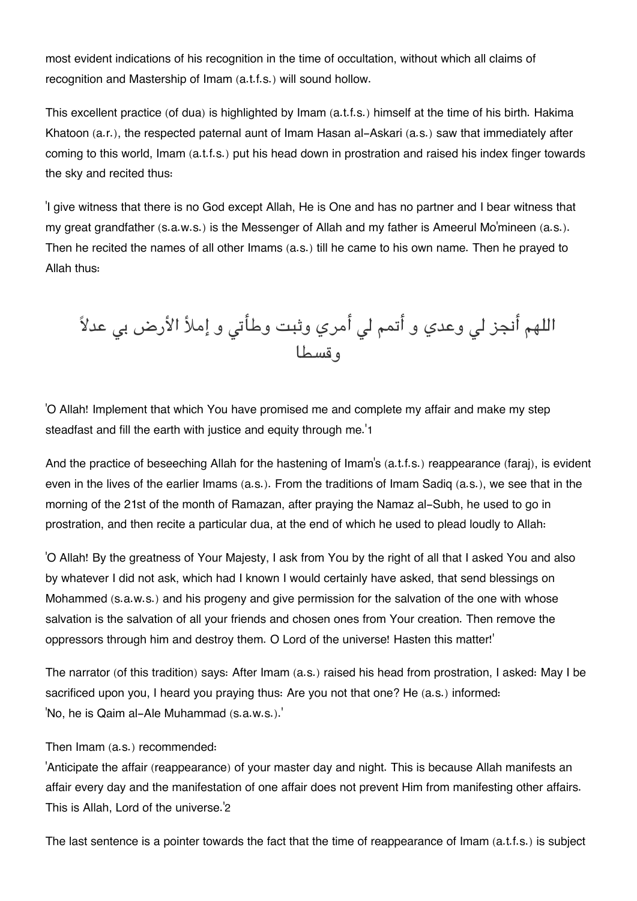most evident indications of his recognition in the time of occultation, without which all claims of recognition and Mastership of Imam (a.t.f.s.) will sound hollow.

This excellent practice (of dua) is highlighted by Imam (a.t.f.s.) himself at the time of his birth. Hakima Khatoon (a.r.), the respected paternal aunt of Imam Hasan al-Askari (a.s.) saw that immediately after coming to this world, Imam (a.t.f.s.) put his head down in prostration and raised his index finger towards the sky and recited thus:

'I give witness that there is no God except Allah, He is One and has no partner and I bear witness that my great grandfather (s.a.w.s.) is the Messenger of Allah and my father is Ameerul Mo'mineen (a.s.). Then he recited the names of all other Imams (a.s.) till he came to his own name. Then he prayed to Allah thus:

اللهم أنجز لي وعدي و أتمم لي أمري وثبت وطأتي و إملأ الأرض بي عدلاً وقسطا

'O Allah! Implement that which You have promised me and complete my affair and make my step steadfast and fill the earth with justice and equity through me.'[1]

And the practice of beseeching Allah for the hastening of Imam's (a.t.f.s.) reappearance (faraj), is evident even in the lives of the earlier Imams (a.s.). From the traditions of Imam Sadiq (a.s.), we see that in the morning of the 21st of the month of Ramazan, after praying the Namaz al-Subh, he used to go in prostration, and then recite a particular dua, at the end of which he used to plead loudly to Allah:

'O Allah! By the greatness of Your Majesty, I ask from You by the right of all that I asked You and also by whatever I did not ask, which had I known I would certainly have asked, that send blessings on Mohammed (s.a.w.s.) and his progeny and give permission for the salvation of the one with whose salvation is the salvation of all your friends and chosen ones from Your creation. Then remove the oppressors through him and destroy them. O Lord of the universe! Hasten this matter!'

The narrator (of this tradition) says: After Imam (a.s.) raised his head from prostration, I asked: May I be sacrificed upon you, I heard you praying thus: Are you not that one? He (a.s.) informed:
'No, he is Qaim al-Ale Muhammad (s.a.w.s.).'

Then Imam (a.s.) recommended:
'Anticipate the affair (reappearance) of your master day and night. This is because Allah manifests an affair every day and the manifestation of one affair does not prevent Him from manifesting other affairs. This is Allah, Lord of the universe.'[2]

The last sentence is a pointer towards the fact that the time of reappearance of Imam (a.t.f.s.) is subject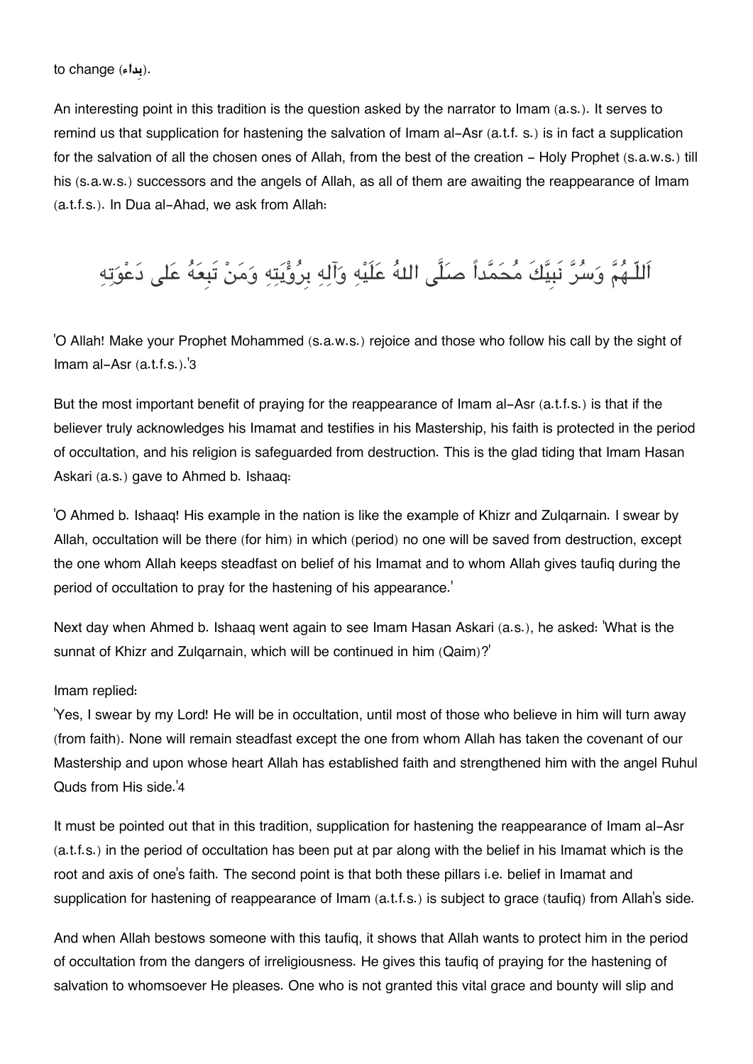to change (بداء).

An interesting point in this tradition is the question asked by the narrator to Imam (a.s.). It serves to remind us that supplication for hastening the salvation of Imam al-Asr (a.t.f. s.) is in fact a supplication for the salvation of all the chosen ones of Allah, from the best of the creation - Holy Prophet (s.a.w.s.) till his (s.a.w.s.) successors and the angels of Allah, as all of them are awaiting the reappearance of Imam (a.t.f.s.). In Dua al-Ahad, we ask from Allah:

اَللّـهُمَّ وَسُرَّ نَبِيَّكَ مُحَمَّداً صَلَّى اللهُ عَلَيْهِ وَآلِهِ بِرُؤْيَتِهِ وَمَنْ تَبِعَهُ عَلى دَعْوَتِهِ

'O Allah! Make your Prophet Mohammed (s.a.w.s.) rejoice and those who follow his call by the sight of Imam al-Asr (a.t.f.s.).'3

But the most important benefit of praying for the reappearance of Imam al-Asr (a.t.f.s.) is that if the believer truly acknowledges his Imamat and testifies in his Mastership, his faith is protected in the period of occultation, and his religion is safeguarded from destruction. This is the glad tiding that Imam Hasan Askari (a.s.) gave to Ahmed b. Ishaaq:

'O Ahmed b. Ishaaq! His example in the nation is like the example of Khizr and Zulqarnain. I swear by Allah, occultation will be there (for him) in which (period) no one will be saved from destruction, except the one whom Allah keeps steadfast on belief of his Imamat and to whom Allah gives taufiq during the period of occultation to pray for the hastening of his appearance.'

Next day when Ahmed b. Ishaaq went again to see Imam Hasan Askari (a.s.), he asked: 'What is the sunnat of Khizr and Zulqarnain, which will be continued in him (Qaim)?'

Imam replied:
'Yes, I swear by my Lord! He will be in occultation, until most of those who believe in him will turn away (from faith). None will remain steadfast except the one from whom Allah has taken the covenant of our Mastership and upon whose heart Allah has established faith and strengthened him with the angel Ruhul Quds from His side.'4

It must be pointed out that in this tradition, supplication for hastening the reappearance of Imam al-Asr (a.t.f.s.) in the period of occultation has been put at par along with the belief in his Imamat which is the root and axis of one's faith. The second point is that both these pillars i.e. belief in Imamat and supplication for hastening of reappearance of Imam (a.t.f.s.) is subject to grace (taufiq) from Allah's side.

And when Allah bestows someone with this taufiq, it shows that Allah wants to protect him in the period of occultation from the dangers of irreligiousness. He gives this taufiq of praying for the hastening of salvation to whomsoever He pleases. One who is not granted this vital grace and bounty will slip and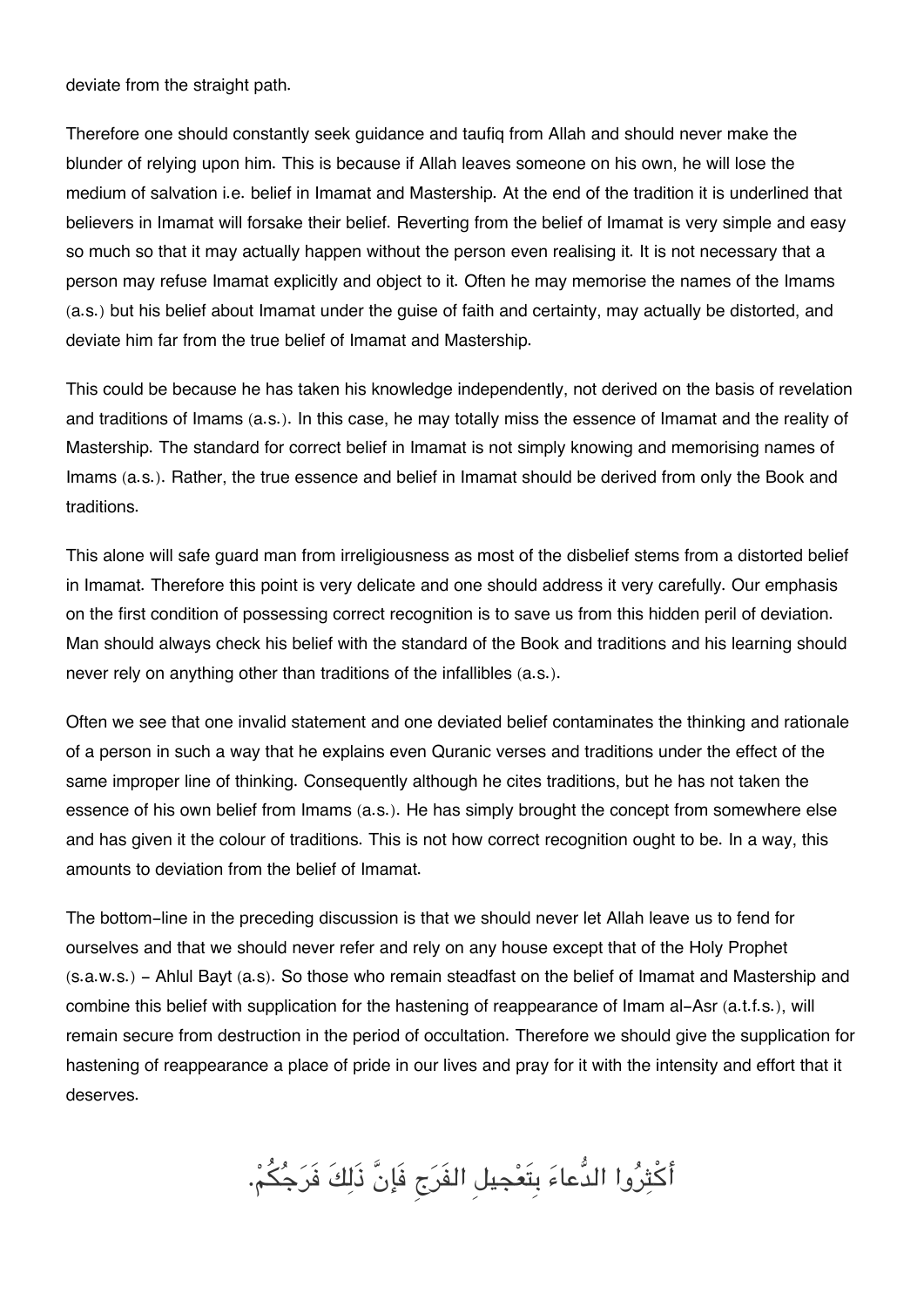deviate from the straight path.

Therefore one should constantly seek guidance and taufiq from Allah and should never make the blunder of relying upon him. This is because if Allah leaves someone on his own, he will lose the medium of salvation i.e. belief in Imamat and Mastership. At the end of the tradition it is underlined that believers in Imamat will forsake their belief. Reverting from the belief of Imamat is very simple and easy so much so that it may actually happen without the person even realising it. It is not necessary that a person may refuse Imamat explicitly and object to it. Often he may memorise the names of the Imams (a.s.) but his belief about Imamat under the guise of faith and certainty, may actually be distorted, and deviate him far from the true belief of Imamat and Mastership.

This could be because he has taken his knowledge independently, not derived on the basis of revelation and traditions of Imams (a.s.). In this case, he may totally miss the essence of Imamat and the reality of Mastership. The standard for correct belief in Imamat is not simply knowing and memorising names of Imams (a.s.). Rather, the true essence and belief in Imamat should be derived from only the Book and traditions.

This alone will safe guard man from irreligiousness as most of the disbelief stems from a distorted belief in Imamat. Therefore this point is very delicate and one should address it very carefully. Our emphasis on the first condition of possessing correct recognition is to save us from this hidden peril of deviation. Man should always check his belief with the standard of the Book and traditions and his learning should never rely on anything other than traditions of the infallibles (a.s.).

Often we see that one invalid statement and one deviated belief contaminates the thinking and rationale of a person in such a way that he explains even Quranic verses and traditions under the effect of the same improper line of thinking. Consequently although he cites traditions, but he has not taken the essence of his own belief from Imams (a.s.). He has simply brought the concept from somewhere else and has given it the colour of traditions. This is not how correct recognition ought to be. In a way, this amounts to deviation from the belief of Imamat.

The bottom-line in the preceding discussion is that we should never let Allah leave us to fend for ourselves and that we should never refer and rely on any house except that of the Holy Prophet (s.a.w.s.) - Ahlul Bayt (a.s). So those who remain steadfast on the belief of Imamat and Mastership and combine this belief with supplication for the hastening of reappearance of Imam al-Asr (a.t.f.s.), will remain secure from destruction in the period of occultation. Therefore we should give the supplication for hastening of reappearance a place of pride in our lives and pray for it with the intensity and effort that it deserves.

أَكْثِرُوا الدُّعاءَ بِتَعْجيلِ الفَرَجِ فَإِنَّ ذَلِكَ فَرَجُكُمْ.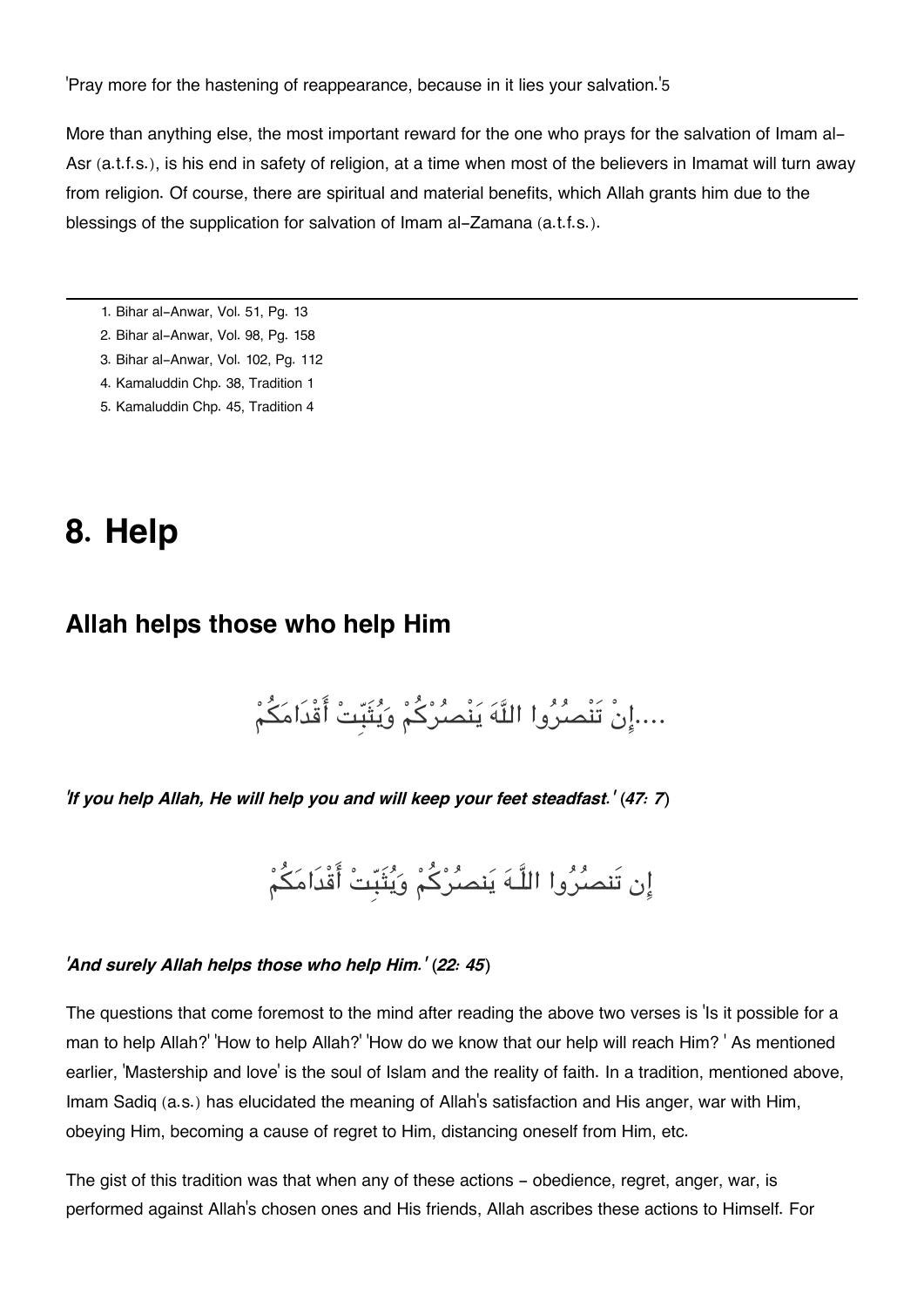'Pray more for the hastening of reappearance, because in it lies your salvation.'5

More than anything else, the most important reward for the one who prays for the salvation of Imam al-Asr (a.t.f.s.), is his end in safety of religion, at a time when most of the believers in Imamat will turn away from religion. Of course, there are spiritual and material benefits, which Allah grants him due to the blessings of the supplication for salvation of Imam al-Zamana (a.t.f.s.).

---

1. Bihar al-Anwar, Vol. 51, Pg. 13
2. Bihar al-Anwar, Vol. 98, Pg. 158
3. Bihar al-Anwar, Vol. 102, Pg. 112
4. Kamaluddin Chp. 38, Tradition 1
5. Kamaluddin Chp. 45, Tradition 4

# 8. Help

## Allah helps those who help Him

....إِنْ تَنْصُرُوا اللَّهَ يَنْصُرْكُمْ وَيُثَبِّتْ أَقْدَامَكُمْ

*'If you help Allah, He will help you and will keep your feet steadfast.'* (*47: 7*)

إِن تَنصُرُوا اللَّـهَ يَنصُرْكُمْ وَيُثَبِّتْ أَقْدَامَكُمْ

*'And surely Allah helps those who help Him.'* (*22: 45*)

The questions that come foremost to the mind after reading the above two verses is 'Is it possible for a man to help Allah?' 'How to help Allah?' 'How do we know that our help will reach Him? ' As mentioned earlier, 'Mastership and love' is the soul of Islam and the reality of faith. In a tradition, mentioned above, Imam Sadiq (a.s.) has elucidated the meaning of Allah's satisfaction and His anger, war with Him, obeying Him, becoming a cause of regret to Him, distancing oneself from Him, etc.

The gist of this tradition was that when any of these actions - obedience, regret, anger, war, is performed against Allah's chosen ones and His friends, Allah ascribes these actions to Himself. For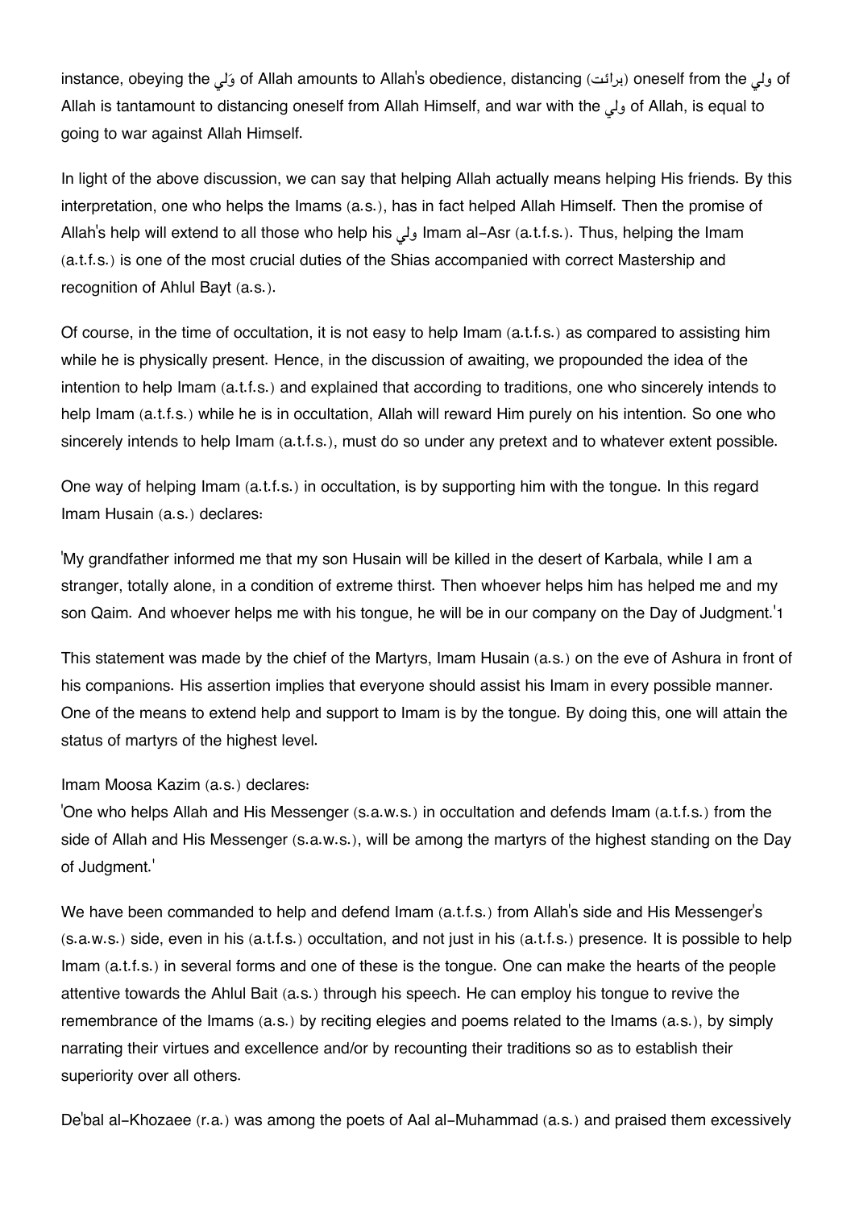instance, obeying the وَلي of Allah amounts to Allah's obedience, distancing (برائت) oneself from the ولي of Allah is tantamount to distancing oneself from Allah Himself, and war with the ولي of Allah, is equal to going to war against Allah Himself.

In light of the above discussion, we can say that helping Allah actually means helping His friends. By this interpretation, one who helps the Imams (a.s.), has in fact helped Allah Himself. Then the promise of Allah's help will extend to all those who help his ولي Imam al-Asr (a.t.f.s.). Thus, helping the Imam (a.t.f.s.) is one of the most crucial duties of the Shias accompanied with correct Mastership and recognition of Ahlul Bayt (a.s.).

Of course, in the time of occultation, it is not easy to help Imam (a.t.f.s.) as compared to assisting him while he is physically present. Hence, in the discussion of awaiting, we propounded the idea of the intention to help Imam (a.t.f.s.) and explained that according to traditions, one who sincerely intends to help Imam (a.t.f.s.) while he is in occultation, Allah will reward Him purely on his intention. So one who sincerely intends to help Imam (a.t.f.s.), must do so under any pretext and to whatever extent possible.

One way of helping Imam (a.t.f.s.) in occultation, is by supporting him with the tongue. In this regard Imam Husain (a.s.) declares:

'My grandfather informed me that my son Husain will be killed in the desert of Karbala, while I am a stranger, totally alone, in a condition of extreme thirst. Then whoever helps him has helped me and my son Qaim. And whoever helps me with his tongue, he will be in our company on the Day of Judgment.'[1]

This statement was made by the chief of the Martyrs, Imam Husain (a.s.) on the eve of Ashura in front of his companions. His assertion implies that everyone should assist his Imam in every possible manner. One of the means to extend help and support to Imam is by the tongue. By doing this, one will attain the status of martyrs of the highest level.

Imam Moosa Kazim (a.s.) declares:
'One who helps Allah and His Messenger (s.a.w.s.) in occultation and defends Imam (a.t.f.s.) from the side of Allah and His Messenger (s.a.w.s.), will be among the martyrs of the highest standing on the Day of Judgment.'

We have been commanded to help and defend Imam (a.t.f.s.) from Allah's side and His Messenger's (s.a.w.s.) side, even in his (a.t.f.s.) occultation, and not just in his (a.t.f.s.) presence. It is possible to help Imam (a.t.f.s.) in several forms and one of these is the tongue. One can make the hearts of the people attentive towards the Ahlul Bait (a.s.) through his speech. He can employ his tongue to revive the remembrance of the Imams (a.s.) by reciting elegies and poems related to the Imams (a.s.), by simply narrating their virtues and excellence and/or by recounting their traditions so as to establish their superiority over all others.

De'bal al-Khozaee (r.a.) was among the poets of Aal al-Muhammad (a.s.) and praised them excessively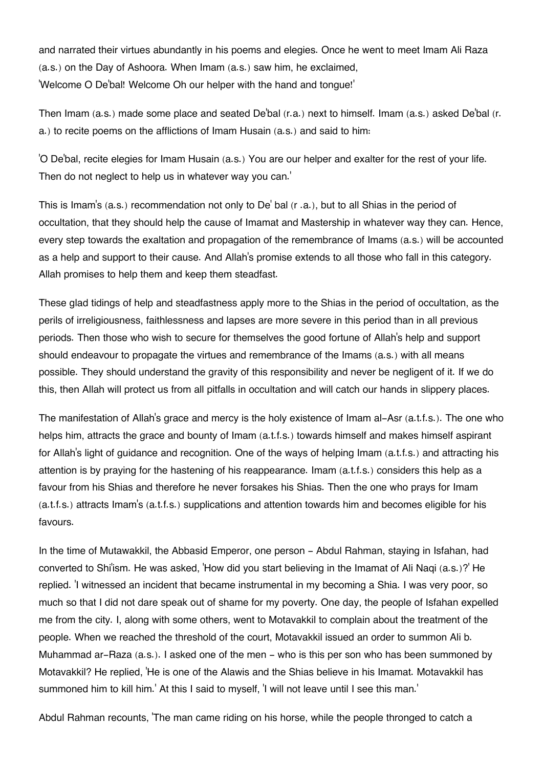and narrated their virtues abundantly in his poems and elegies. Once he went to meet Imam Ali Raza (a.s.) on the Day of Ashoora. When Imam (a.s.) saw him, he exclaimed, 'Welcome O De'bal! Welcome Oh our helper with the hand and tongue!'

Then Imam (a.s.) made some place and seated De'bal (r.a.) next to himself. Imam (a.s.) asked De'bal (r. a.) to recite poems on the afflictions of Imam Husain (a.s.) and said to him:

'O De'bal, recite elegies for Imam Husain (a.s.) You are our helper and exalter for the rest of your life. Then do not neglect to help us in whatever way you can.'

This is Imam's (a.s.) recommendation not only to De' bal (r .a.), but to all Shias in the period of occultation, that they should help the cause of Imamat and Mastership in whatever way they can. Hence, every step towards the exaltation and propagation of the remembrance of Imams (a.s.) will be accounted as a help and support to their cause. And Allah's promise extends to all those who fall in this category. Allah promises to help them and keep them steadfast.

These glad tidings of help and steadfastness apply more to the Shias in the period of occultation, as the perils of irreligiousness, faithlessness and lapses are more severe in this period than in all previous periods. Then those who wish to secure for themselves the good fortune of Allah's help and support should endeavour to propagate the virtues and remembrance of the Imams (a.s.) with all means possible. They should understand the gravity of this responsibility and never be negligent of it. If we do this, then Allah will protect us from all pitfalls in occultation and will catch our hands in slippery places.

The manifestation of Allah's grace and mercy is the holy existence of Imam al-Asr (a.t.f.s.). The one who helps him, attracts the grace and bounty of Imam (a.t.f.s.) towards himself and makes himself aspirant for Allah's light of guidance and recognition. One of the ways of helping Imam (a.t.f.s.) and attracting his attention is by praying for the hastening of his reappearance. Imam (a.t.f.s.) considers this help as a favour from his Shias and therefore he never forsakes his Shias. Then the one who prays for Imam (a.t.f.s.) attracts Imam's (a.t.f.s.) supplications and attention towards him and becomes eligible for his favours.

In the time of Mutawakkil, the Abbasid Emperor, one person - Abdul Rahman, staying in Isfahan, had converted to Shi'ism. He was asked, 'How did you start believing in the Imamat of Ali Naqi (a.s.)?' He replied. 'I witnessed an incident that became instrumental in my becoming a Shia. I was very poor, so much so that I did not dare speak out of shame for my poverty. One day, the people of Isfahan expelled me from the city. I, along with some others, went to Motavakkil to complain about the treatment of the people. When we reached the threshold of the court, Motavakkil issued an order to summon Ali b. Muhammad ar-Raza (a.s.). I asked one of the men - who is this per son who has been summoned by Motavakkil? He replied, 'He is one of the Alawis and the Shias believe in his Imamat. Motavakkil has summoned him to kill him.' At this I said to myself, 'I will not leave until I see this man.'

Abdul Rahman recounts, 'The man came riding on his horse, while the people thronged to catch a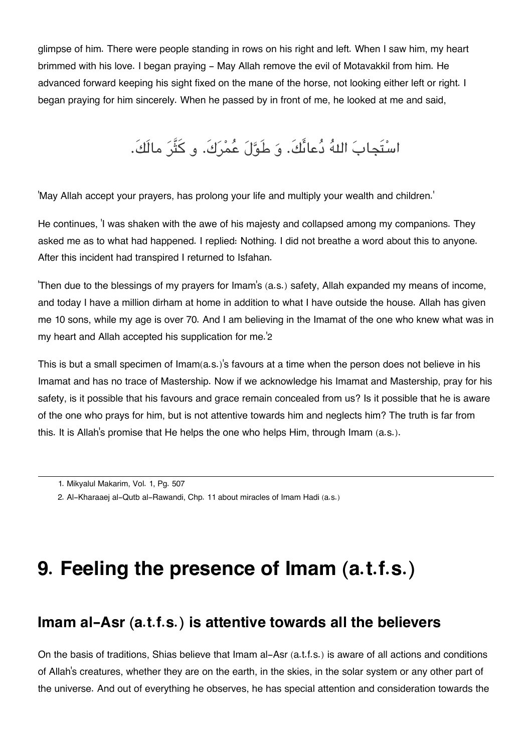glimpse of him. There were people standing in rows on his right and left. When I saw him, my heart brimmed with his love. I began praying - May Allah remove the evil of Motavakkil from him. He advanced forward keeping his sight fixed on the mane of the horse, not looking either left or right. I began praying for him sincerely. When he passed by in front of me, he looked at me and said,

اسْتَجابَ اللهُ دُعائَكَ. وَ طَوَّلَ عُمْرَكَ. و كَثَّرَ مالَكَ.

'May Allah accept your prayers, has prolong your life and multiply your wealth and children.'

He continues, 'I was shaken with the awe of his majesty and collapsed among my companions. They asked me as to what had happened. I replied: Nothing. I did not breathe a word about this to anyone. After this incident had transpired I returned to Isfahan.

'Then due to the blessings of my prayers for Imam's (a.s.) safety, Allah expanded my means of income, and today I have a million dirham at home in addition to what I have outside the house. Allah has given me 10 sons, while my age is over 70. And I am believing in the Imamat of the one who knew what was in my heart and Allah accepted his supplication for me.'[2]

This is but a small specimen of Imam(a.s.)'s favours at a time when the person does not believe in his Imamat and has no trace of Mastership. Now if we acknowledge his Imamat and Mastership, pray for his safety, is it possible that his favours and grace remain concealed from us? Is it possible that he is aware of the one who prays for him, but is not attentive towards him and neglects him? The truth is far from this. It is Allah's promise that He helps the one who helps Him, through Imam (a.s.).

---

1. Mikyalul Makarim, Vol. 1, Pg. 507
2. Al-Kharaaej al-Qutb al-Rawandi, Chp. 11 about miracles of Imam Hadi (a.s.)

# 9. Feeling the presence of Imam (a.t.f.s.)

## Imam al-Asr (a.t.f.s.) is attentive towards all the believers

On the basis of traditions, Shias believe that Imam al-Asr (a.t.f.s.) is aware of all actions and conditions of Allah's creatures, whether they are on the earth, in the skies, in the solar system or any other part of the universe. And out of everything he observes, he has special attention and consideration towards the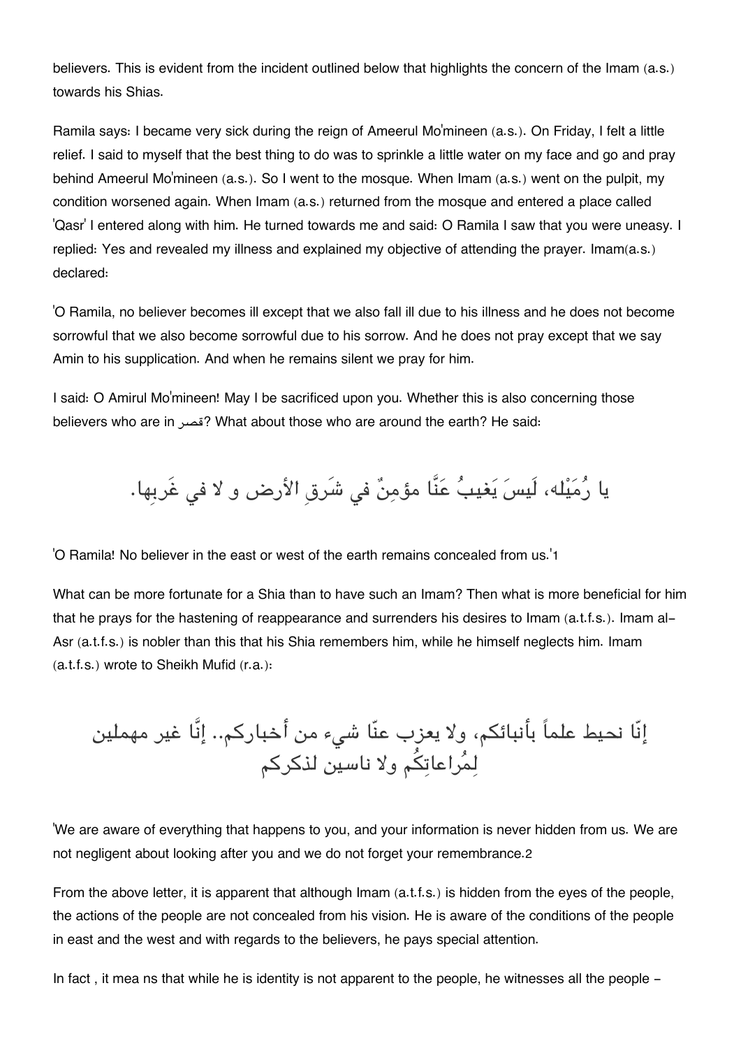believers. This is evident from the incident outlined below that highlights the concern of the Imam (a.s.) towards his Shias.

Ramila says: I became very sick during the reign of Ameerul Mo'mineen (a.s.). On Friday, I felt a little relief. I said to myself that the best thing to do was to sprinkle a little water on my face and go and pray behind Ameerul Mo'mineen (a.s.). So I went to the mosque. When Imam (a.s.) went on the pulpit, my condition worsened again. When Imam (a.s.) returned from the mosque and entered a place called 'Qasr' I entered along with him. He turned towards me and said: O Ramila I saw that you were uneasy. I replied: Yes and revealed my illness and explained my objective of attending the prayer. Imam(a.s.) declared:

'O Ramila, no believer becomes ill except that we also fall ill due to his illness and he does not become sorrowful that we also become sorrowful due to his sorrow. And he does not pray except that we say Amin to his supplication. And when he remains silent we pray for him.

I said: O Amirul Mo'mineen! May I be sacrificed upon you. Whether this is also concerning those believers who are in قصر? What about those who are around the earth? He said:

يا رُمَيْله، لَيسَ يَغيبُ عَنَّا مؤمِنٌ في شَرَقِ الأرض و لا في غَربِها.

'O Ramila! No believer in the east or west of the earth remains concealed from us.'1

What can be more fortunate for a Shia than to have such an Imam? Then what is more beneficial for him that he prays for the hastening of reappearance and surrenders his desires to Imam (a.t.f.s.). Imam al-Asr (a.t.f.s.) is nobler than this that his Shia remembers him, while he himself neglects him. Imam (a.t.f.s.) wrote to Sheikh Mufid (r.a.):

إنّا نحيط علماً بأنبائكم، ولا يعزب عنّا شيء من أخباركم.. إنَّا غير مهملين لِمُراعاتِكُم ولا ناسين لذكركم

'We are aware of everything that happens to you, and your information is never hidden from us. We are not negligent about looking after you and we do not forget your remembrance.2

From the above letter, it is apparent that although Imam (a.t.f.s.) is hidden from the eyes of the people, the actions of the people are not concealed from his vision. He is aware of the conditions of the people in east and the west and with regards to the believers, he pays special attention.

In fact , it mea ns that while he is identity is not apparent to the people, he witnesses all the people -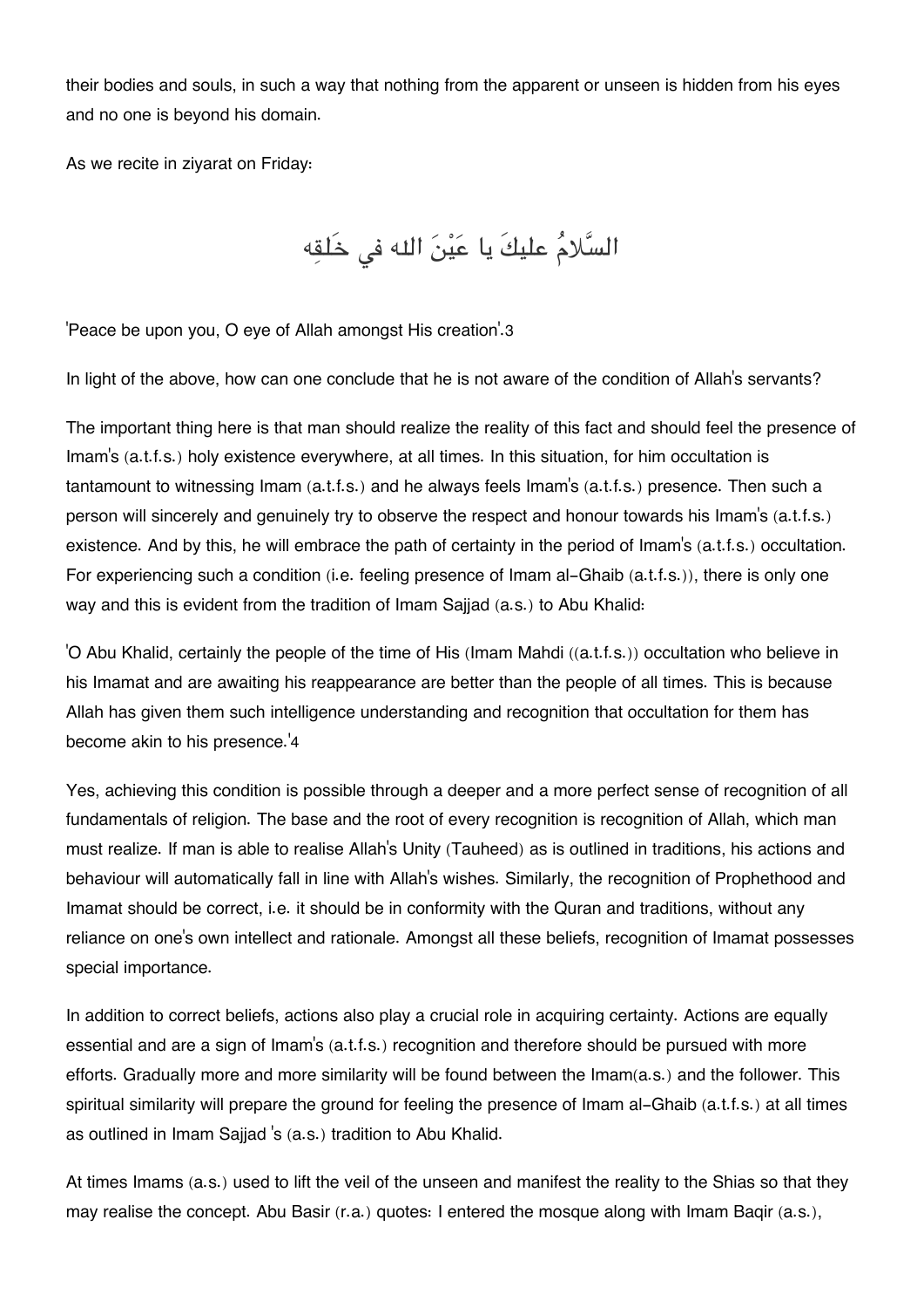their bodies and souls, in such a way that nothing from the apparent or unseen is hidden from his eyes and no one is beyond his domain.

As we recite in ziyarat on Friday:

السَّلامُ عليكَ يا عَيْنَ الله في خَلقِهِ

'Peace be upon you, O eye of Allah amongst His creation'.[3]

In light of the above, how can one conclude that he is not aware of the condition of Allah's servants?

The important thing here is that man should realize the reality of this fact and should feel the presence of Imam's (a.t.f.s.) holy existence everywhere, at all times. In this situation, for him occultation is tantamount to witnessing Imam (a.t.f.s.) and he always feels Imam's (a.t.f.s.) presence. Then such a person will sincerely and genuinely try to observe the respect and honour towards his Imam's (a.t.f.s.) existence. And by this, he will embrace the path of certainty in the period of Imam's (a.t.f.s.) occultation. For experiencing such a condition (i.e. feeling presence of Imam al-Ghaib (a.t.f.s.)), there is only one way and this is evident from the tradition of Imam Sajjad (a.s.) to Abu Khalid:

'O Abu Khalid, certainly the people of the time of His (Imam Mahdi ((a.t.f.s.)) occultation who believe in his Imamat and are awaiting his reappearance are better than the people of all times. This is because Allah has given them such intelligence understanding and recognition that occultation for them has become akin to his presence.'[4]

Yes, achieving this condition is possible through a deeper and a more perfect sense of recognition of all fundamentals of religion. The base and the root of every recognition is recognition of Allah, which man must realize. If man is able to realise Allah's Unity (Tauheed) as is outlined in traditions, his actions and behaviour will automatically fall in line with Allah's wishes. Similarly, the recognition of Prophethood and Imamat should be correct, i.e. it should be in conformity with the Quran and traditions, without any reliance on one's own intellect and rationale. Amongst all these beliefs, recognition of Imamat possesses special importance.

In addition to correct beliefs, actions also play a crucial role in acquiring certainty. Actions are equally essential and are a sign of Imam's (a.t.f.s.) recognition and therefore should be pursued with more efforts. Gradually more and more similarity will be found between the Imam(a.s.) and the follower. This spiritual similarity will prepare the ground for feeling the presence of Imam al-Ghaib (a.t.f.s.) at all times as outlined in Imam Sajjad 's (a.s.) tradition to Abu Khalid.

At times Imams (a.s.) used to lift the veil of the unseen and manifest the reality to the Shias so that they may realise the concept. Abu Basir (r.a.) quotes: I entered the mosque along with Imam Baqir (a.s.),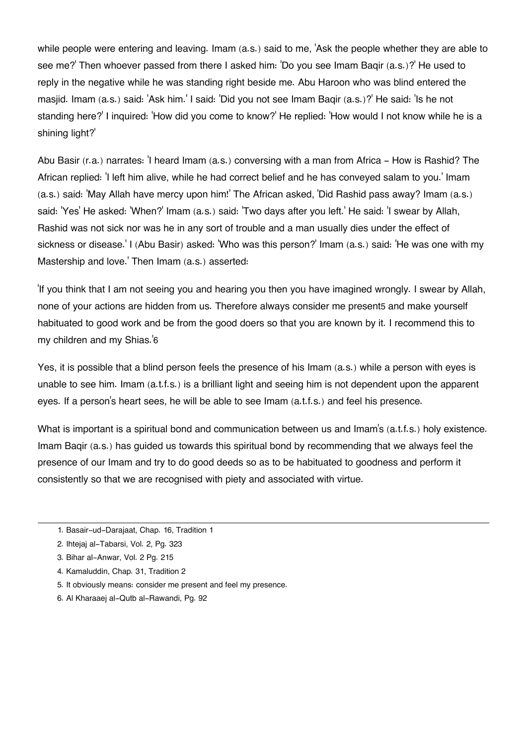while people were entering and leaving. Imam (a.s.) said to me, 'Ask the people whether they are able to see me?' Then whoever passed from there I asked him: 'Do you see Imam Baqir (a.s.)?' He used to reply in the negative while he was standing right beside me. Abu Haroon who was blind entered the masjid. Imam (a.s.) said: 'Ask him.' I said: 'Did you not see Imam Baqir (a.s.)?' He said: 'Is he not standing here?' I inquired: 'How did you come to know?' He replied: 'How would I not know while he is a shining light?'

Abu Basir (r.a.) narrates: 'I heard Imam (a.s.) conversing with a man from Africa – How is Rashid? The African replied: 'I left him alive, while he had correct belief and he has conveyed salam to you.' Imam (a.s.) said: 'May Allah have mercy upon him!' The African asked, 'Did Rashid pass away? Imam (a.s.) said: 'Yes' He asked: 'When?' Imam (a.s.) said: 'Two days after you left.' He said: 'I swear by Allah, Rashid was not sick nor was he in any sort of trouble and a man usually dies under the effect of sickness or disease.' I (Abu Basir) asked: 'Who was this person?' Imam (a.s.) said: 'He was one with my Mastership and love.' Then Imam (a.s.) asserted:

'If you think that I am not seeing you and hearing you then you have imagined wrongly. I swear by Allah, none of your actions are hidden from us. Therefore always consider me present[5] and make yourself habituated to good work and be from the good doers so that you are known by it. I recommend this to my children and my Shias.'[6]

Yes, it is possible that a blind person feels the presence of his Imam (a.s.) while a person with eyes is unable to see him. Imam (a.t.f.s.) is a brilliant light and seeing him is not dependent upon the apparent eyes. If a person's heart sees, he will be able to see Imam (a.t.f.s.) and feel his presence.

What is important is a spiritual bond and communication between us and Imam's (a.t.f.s.) holy existence. Imam Baqir (a.s.) has guided us towards this spiritual bond by recommending that we always feel the presence of our Imam and try to do good deeds so as to be habituated to goodness and perform it consistently so that we are recognised with piety and associated with virtue.

---

1. Basair-ud-Darajaat, Chap. 16, Tradition 1
2. Ihtejaj al-Tabarsi, Vol. 2, Pg. 323
3. Bihar al-Anwar, Vol. 2 Pg. 215
4. Kamaluddin, Chap. 31, Tradition 2
5. It obviously means: consider me present and feel my presence.
6. Al Kharaaej al-Qutb al-Rawandi, Pg. 92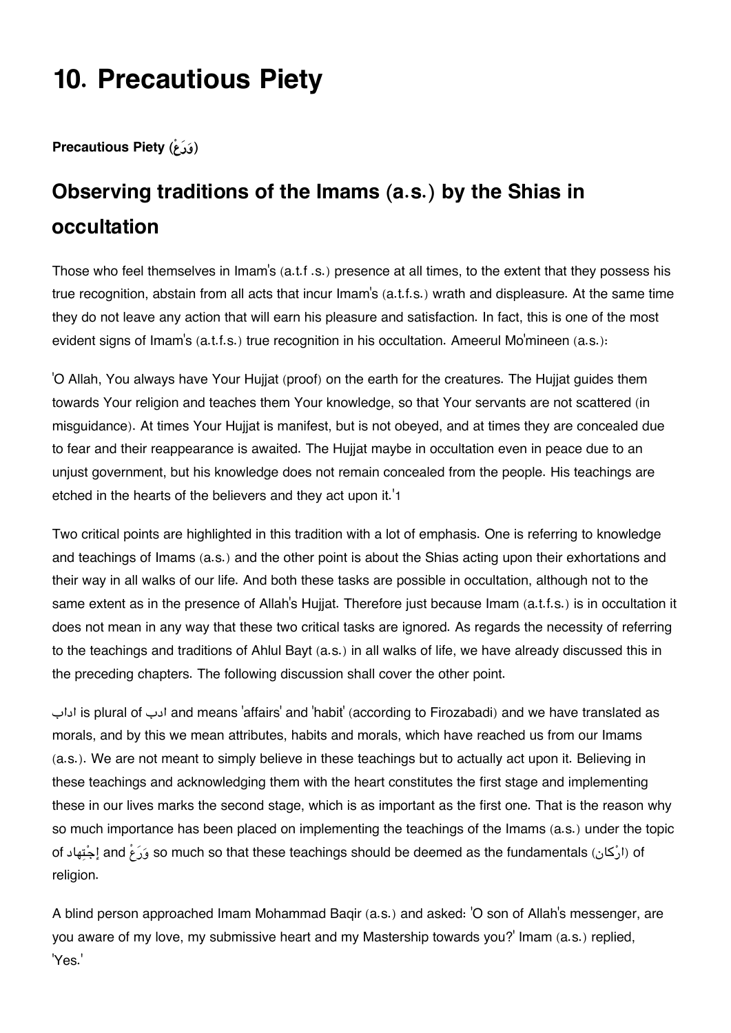# 10. Precautious Piety

**Precautious Piety (وَرَعْ)**

## Observing traditions of the Imams (a.s.) by the Shias in occultation

Those who feel themselves in Imam's (a.t.f .s.) presence at all times, to the extent that they possess his true recognition, abstain from all acts that incur Imam's (a.t.f.s.) wrath and displeasure. At the same time they do not leave any action that will earn his pleasure and satisfaction. In fact, this is one of the most evident signs of Imam's (a.t.f.s.) true recognition in his occultation. Ameerul Mo'mineen (a.s.):

'O Allah, You always have Your Hujjat (proof) on the earth for the creatures. The Hujjat guides them towards Your religion and teaches them Your knowledge, so that Your servants are not scattered (in misguidance). At times Your Hujjat is manifest, but is not obeyed, and at times they are concealed due to fear and their reappearance is awaited. The Hujjat maybe in occultation even in peace due to an unjust government, but his knowledge does not remain concealed from the people. His teachings are etched in the hearts of the believers and they act upon it.'1

Two critical points are highlighted in this tradition with a lot of emphasis. One is referring to knowledge and teachings of Imams (a.s.) and the other point is about the Shias acting upon their exhortations and their way in all walks of our life. And both these tasks are possible in occultation, although not to the same extent as in the presence of Allah's Hujjat. Therefore just because Imam (a.t.f.s.) is in occultation it does not mean in any way that these two critical tasks are ignored. As regards the necessity of referring to the teachings and traditions of Ahlul Bayt (a.s.) in all walks of life, we have already discussed this in the preceding chapters. The following discussion shall cover the other point.

اداب is plural of ادب and means 'affairs' and 'habit' (according to Firozabadi) and we have translated as morals, and by this we mean attributes, habits and morals, which have reached us from our Imams (a.s.). We are not meant to simply believe in these teachings but to actually act upon it. Believing in these teachings and acknowledging them with the heart constitutes the first stage and implementing these in our lives marks the second stage, which is as important as the first one. That is the reason why so much importance has been placed on implementing the teachings of the Imams (a.s.) under the topic of إجْتِهاد and وَرَعْ so much so that these teachings should be deemed as the fundamentals (ارْكان) of religion.

A blind person approached Imam Mohammad Baqir (a.s.) and asked: 'O son of Allah's messenger, are you aware of my love, my submissive heart and my Mastership towards you?' Imam (a.s.) replied, 'Yes.'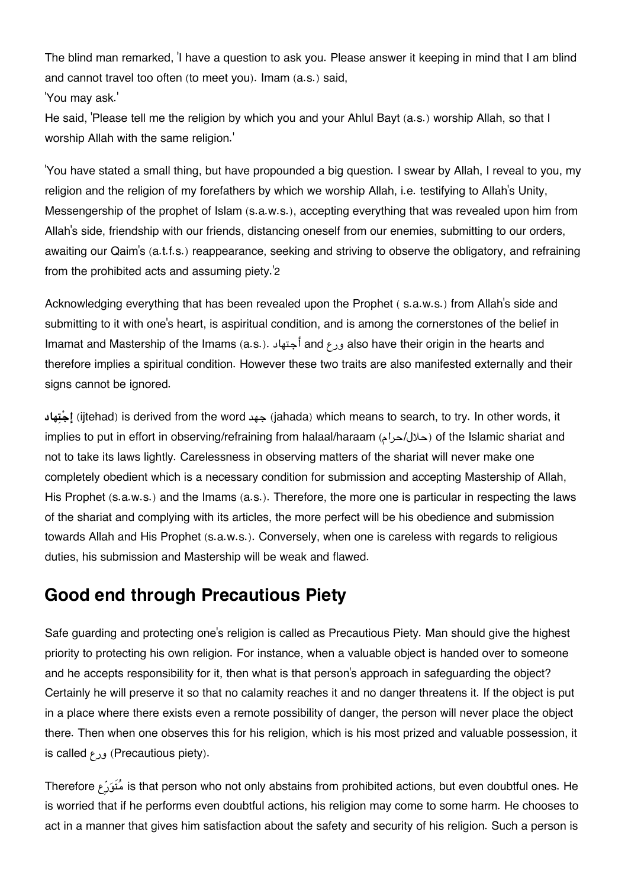The blind man remarked, 'I have a question to ask you. Please answer it keeping in mind that I am blind and cannot travel too often (to meet you). Imam (a.s.) said,

'You may ask.'

He said, 'Please tell me the religion by which you and your Ahlul Bayt (a.s.) worship Allah, so that I worship Allah with the same religion.'

'You have stated a small thing, but have propounded a big question. I swear by Allah, I reveal to you, my religion and the religion of my forefathers by which we worship Allah, i.e. testifying to Allah's Unity, Messengership of the prophet of Islam (s.a.w.s.), accepting everything that was revealed upon him from Allah's side, friendship with our friends, distancing oneself from our enemies, submitting to our orders, awaiting our Qaim's (a.t.f.s.) reappearance, seeking and striving to observe the obligatory, and refraining from the prohibited acts and assuming piety.'2

Acknowledging everything that has been revealed upon the Prophet ( s.a.w.s.) from Allah's side and submitting to it with one's heart, is aspiritual condition, and is among the cornerstones of the belief in Imamat and Mastership of the Imams (a.s.). أجتهاد and ورع also have their origin in the hearts and therefore implies a spiritual condition. However these two traits are also manifested externally and their signs cannot be ignored.

**إجْتِهاد** (ijtehad) is derived from the word جهد (jahada) which means to search, to try. In other words, it implies to put in effort in observing/refraining from halaal/haraam (حلال/حرام) of the Islamic shariat and not to take its laws lightly. Carelessness in observing matters of the shariat will never make one completely obedient which is a necessary condition for submission and accepting Mastership of Allah, His Prophet (s.a.w.s.) and the Imams (a.s.). Therefore, the more one is particular in respecting the laws of the shariat and complying with its articles, the more perfect will be his obedience and submission towards Allah and His Prophet (s.a.w.s.). Conversely, when one is careless with regards to religious duties, his submission and Mastership will be weak and flawed.

## Good end through Precautious Piety

Safe guarding and protecting one's religion is called as Precautious Piety. Man should give the highest priority to protecting his own religion. For instance, when a valuable object is handed over to someone and he accepts responsibility for it, then what is that person's approach in safeguarding the object? Certainly he will preserve it so that no calamity reaches it and no danger threatens it. If the object is put in a place where there exists even a remote possibility of danger, the person will never place the object there. Then when one observes this for his religion, which is his most prized and valuable possession, it is called ورع (Precautious piety).

Therefore مُتَوَرّع is that person who not only abstains from prohibited actions, but even doubtful ones. He is worried that if he performs even doubtful actions, his religion may come to some harm. He chooses to act in a manner that gives him satisfaction about the safety and security of his religion. Such a person is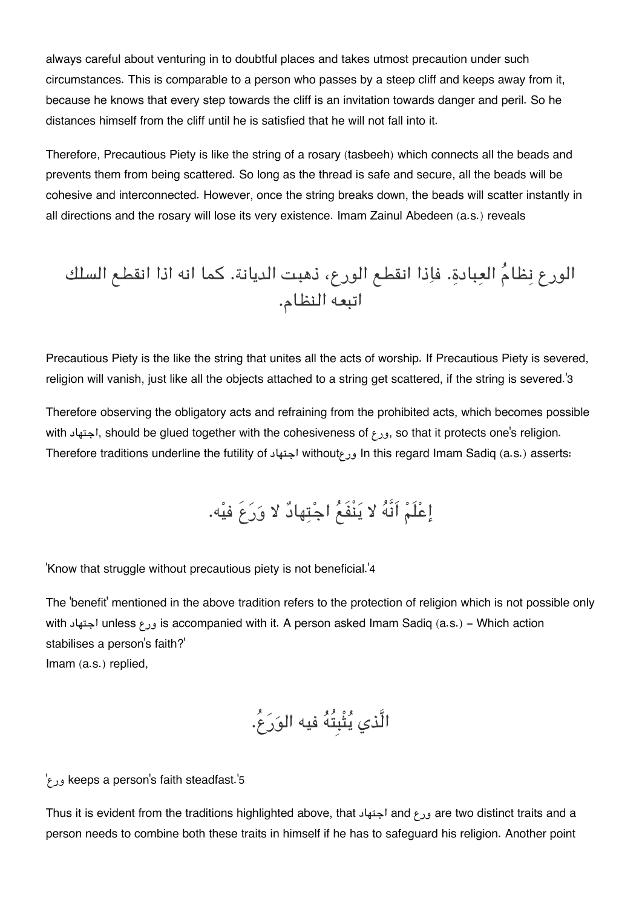always careful about venturing in to doubtful places and takes utmost precaution under such circumstances. This is comparable to a person who passes by a steep cliff and keeps away from it, because he knows that every step towards the cliff is an invitation towards danger and peril. So he distances himself from the cliff until he is satisfied that he will not fall into it.

Therefore, Precautious Piety is like the string of a rosary (tasbeeh) which connects all the beads and prevents them from being scattered. So long as the thread is safe and secure, all the beads will be cohesive and interconnected. However, once the string breaks down, the beads will scatter instantly in all directions and the rosary will lose its very existence. Imam Zainul Abedeen (a.s.) reveals

الورع نِظامُ العِبادةِ. فإذا انقطع الورع، ذهبت الديانة. كما انه اذا انقطع السلك اتبعه النظام.

Precautious Piety is the like the string that unites all the acts of worship. If Precautious Piety is severed, religion will vanish, just like all the objects attached to a string get scattered, if the string is severed.'3

Therefore observing the obligatory acts and refraining from the prohibited acts, which becomes possible with اجتهاد, should be glued together with the cohesiveness of ورع, so that it protects one's religion. Therefore traditions underline the futility of اجتهاد withoutورع In this regard Imam Sadiq (a.s.) asserts:

إعْلَمْ اَنَّهُ لا يَنْفَعُ اجْتِهادٌ لا وَرَعَ فيْه.

'Know that struggle without precautious piety is not beneficial.'4

The 'benefit' mentioned in the above tradition refers to the protection of religion which is not possible only with اجتهاد unless ورع is accompanied with it. A person asked Imam Sadiq (a.s.) – Which action stabilises a person's faith?'
Imam (a.s.) replied,

الَّذي يُثْبِتُهُ فيه الوَرَعُ.

'ورع keeps a person's faith steadfast.'5

Thus it is evident from the traditions highlighted above, that اجتهاد and ورع are two distinct traits and a person needs to combine both these traits in himself if he has to safeguard his religion. Another point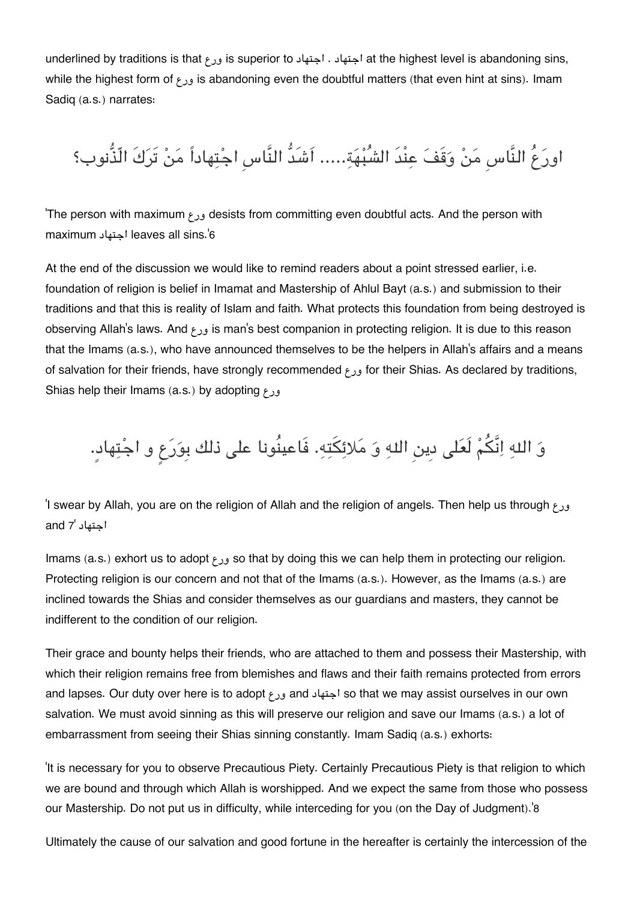underlined by traditions is that ورع is superior to اجتهاد . اجتهاد at the highest level is abandoning sins, while the highest form of ورع is abandoning even the doubtful matters (that even hint at sins). Imam Sadiq (a.s.) narrates:

اورَعُ النَّاسِ مَنْ وَقَفَ عِنْدَ الشُبْهَةِ..... اَشَدُّ النَّاسِ اجْتِهاداً مَنْ تَرَكَ الذُّنوب؟

'The person with maximum ورع desists from committing even doubtful acts. And the person with maximum اجتهاد leaves all sins.'6

At the end of the discussion we would like to remind readers about a point stressed earlier, i.e. foundation of religion is belief in Imamat and Mastership of Ahlul Bayt (a.s.) and submission to their traditions and that this is reality of Islam and faith. What protects this foundation from being destroyed is observing Allah's laws. And ورع is man's best companion in protecting religion. It is due to this reason that the Imams (a.s.), who have announced themselves to be the helpers in Allah's affairs and a means of salvation for their friends, have strongly recommended ورع for their Shias. As declared by traditions, Shias help their Imams (a.s.) by adopting ورع

وَ اللهِ اِنَّكُمْ لَعَلى دِينِ اللهِ وَ مَلائِكَتِهِ. فَاعينُونا على ذلك بِوَرَعٍ و اجْتِهادٍ.

'I swear by Allah, you are on the religion of Allah and the religion of angels. Then help us through ورع and اجتهاد '7

Imams (a.s.) exhort us to adopt ورع so that by doing this we can help them in protecting our religion. Protecting religion is our concern and not that of the Imams (a.s.). However, as the Imams (a.s.) are inclined towards the Shias and consider themselves as our guardians and masters, they cannot be indifferent to the condition of our religion.

Their grace and bounty helps their friends, who are attached to them and possess their Mastership, with which their religion remains free from blemishes and flaws and their faith remains protected from errors and lapses. Our duty over here is to adopt ورع and اجتهاد so that we may assist ourselves in our own salvation. We must avoid sinning as this will preserve our religion and save our Imams (a.s.) a lot of embarrassment from seeing their Shias sinning constantly. Imam Sadiq (a.s.) exhorts:

'It is necessary for you to observe Precautious Piety. Certainly Precautious Piety is that religion to which we are bound and through which Allah is worshipped. And we expect the same from those who possess our Mastership. Do not put us in difficulty, while interceding for you (on the Day of Judgment).'8

Ultimately the cause of our salvation and good fortune in the hereafter is certainly the intercession of the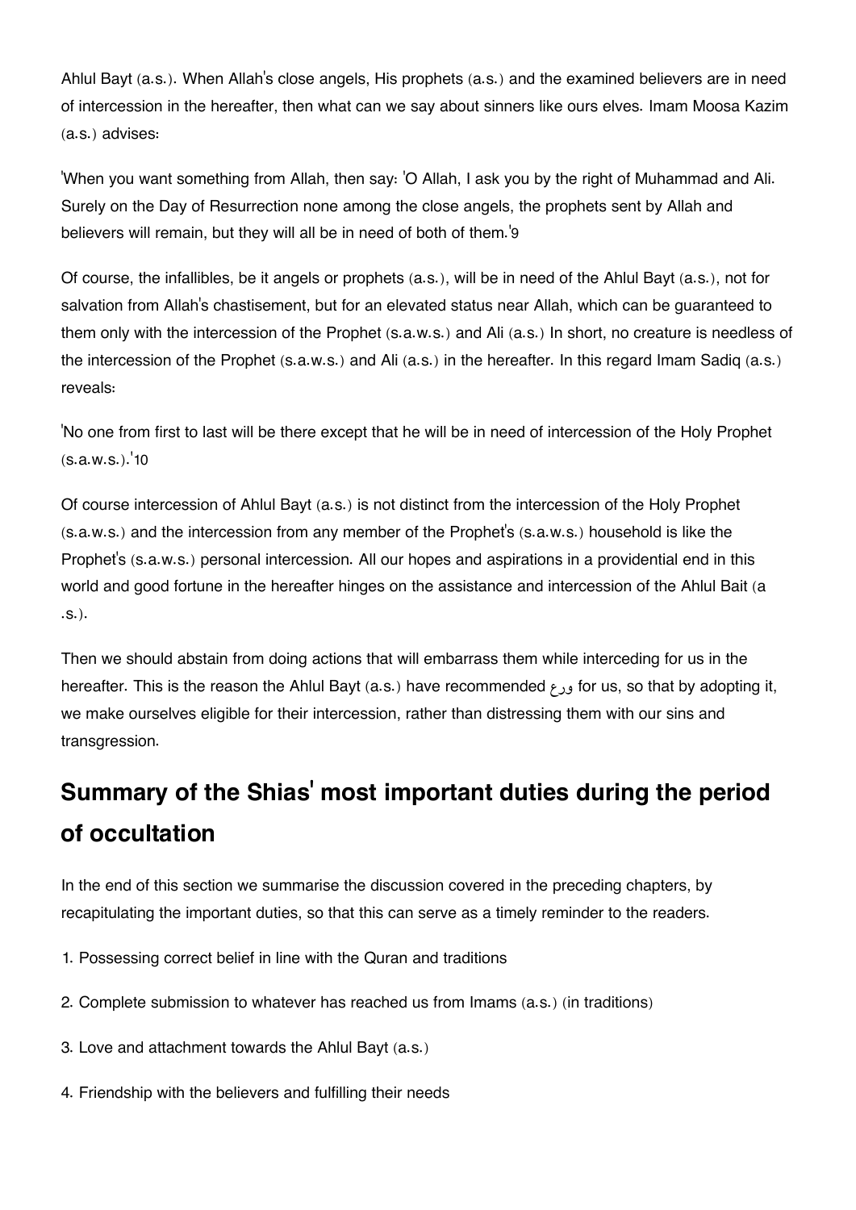Ahlul Bayt (a.s.). When Allah's close angels, His prophets (a.s.) and the examined believers are in need of intercession in the hereafter, then what can we say about sinners like ours elves. Imam Moosa Kazim (a.s.) advises:

'When you want something from Allah, then say: 'O Allah, I ask you by the right of Muhammad and Ali. Surely on the Day of Resurrection none among the close angels, the prophets sent by Allah and believers will remain, but they will all be in need of both of them.'9

Of course, the infallibles, be it angels or prophets (a.s.), will be in need of the Ahlul Bayt (a.s.), not for salvation from Allah's chastisement, but for an elevated status near Allah, which can be guaranteed to them only with the intercession of the Prophet (s.a.w.s.) and Ali (a.s.) In short, no creature is needless of the intercession of the Prophet (s.a.w.s.) and Ali (a.s.) in the hereafter. In this regard Imam Sadiq (a.s.) reveals:

'No one from first to last will be there except that he will be in need of intercession of the Holy Prophet (s.a.w.s.).'10

Of course intercession of Ahlul Bayt (a.s.) is not distinct from the intercession of the Holy Prophet (s.a.w.s.) and the intercession from any member of the Prophet's (s.a.w.s.) household is like the Prophet's (s.a.w.s.) personal intercession. All our hopes and aspirations in a providential end in this world and good fortune in the hereafter hinges on the assistance and intercession of the Ahlul Bait (a .s.).

Then we should abstain from doing actions that will embarrass them while interceding for us in the hereafter. This is the reason the Ahlul Bayt (a.s.) have recommended ورع for us, so that by adopting it, we make ourselves eligible for their intercession, rather than distressing them with our sins and transgression.

## Summary of the Shias' most important duties during the period of occultation

In the end of this section we summarise the discussion covered in the preceding chapters, by recapitulating the important duties, so that this can serve as a timely reminder to the readers.

1. Possessing correct belief in line with the Quran and traditions
2. Complete submission to whatever has reached us from Imams (a.s.) (in traditions)
3. Love and attachment towards the Ahlul Bayt (a.s.)
4. Friendship with the believers and fulfilling their needs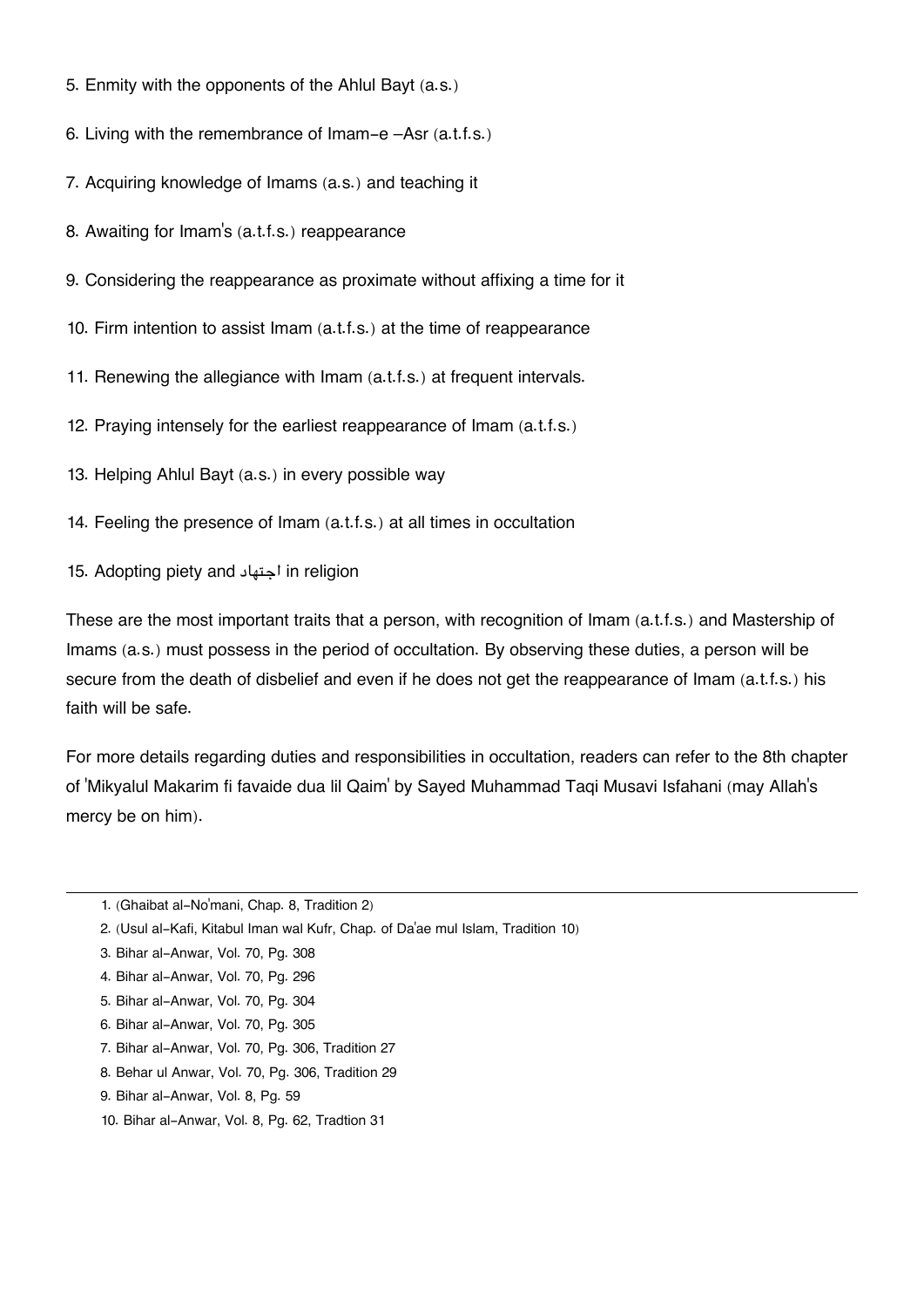5. Enmity with the opponents of the Ahlul Bayt (a.s.)

6. Living with the remembrance of Imam-e –Asr (a.t.f.s.)

7. Acquiring knowledge of Imams (a.s.) and teaching it

8. Awaiting for Imam's (a.t.f.s.) reappearance

9. Considering the reappearance as proximate without affixing a time for it

10. Firm intention to assist Imam (a.t.f.s.) at the time of reappearance

11. Renewing the allegiance with Imam (a.t.f.s.) at frequent intervals.

12. Praying intensely for the earliest reappearance of Imam (a.t.f.s.)

13. Helping Ahlul Bayt (a.s.) in every possible way

14. Feeling the presence of Imam (a.t.f.s.) at all times in occultation

15. Adopting piety and اجتهاد in religion

These are the most important traits that a person, with recognition of Imam (a.t.f.s.) and Mastership of Imams (a.s.) must possess in the period of occultation. By observing these duties, a person will be secure from the death of disbelief and even if he does not get the reappearance of Imam (a.t.f.s.) his faith will be safe.

For more details regarding duties and responsibilities in occultation, readers can refer to the 8th chapter of 'Mikyalul Makarim fi favaide dua lil Qaim' by Sayed Muhammad Taqi Musavi Isfahani (may Allah's mercy be on him).

---

1. (Ghaibat al-No'mani, Chap. 8, Tradition 2)
2. (Usul al-Kafi, Kitabul Iman wal Kufr, Chap. of Da'ae mul Islam, Tradition 10)
3. Bihar al-Anwar, Vol. 70, Pg. 308
4. Bihar al-Anwar, Vol. 70, Pg. 296
5. Bihar al-Anwar, Vol. 70, Pg. 304
6. Bihar al-Anwar, Vol. 70, Pg. 305
7. Bihar al-Anwar, Vol. 70, Pg. 306, Tradition 27
8. Behar ul Anwar, Vol. 70, Pg. 306, Tradition 29
9. Bihar al-Anwar, Vol. 8, Pg. 59
10. Bihar al-Anwar, Vol. 8, Pg. 62, Tradtion 31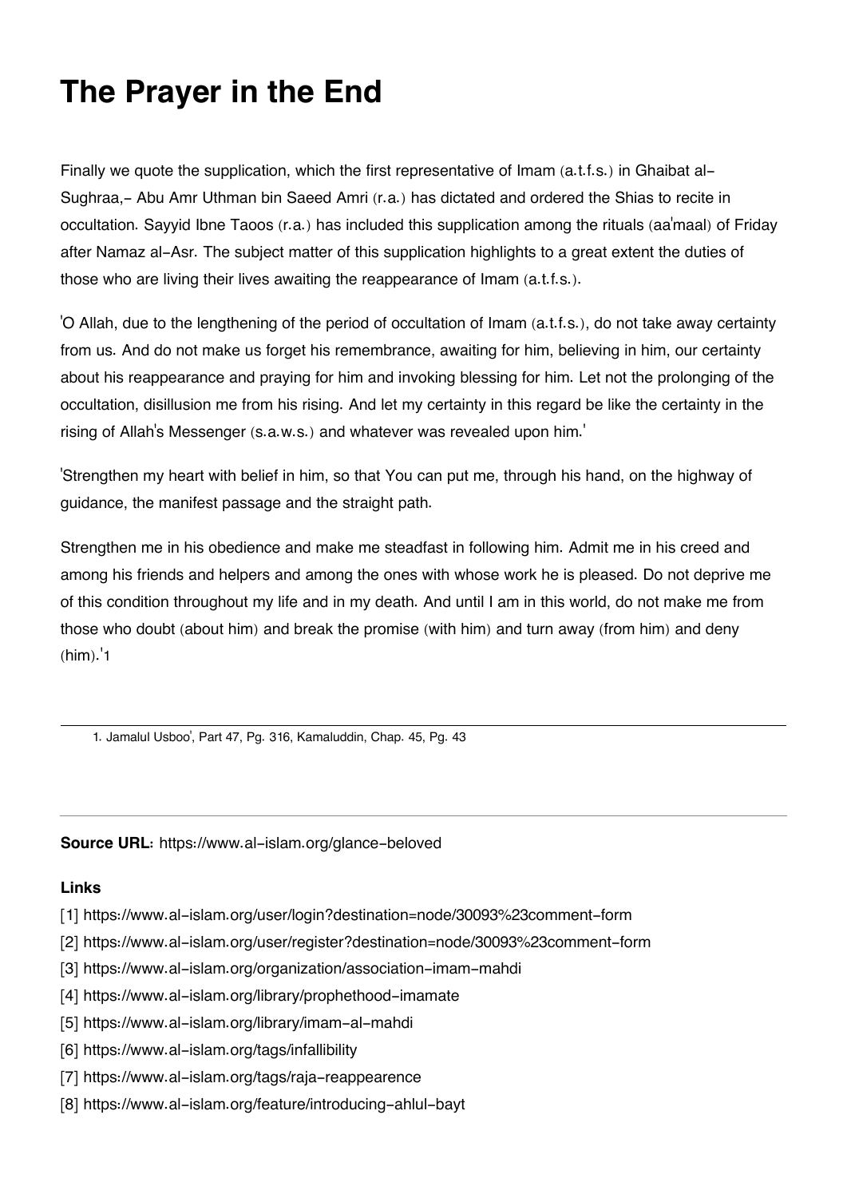# The Prayer in the End

Finally we quote the supplication, which the first representative of Imam (a.t.f.s.) in Ghaibat al-Sughraa,- Abu Amr Uthman bin Saeed Amri (r.a.) has dictated and ordered the Shias to recite in occultation. Sayyid Ibne Taoos (r.a.) has included this supplication among the rituals (aa'maal) of Friday after Namaz al-Asr. The subject matter of this supplication highlights to a great extent the duties of those who are living their lives awaiting the reappearance of Imam (a.t.f.s.).

'O Allah, due to the lengthening of the period of occultation of Imam (a.t.f.s.), do not take away certainty from us. And do not make us forget his remembrance, awaiting for him, believing in him, our certainty about his reappearance and praying for him and invoking blessing for him. Let not the prolonging of the occultation, disillusion me from his rising. And let my certainty in this regard be like the certainty in the rising of Allah's Messenger (s.a.w.s.) and whatever was revealed upon him.'

'Strengthen my heart with belief in him, so that You can put me, through his hand, on the highway of guidance, the manifest passage and the straight path.

Strengthen me in his obedience and make me steadfast in following him. Admit me in his creed and among his friends and helpers and among the ones with whose work he is pleased. Do not deprive me of this condition throughout my life and in my death. And until I am in this world, do not make me from those who doubt (about him) and break the promise (with him) and turn away (from him) and deny (him).'[1]

---

1. Jamalul Usboo', Part 47, Pg. 316, Kamaluddin, Chap. 45, Pg. 43

---

**Source URL:** https://www.al-islam.org/glance-beloved

**Links**

[1] https://www.al-islam.org/user/login?destination=node/30093%23comment-form
[2] https://www.al-islam.org/user/register?destination=node/30093%23comment-form
[3] https://www.al-islam.org/organization/association-imam-mahdi
[4] https://www.al-islam.org/library/prophethood-imamate
[5] https://www.al-islam.org/library/imam-al-mahdi
[6] https://www.al-islam.org/tags/infallibility
[7] https://www.al-islam.org/tags/raja-reappearence
[8] https://www.al-islam.org/feature/introducing-ahlul-bayt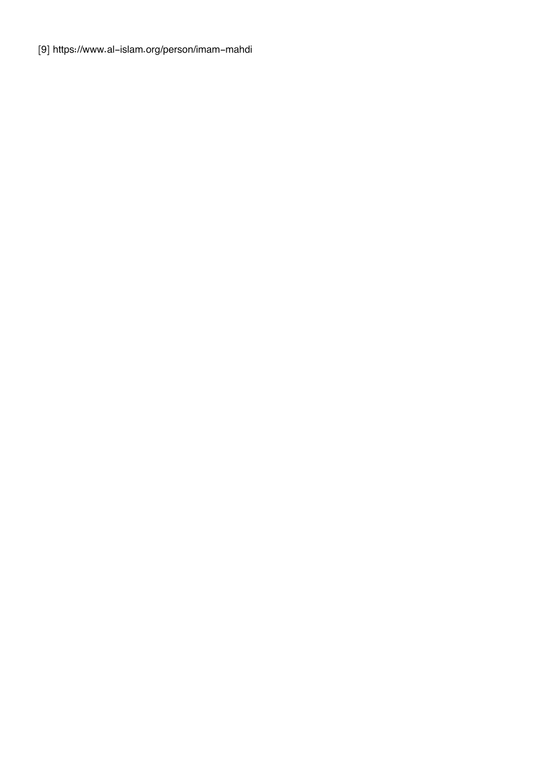[9] https://www.al-islam.org/person/imam-mahdi